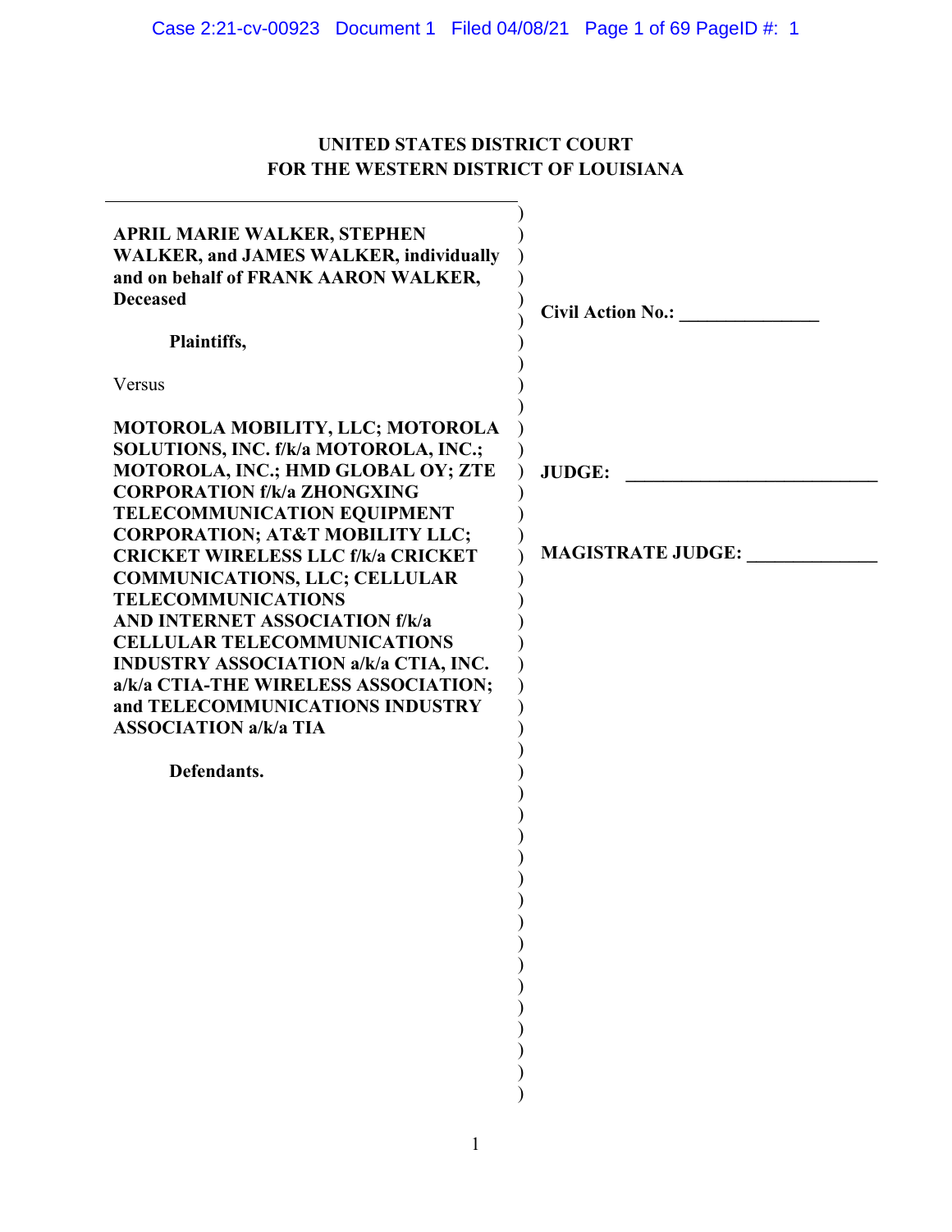**UNITED STATES DISTRICT COURT**
**FOR THE WESTERN DISTRICT OF LOUISIANA**

**APRIL MARIE WALKER, STEPHEN WALKER, and JAMES WALKER, individually and on behalf of FRANK AARON WALKER, Deceased**

**Plaintiffs,**

Versus

**MOTOROLA MOBILITY, LLC; MOTOROLA SOLUTIONS, INC. f/k/a MOTOROLA, INC.; MOTOROLA, INC.; HMD GLOBAL OY; ZTE CORPORATION f/k/a ZHONGXING TELECOMMUNICATION EQUIPMENT CORPORATION; AT&T MOBILITY LLC; CRICKET WIRELESS LLC f/k/a CRICKET COMMUNICATIONS, LLC; CELLULAR TELECOMMUNICATIONS AND INTERNET ASSOCIATION f/k/a CELLULAR TELECOMMUNICATIONS INDUSTRY ASSOCIATION a/k/a CTIA, INC. a/k/a CTIA-THE WIRELESS ASSOCIATION; and TELECOMMUNICATIONS INDUSTRY ASSOCIATION a/k/a TIA**

**Defendants.**

**Civil Action No.:** _______________

**JUDGE:** ___________________________

**MAGISTRATE JUDGE:** _____________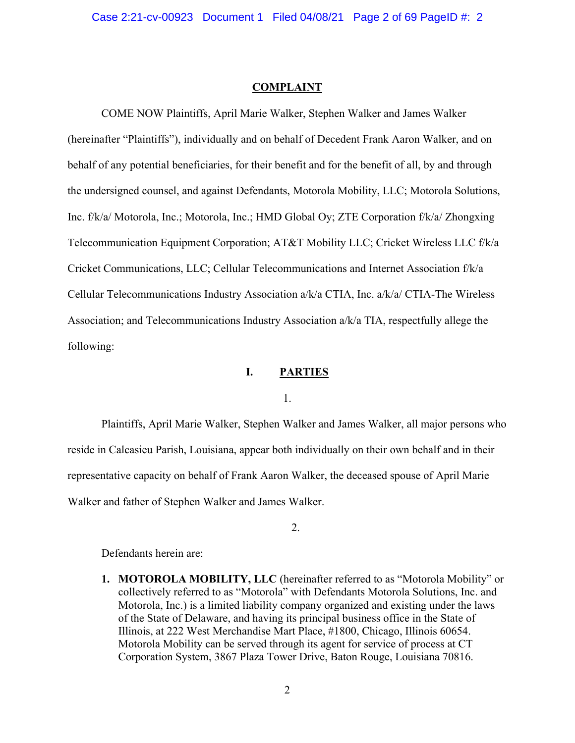## COMPLAINT

COME NOW Plaintiffs, April Marie Walker, Stephen Walker and James Walker (hereinafter "Plaintiffs"), individually and on behalf of Decedent Frank Aaron Walker, and on behalf of any potential beneficiaries, for their benefit and for the benefit of all, by and through the undersigned counsel, and against Defendants, Motorola Mobility, LLC; Motorola Solutions, Inc. f/k/a/ Motorola, Inc.; Motorola, Inc.; HMD Global Oy; ZTE Corporation f/k/a/ Zhongxing Telecommunication Equipment Corporation; AT&T Mobility LLC; Cricket Wireless LLC f/k/a Cricket Communications, LLC; Cellular Telecommunications and Internet Association f/k/a Cellular Telecommunications Industry Association a/k/a CTIA, Inc. a/k/a/ CTIA-The Wireless Association; and Telecommunications Industry Association a/k/a TIA, respectfully allege the following:

## I. PARTIES

1.

Plaintiffs, April Marie Walker, Stephen Walker and James Walker, all major persons who reside in Calcasieu Parish, Louisiana, appear both individually on their own behalf and in their representative capacity on behalf of Frank Aaron Walker, the deceased spouse of April Marie Walker and father of Stephen Walker and James Walker.

2.

Defendants herein are:

1. **MOTOROLA MOBILITY, LLC** (hereinafter referred to as "Motorola Mobility" or collectively referred to as "Motorola" with Defendants Motorola Solutions, Inc. and Motorola, Inc.) is a limited liability company organized and existing under the laws of the State of Delaware, and having its principal business office in the State of Illinois, at 222 West Merchandise Mart Place, #1800, Chicago, Illinois 60654. Motorola Mobility can be served through its agent for service of process at CT Corporation System, 3867 Plaza Tower Drive, Baton Rouge, Louisiana 70816.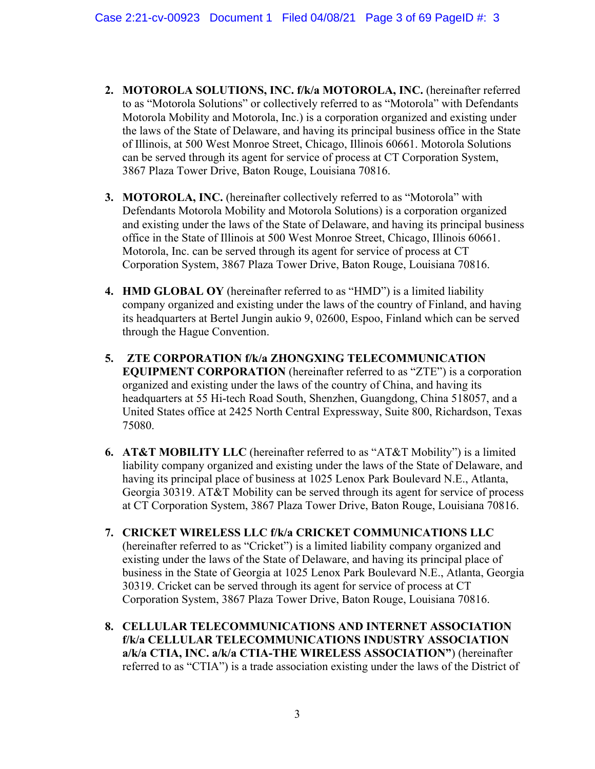2. **MOTOROLA SOLUTIONS, INC. f/k/a MOTOROLA, INC.** (hereinafter referred to as "Motorola Solutions" or collectively referred to as "Motorola" with Defendants Motorola Mobility and Motorola, Inc.) is a corporation organized and existing under the laws of the State of Delaware, and having its principal business office in the State of Illinois, at 500 West Monroe Street, Chicago, Illinois 60661. Motorola Solutions can be served through its agent for service of process at CT Corporation System, 3867 Plaza Tower Drive, Baton Rouge, Louisiana 70816.

3. **MOTOROLA, INC.** (hereinafter collectively referred to as "Motorola" with Defendants Motorola Mobility and Motorola Solutions) is a corporation organized and existing under the laws of the State of Delaware, and having its principal business office in the State of Illinois at 500 West Monroe Street, Chicago, Illinois 60661. Motorola, Inc. can be served through its agent for service of process at CT Corporation System, 3867 Plaza Tower Drive, Baton Rouge, Louisiana 70816.

4. **HMD GLOBAL OY** (hereinafter referred to as "HMD") is a limited liability company organized and existing under the laws of the country of Finland, and having its headquarters at Bertel Jungin aukio 9, 02600, Espoo, Finland which can be served through the Hague Convention.

5. **ZTE CORPORATION f/k/a ZHONGXING TELECOMMUNICATION EQUIPMENT CORPORATION** (hereinafter referred to as "ZTE") is a corporation organized and existing under the laws of the country of China, and having its headquarters at 55 Hi-tech Road South, Shenzhen, Guangdong, China 518057, and a United States office at 2425 North Central Expressway, Suite 800, Richardson, Texas 75080.

6. **AT&T MOBILITY LLC** (hereinafter referred to as "AT&T Mobility") is a limited liability company organized and existing under the laws of the State of Delaware, and having its principal place of business at 1025 Lenox Park Boulevard N.E., Atlanta, Georgia 30319. AT&T Mobility can be served through its agent for service of process at CT Corporation System, 3867 Plaza Tower Drive, Baton Rouge, Louisiana 70816.

7. **CRICKET WIRELESS LLC f/k/a CRICKET COMMUNICATIONS LLC** (hereinafter referred to as "Cricket") is a limited liability company organized and existing under the laws of the State of Delaware, and having its principal place of business in the State of Georgia at 1025 Lenox Park Boulevard N.E., Atlanta, Georgia 30319. Cricket can be served through its agent for service of process at CT Corporation System, 3867 Plaza Tower Drive, Baton Rouge, Louisiana 70816.

8. **CELLULAR TELECOMMUNICATIONS AND INTERNET ASSOCIATION f/k/a CELLULAR TELECOMMUNICATIONS INDUSTRY ASSOCIATION a/k/a CTIA, INC. a/k/a CTIA-THE WIRELESS ASSOCIATION"**) (hereinafter referred to as "CTIA") is a trade association existing under the laws of the District of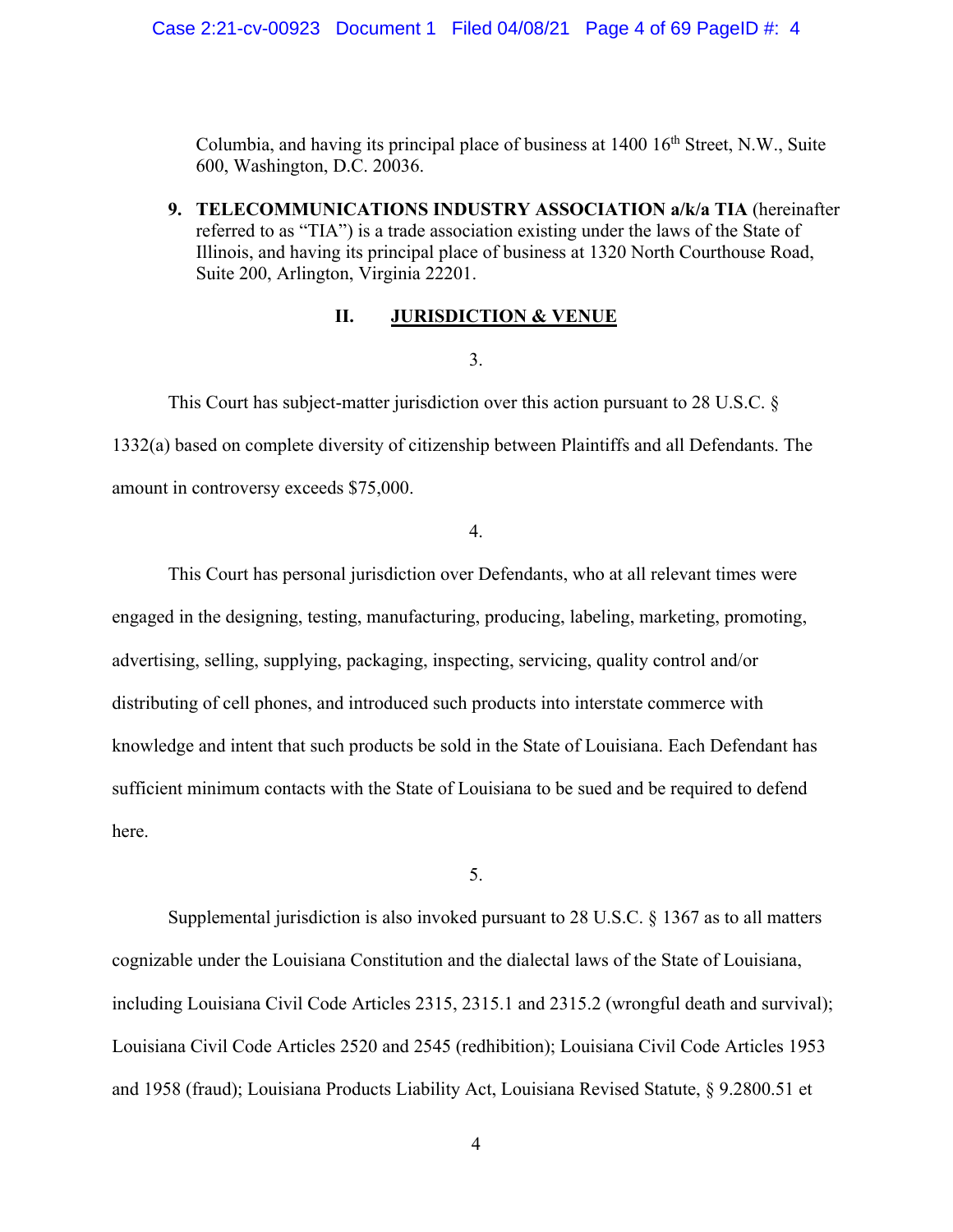Columbia, and having its principal place of business at 1400 16th Street, N.W., Suite 600, Washington, D.C. 20036.

9. **TELECOMMUNICATIONS INDUSTRY ASSOCIATION a/k/a TIA** (hereinafter referred to as "TIA") is a trade association existing under the laws of the State of Illinois, and having its principal place of business at 1320 North Courthouse Road, Suite 200, Arlington, Virginia 22201.

## II. JURISDICTION & VENUE

3.

This Court has subject-matter jurisdiction over this action pursuant to 28 U.S.C. § 1332(a) based on complete diversity of citizenship between Plaintiffs and all Defendants. The amount in controversy exceeds $75,000.

4.

This Court has personal jurisdiction over Defendants, who at all relevant times were engaged in the designing, testing, manufacturing, producing, labeling, marketing, promoting, advertising, selling, supplying, packaging, inspecting, servicing, quality control and/or distributing of cell phones, and introduced such products into interstate commerce with knowledge and intent that such products be sold in the State of Louisiana. Each Defendant has sufficient minimum contacts with the State of Louisiana to be sued and be required to defend here.

5.

Supplemental jurisdiction is also invoked pursuant to 28 U.S.C. § 1367 as to all matters cognizable under the Louisiana Constitution and the dialectal laws of the State of Louisiana, including Louisiana Civil Code Articles 2315, 2315.1 and 2315.2 (wrongful death and survival); Louisiana Civil Code Articles 2520 and 2545 (redhibition); Louisiana Civil Code Articles 1953 and 1958 (fraud); Louisiana Products Liability Act, Louisiana Revised Statute, § 9.2800.51 et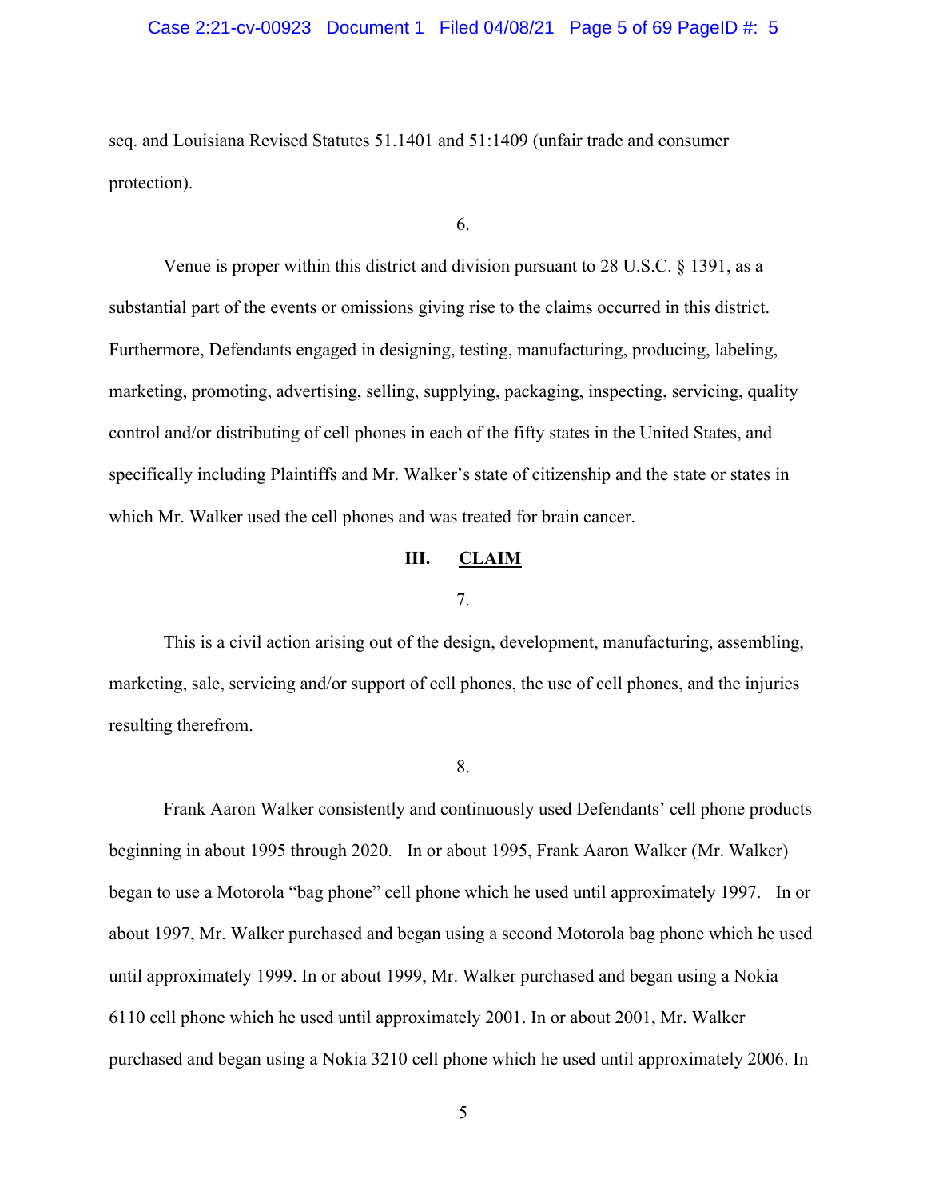seq. and Louisiana Revised Statutes 51.1401 and 51:1409 (unfair trade and consumer protection).

6.

Venue is proper within this district and division pursuant to 28 U.S.C. § 1391, as a substantial part of the events or omissions giving rise to the claims occurred in this district. Furthermore, Defendants engaged in designing, testing, manufacturing, producing, labeling, marketing, promoting, advertising, selling, supplying, packaging, inspecting, servicing, quality control and/or distributing of cell phones in each of the fifty states in the United States, and specifically including Plaintiffs and Mr. Walker's state of citizenship and the state or states in which Mr. Walker used the cell phones and was treated for brain cancer.

## III. <u>CLAIM</u>

7.

This is a civil action arising out of the design, development, manufacturing, assembling, marketing, sale, servicing and/or support of cell phones, the use of cell phones, and the injuries resulting therefrom.

8.

Frank Aaron Walker consistently and continuously used Defendants' cell phone products beginning in about 1995 through 2020. In or about 1995, Frank Aaron Walker (Mr. Walker) began to use a Motorola "bag phone" cell phone which he used until approximately 1997. In or about 1997, Mr. Walker purchased and began using a second Motorola bag phone which he used until approximately 1999. In or about 1999, Mr. Walker purchased and began using a Nokia 6110 cell phone which he used until approximately 2001. In or about 2001, Mr. Walker purchased and began using a Nokia 3210 cell phone which he used until approximately 2006. In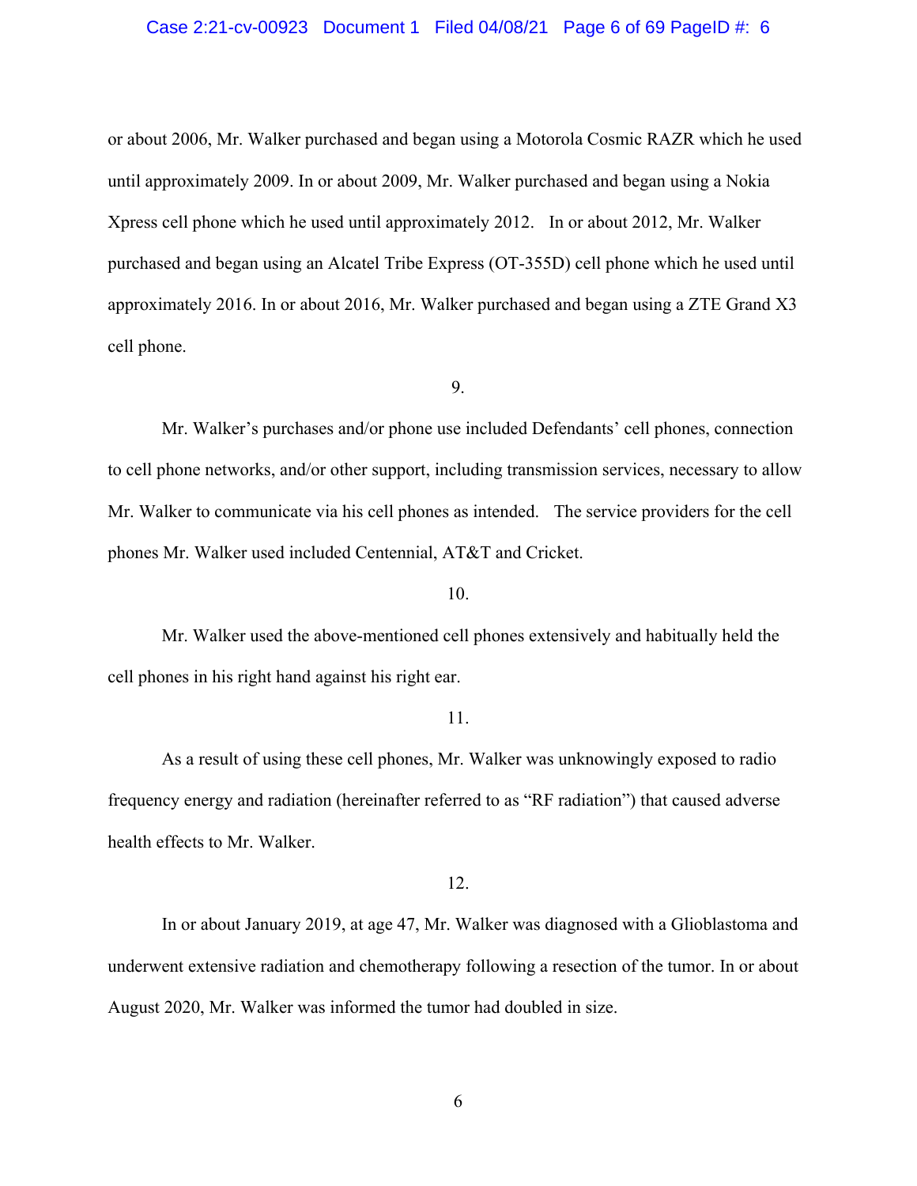or about 2006, Mr. Walker purchased and began using a Motorola Cosmic RAZR which he used until approximately 2009. In or about 2009, Mr. Walker purchased and began using a Nokia Xpress cell phone which he used until approximately 2012. In or about 2012, Mr. Walker purchased and began using an Alcatel Tribe Express (OT-355D) cell phone which he used until approximately 2016. In or about 2016, Mr. Walker purchased and began using a ZTE Grand X3 cell phone.

9.

Mr. Walker's purchases and/or phone use included Defendants' cell phones, connection to cell phone networks, and/or other support, including transmission services, necessary to allow Mr. Walker to communicate via his cell phones as intended. The service providers for the cell phones Mr. Walker used included Centennial, AT&T and Cricket.

10.

Mr. Walker used the above-mentioned cell phones extensively and habitually held the cell phones in his right hand against his right ear.

11.

As a result of using these cell phones, Mr. Walker was unknowingly exposed to radio frequency energy and radiation (hereinafter referred to as "RF radiation") that caused adverse health effects to Mr. Walker.

12.

In or about January 2019, at age 47, Mr. Walker was diagnosed with a Glioblastoma and underwent extensive radiation and chemotherapy following a resection of the tumor. In or about August 2020, Mr. Walker was informed the tumor had doubled in size.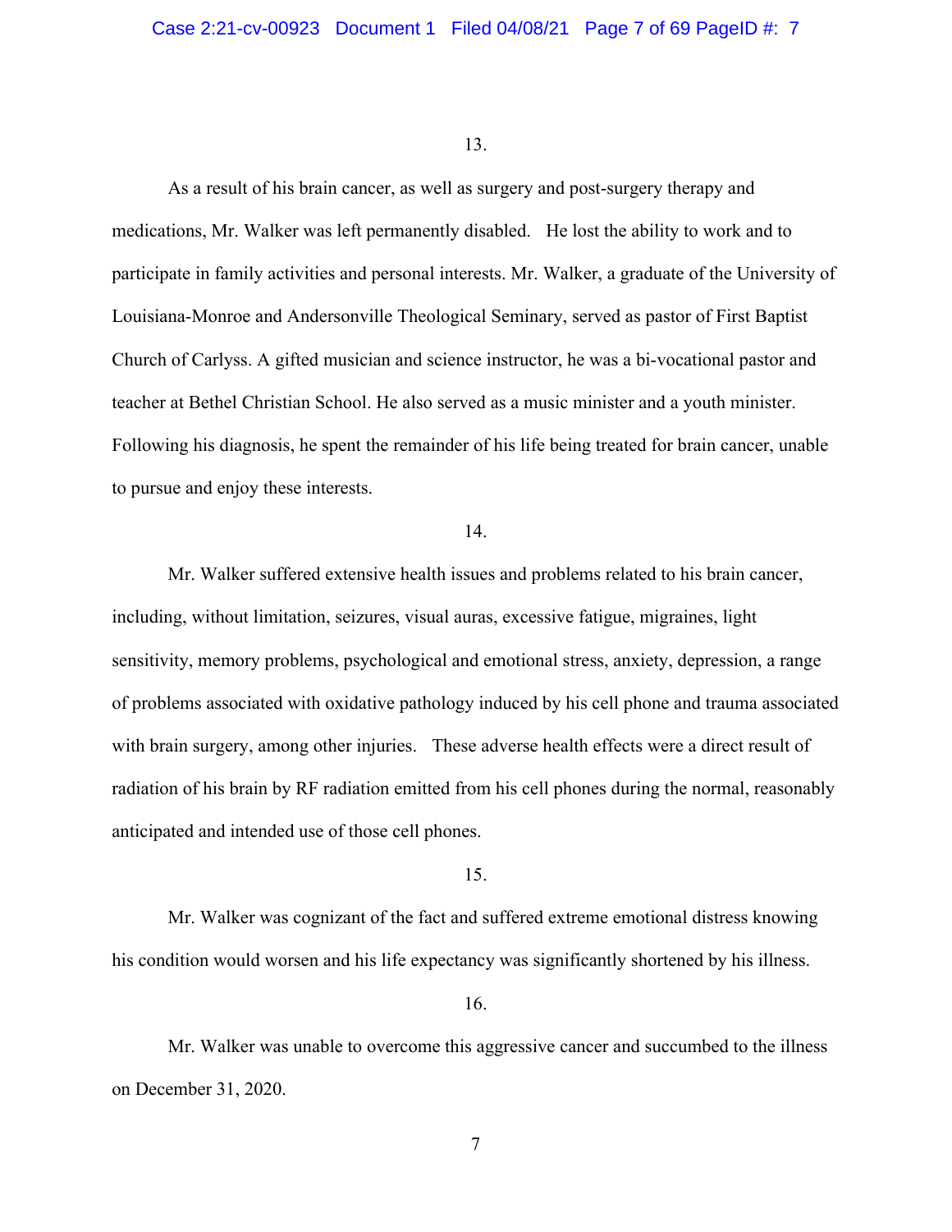13.

As a result of his brain cancer, as well as surgery and post-surgery therapy and medications, Mr. Walker was left permanently disabled. He lost the ability to work and to participate in family activities and personal interests. Mr. Walker, a graduate of the University of Louisiana-Monroe and Andersonville Theological Seminary, served as pastor of First Baptist Church of Carlyss. A gifted musician and science instructor, he was a bi-vocational pastor and teacher at Bethel Christian School. He also served as a music minister and a youth minister. Following his diagnosis, he spent the remainder of his life being treated for brain cancer, unable to pursue and enjoy these interests.

14.

Mr. Walker suffered extensive health issues and problems related to his brain cancer, including, without limitation, seizures, visual auras, excessive fatigue, migraines, light sensitivity, memory problems, psychological and emotional stress, anxiety, depression, a range of problems associated with oxidative pathology induced by his cell phone and trauma associated with brain surgery, among other injuries. These adverse health effects were a direct result of radiation of his brain by RF radiation emitted from his cell phones during the normal, reasonably anticipated and intended use of those cell phones.

15.

Mr. Walker was cognizant of the fact and suffered extreme emotional distress knowing his condition would worsen and his life expectancy was significantly shortened by his illness.

16.

Mr. Walker was unable to overcome this aggressive cancer and succumbed to the illness on December 31, 2020.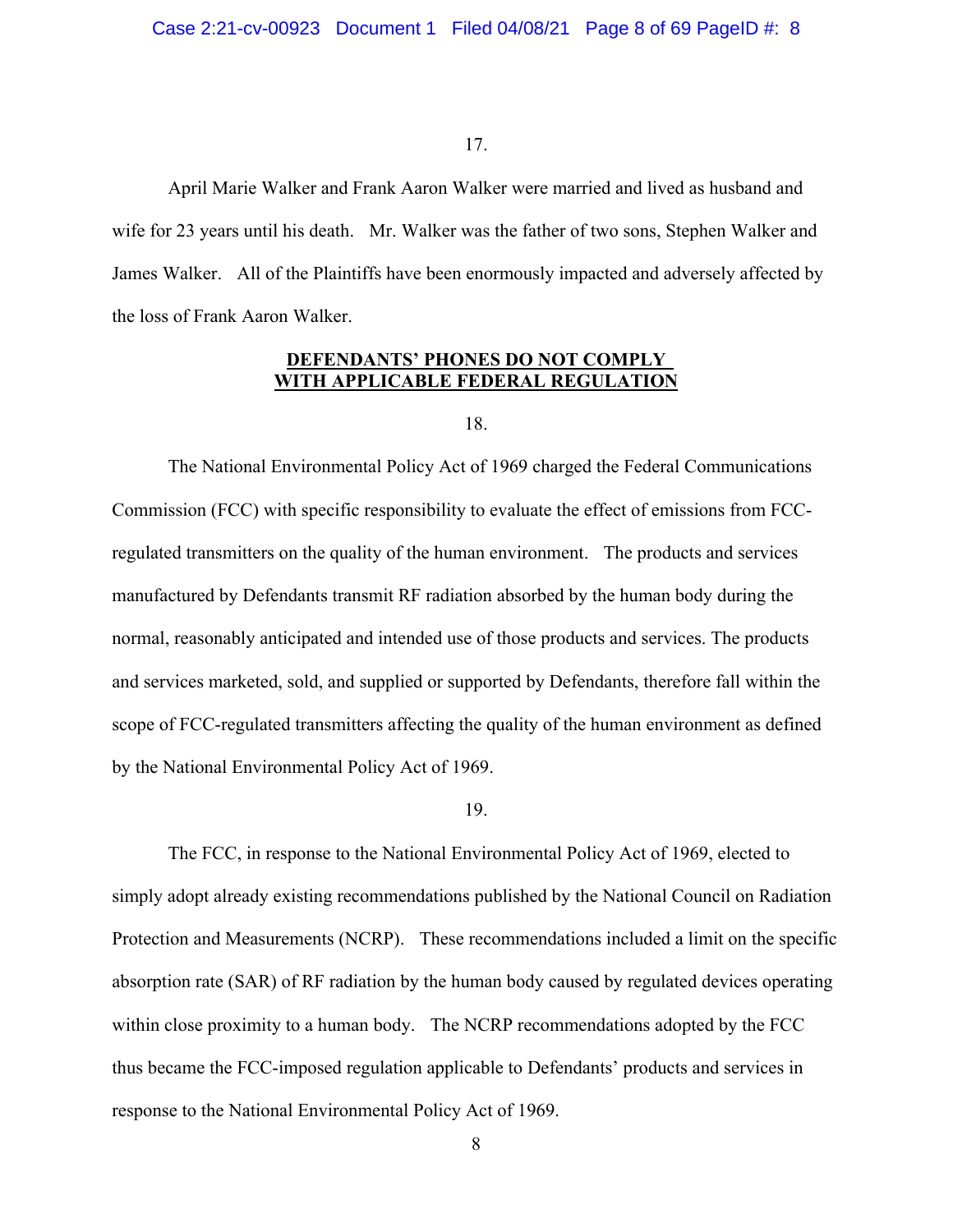17.

April Marie Walker and Frank Aaron Walker were married and lived as husband and wife for 23 years until his death. Mr. Walker was the father of two sons, Stephen Walker and James Walker. All of the Plaintiffs have been enormously impacted and adversely affected by the loss of Frank Aaron Walker.

**DEFENDANTS' PHONES DO NOT COMPLY WITH APPLICABLE FEDERAL REGULATION**

18.

The National Environmental Policy Act of 1969 charged the Federal Communications Commission (FCC) with specific responsibility to evaluate the effect of emissions from FCC-regulated transmitters on the quality of the human environment. The products and services manufactured by Defendants transmit RF radiation absorbed by the human body during the normal, reasonably anticipated and intended use of those products and services. The products and services marketed, sold, and supplied or supported by Defendants, therefore fall within the scope of FCC-regulated transmitters affecting the quality of the human environment as defined by the National Environmental Policy Act of 1969.

19.

The FCC, in response to the National Environmental Policy Act of 1969, elected to simply adopt already existing recommendations published by the National Council on Radiation Protection and Measurements (NCRP). These recommendations included a limit on the specific absorption rate (SAR) of RF radiation by the human body caused by regulated devices operating within close proximity to a human body. The NCRP recommendations adopted by the FCC thus became the FCC-imposed regulation applicable to Defendants' products and services in response to the National Environmental Policy Act of 1969.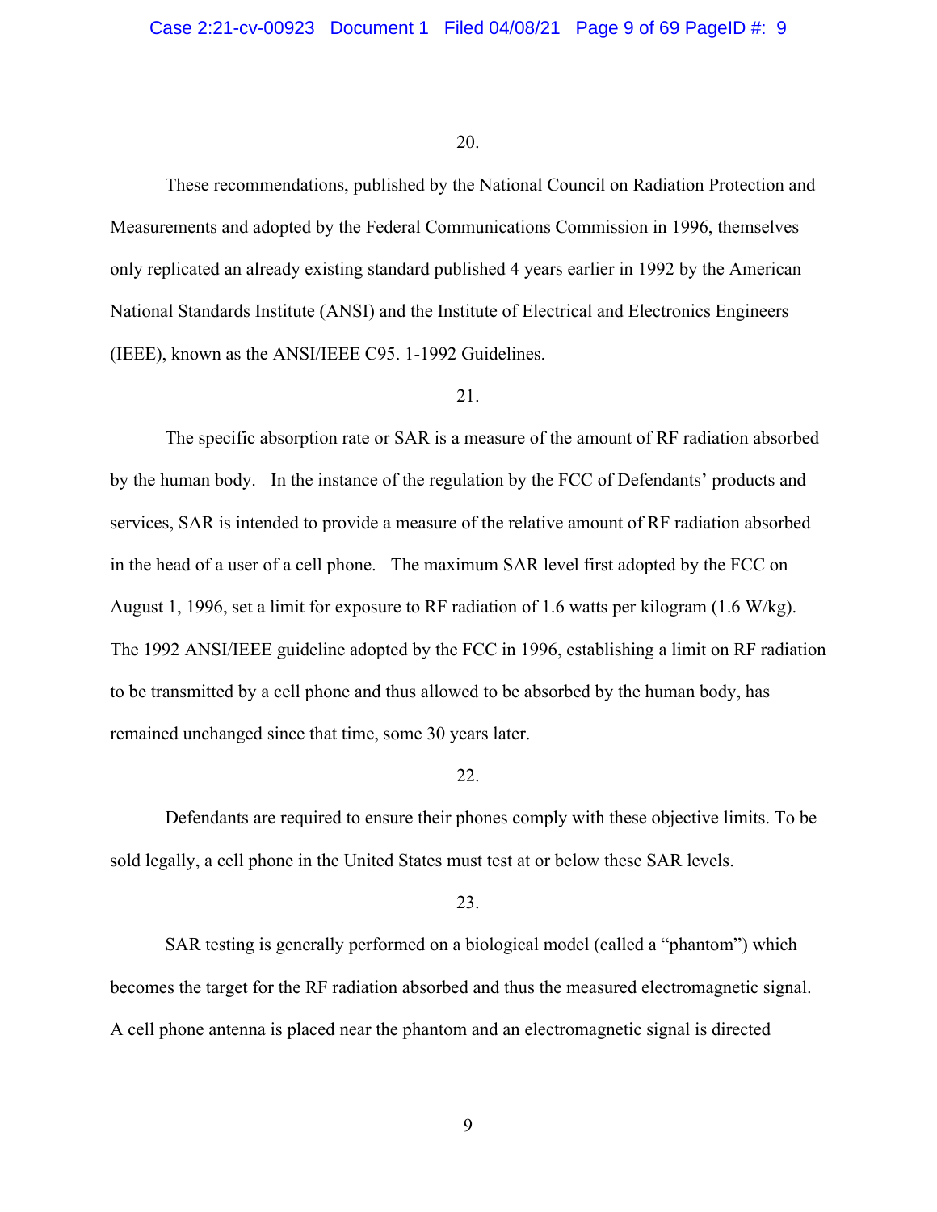20.

These recommendations, published by the National Council on Radiation Protection and Measurements and adopted by the Federal Communications Commission in 1996, themselves only replicated an already existing standard published 4 years earlier in 1992 by the American National Standards Institute (ANSI) and the Institute of Electrical and Electronics Engineers (IEEE), known as the ANSI/IEEE C95. 1-1992 Guidelines.

21.

The specific absorption rate or SAR is a measure of the amount of RF radiation absorbed by the human body. In the instance of the regulation by the FCC of Defendants' products and services, SAR is intended to provide a measure of the relative amount of RF radiation absorbed in the head of a user of a cell phone. The maximum SAR level first adopted by the FCC on August 1, 1996, set a limit for exposure to RF radiation of 1.6 watts per kilogram (1.6 W/kg). The 1992 ANSI/IEEE guideline adopted by the FCC in 1996, establishing a limit on RF radiation to be transmitted by a cell phone and thus allowed to be absorbed by the human body, has remained unchanged since that time, some 30 years later.

22.

Defendants are required to ensure their phones comply with these objective limits. To be sold legally, a cell phone in the United States must test at or below these SAR levels.

23.

SAR testing is generally performed on a biological model (called a "phantom") which becomes the target for the RF radiation absorbed and thus the measured electromagnetic signal. A cell phone antenna is placed near the phantom and an electromagnetic signal is directed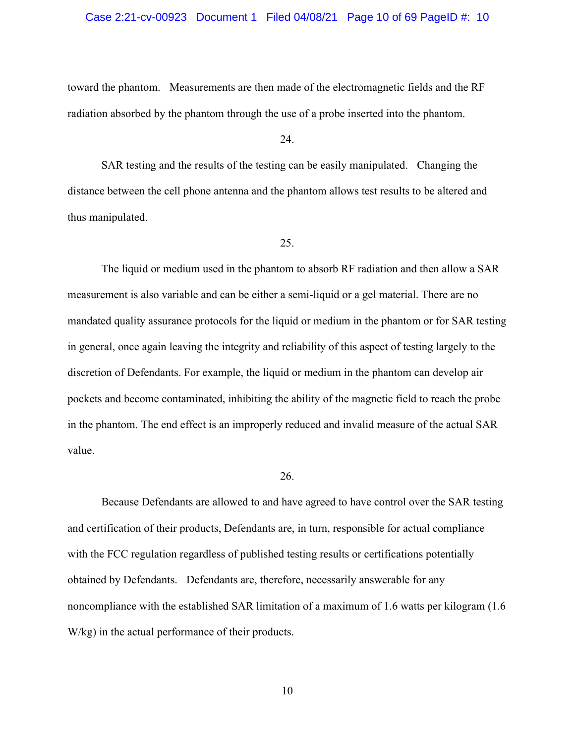toward the phantom. Measurements are then made of the electromagnetic fields and the RF radiation absorbed by the phantom through the use of a probe inserted into the phantom.

24.

SAR testing and the results of the testing can be easily manipulated. Changing the distance between the cell phone antenna and the phantom allows test results to be altered and thus manipulated.

25.

The liquid or medium used in the phantom to absorb RF radiation and then allow a SAR measurement is also variable and can be either a semi-liquid or a gel material. There are no mandated quality assurance protocols for the liquid or medium in the phantom or for SAR testing in general, once again leaving the integrity and reliability of this aspect of testing largely to the discretion of Defendants. For example, the liquid or medium in the phantom can develop air pockets and become contaminated, inhibiting the ability of the magnetic field to reach the probe in the phantom. The end effect is an improperly reduced and invalid measure of the actual SAR value.

26.

Because Defendants are allowed to and have agreed to have control over the SAR testing and certification of their products, Defendants are, in turn, responsible for actual compliance with the FCC regulation regardless of published testing results or certifications potentially obtained by Defendants. Defendants are, therefore, necessarily answerable for any noncompliance with the established SAR limitation of a maximum of 1.6 watts per kilogram (1.6 W/kg) in the actual performance of their products.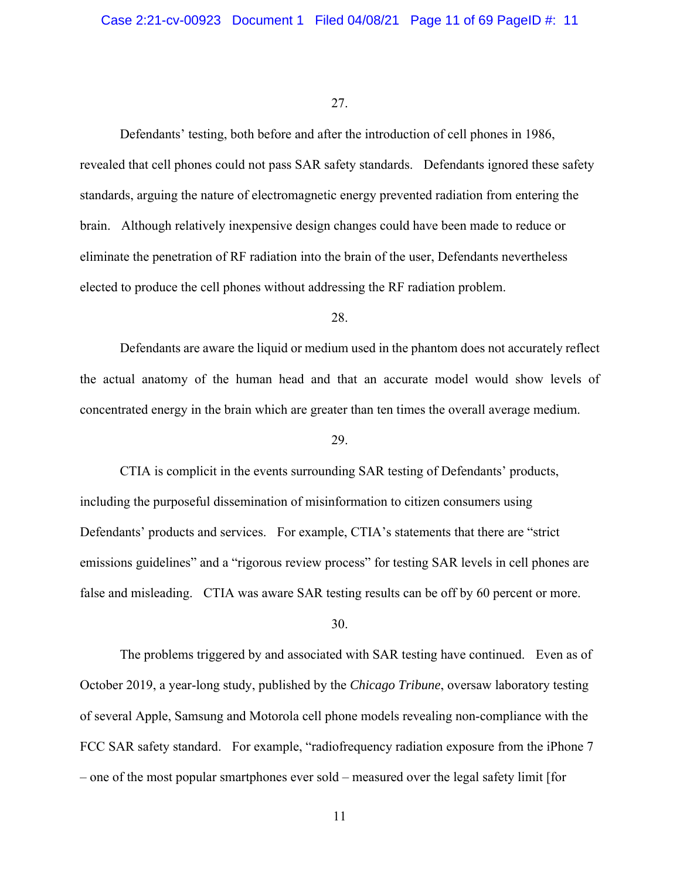27.

Defendants' testing, both before and after the introduction of cell phones in 1986, revealed that cell phones could not pass SAR safety standards. Defendants ignored these safety standards, arguing the nature of electromagnetic energy prevented radiation from entering the brain. Although relatively inexpensive design changes could have been made to reduce or eliminate the penetration of RF radiation into the brain of the user, Defendants nevertheless elected to produce the cell phones without addressing the RF radiation problem.

28.

Defendants are aware the liquid or medium used in the phantom does not accurately reflect the actual anatomy of the human head and that an accurate model would show levels of concentrated energy in the brain which are greater than ten times the overall average medium.

29.

CTIA is complicit in the events surrounding SAR testing of Defendants' products, including the purposeful dissemination of misinformation to citizen consumers using Defendants' products and services. For example, CTIA's statements that there are "strict emissions guidelines" and a "rigorous review process" for testing SAR levels in cell phones are false and misleading. CTIA was aware SAR testing results can be off by 60 percent or more.

30.

The problems triggered by and associated with SAR testing have continued. Even as of October 2019, a year-long study, published by the *Chicago Tribune*, oversaw laboratory testing of several Apple, Samsung and Motorola cell phone models revealing non-compliance with the FCC SAR safety standard. For example, "radiofrequency radiation exposure from the iPhone 7 – one of the most popular smartphones ever sold – measured over the legal safety limit [for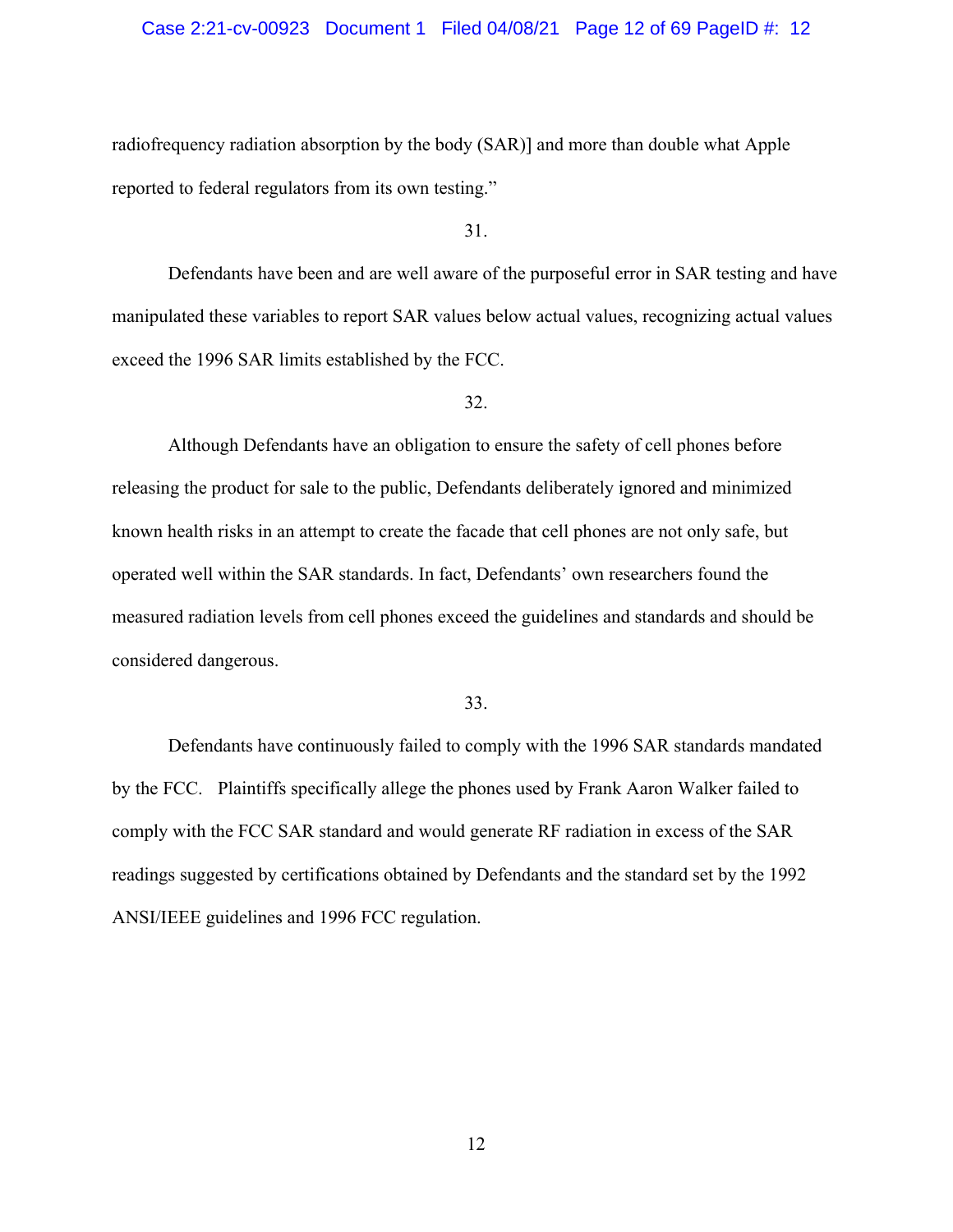radiofrequency radiation absorption by the body (SAR)] and more than double what Apple reported to federal regulators from its own testing."

31.

Defendants have been and are well aware of the purposeful error in SAR testing and have manipulated these variables to report SAR values below actual values, recognizing actual values exceed the 1996 SAR limits established by the FCC.

32.

Although Defendants have an obligation to ensure the safety of cell phones before releasing the product for sale to the public, Defendants deliberately ignored and minimized known health risks in an attempt to create the facade that cell phones are not only safe, but operated well within the SAR standards. In fact, Defendants' own researchers found the measured radiation levels from cell phones exceed the guidelines and standards and should be considered dangerous.

33.

Defendants have continuously failed to comply with the 1996 SAR standards mandated by the FCC. Plaintiffs specifically allege the phones used by Frank Aaron Walker failed to comply with the FCC SAR standard and would generate RF radiation in excess of the SAR readings suggested by certifications obtained by Defendants and the standard set by the 1992 ANSI/IEEE guidelines and 1996 FCC regulation.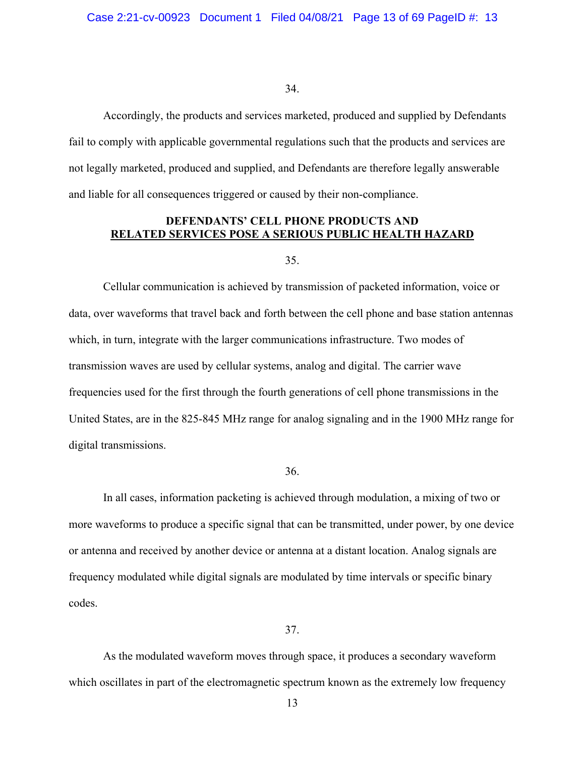34.

Accordingly, the products and services marketed, produced and supplied by Defendants fail to comply with applicable governmental regulations such that the products and services are not legally marketed, produced and supplied, and Defendants are therefore legally answerable and liable for all consequences triggered or caused by their non-compliance.

## DEFENDANTS' CELL PHONE PRODUCTS AND RELATED SERVICES POSE A SERIOUS PUBLIC HEALTH HAZARD

35.

Cellular communication is achieved by transmission of packeted information, voice or data, over waveforms that travel back and forth between the cell phone and base station antennas which, in turn, integrate with the larger communications infrastructure. Two modes of transmission waves are used by cellular systems, analog and digital. The carrier wave frequencies used for the first through the fourth generations of cell phone transmissions in the United States, are in the 825-845 MHz range for analog signaling and in the 1900 MHz range for digital transmissions.

36.

In all cases, information packeting is achieved through modulation, a mixing of two or more waveforms to produce a specific signal that can be transmitted, under power, by one device or antenna and received by another device or antenna at a distant location. Analog signals are frequency modulated while digital signals are modulated by time intervals or specific binary codes.

37.

As the modulated waveform moves through space, it produces a secondary waveform which oscillates in part of the electromagnetic spectrum known as the extremely low frequency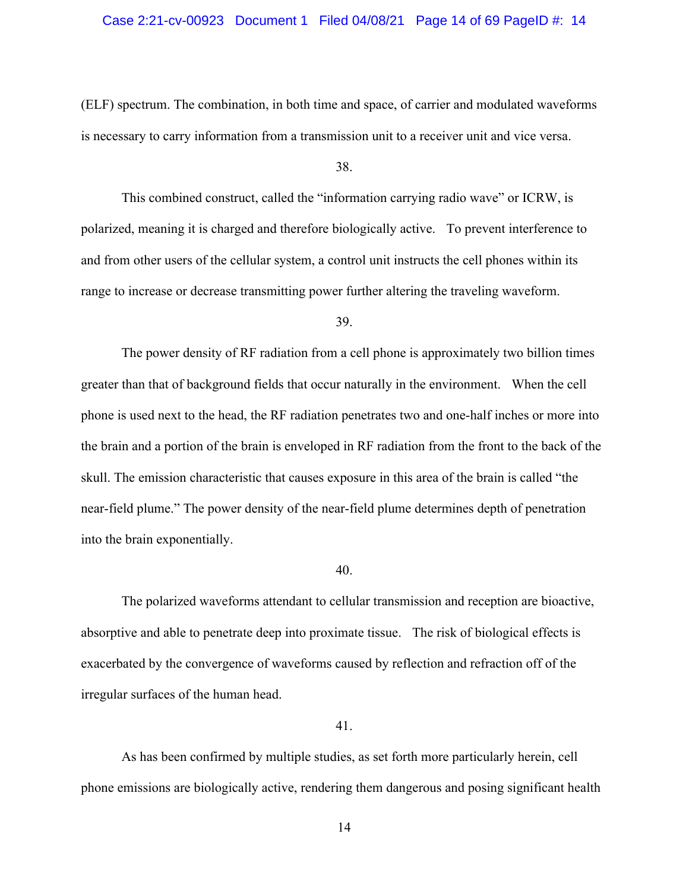(ELF) spectrum. The combination, in both time and space, of carrier and modulated waveforms is necessary to carry information from a transmission unit to a receiver unit and vice versa.

38.

This combined construct, called the "information carrying radio wave" or ICRW, is polarized, meaning it is charged and therefore biologically active. To prevent interference to and from other users of the cellular system, a control unit instructs the cell phones within its range to increase or decrease transmitting power further altering the traveling waveform.

39.

The power density of RF radiation from a cell phone is approximately two billion times greater than that of background fields that occur naturally in the environment. When the cell phone is used next to the head, the RF radiation penetrates two and one-half inches or more into the brain and a portion of the brain is enveloped in RF radiation from the front to the back of the skull. The emission characteristic that causes exposure in this area of the brain is called "the near-field plume." The power density of the near-field plume determines depth of penetration into the brain exponentially.

40.

The polarized waveforms attendant to cellular transmission and reception are bioactive, absorptive and able to penetrate deep into proximate tissue. The risk of biological effects is exacerbated by the convergence of waveforms caused by reflection and refraction off of the irregular surfaces of the human head.

41.

As has been confirmed by multiple studies, as set forth more particularly herein, cell phone emissions are biologically active, rendering them dangerous and posing significant health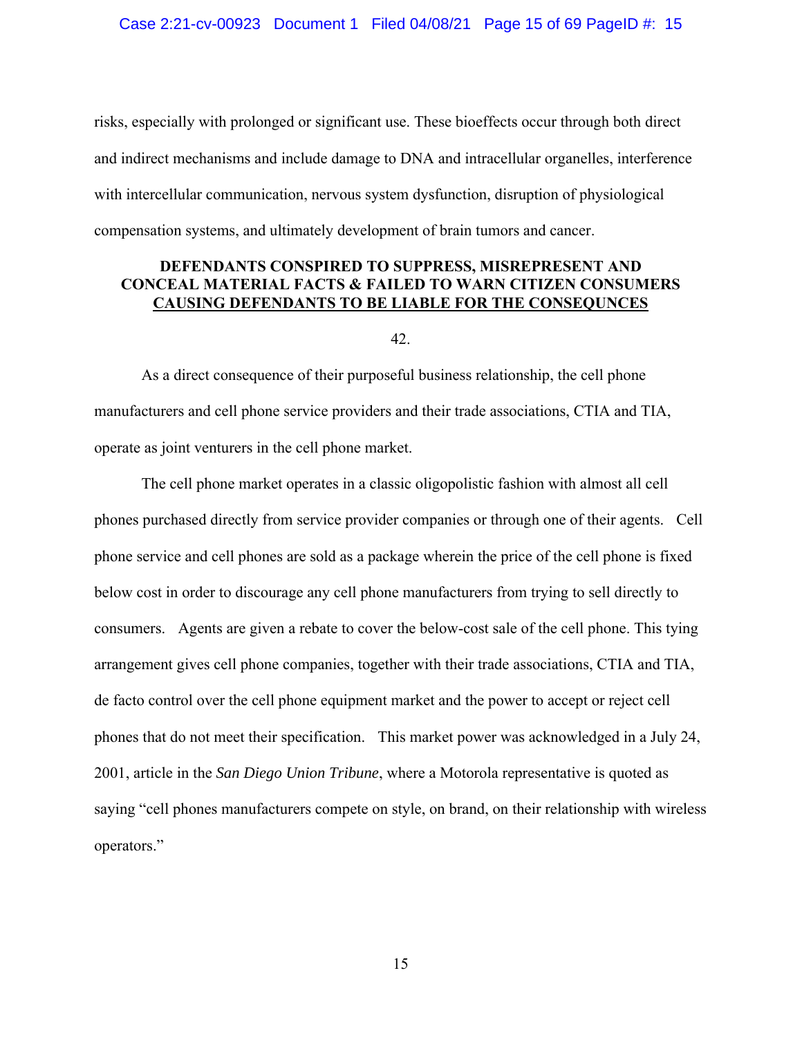risks, especially with prolonged or significant use. These bioeffects occur through both direct and indirect mechanisms and include damage to DNA and intracellular organelles, interference with intercellular communication, nervous system dysfunction, disruption of physiological compensation systems, and ultimately development of brain tumors and cancer.

## DEFENDANTS CONSPIRED TO SUPPRESS, MISREPRESENT AND CONCEAL MATERIAL FACTS & FAILED TO WARN CITIZEN CONSUMERS CAUSING DEFENDANTS TO BE LIABLE FOR THE CONSEQUNCES

42.

As a direct consequence of their purposeful business relationship, the cell phone manufacturers and cell phone service providers and their trade associations, CTIA and TIA, operate as joint venturers in the cell phone market.

The cell phone market operates in a classic oligopolistic fashion with almost all cell phones purchased directly from service provider companies or through one of their agents. Cell phone service and cell phones are sold as a package wherein the price of the cell phone is fixed below cost in order to discourage any cell phone manufacturers from trying to sell directly to consumers. Agents are given a rebate to cover the below-cost sale of the cell phone. This tying arrangement gives cell phone companies, together with their trade associations, CTIA and TIA, de facto control over the cell phone equipment market and the power to accept or reject cell phones that do not meet their specification. This market power was acknowledged in a July 24, 2001, article in the *San Diego Union Tribune*, where a Motorola representative is quoted as saying "cell phones manufacturers compete on style, on brand, on their relationship with wireless operators."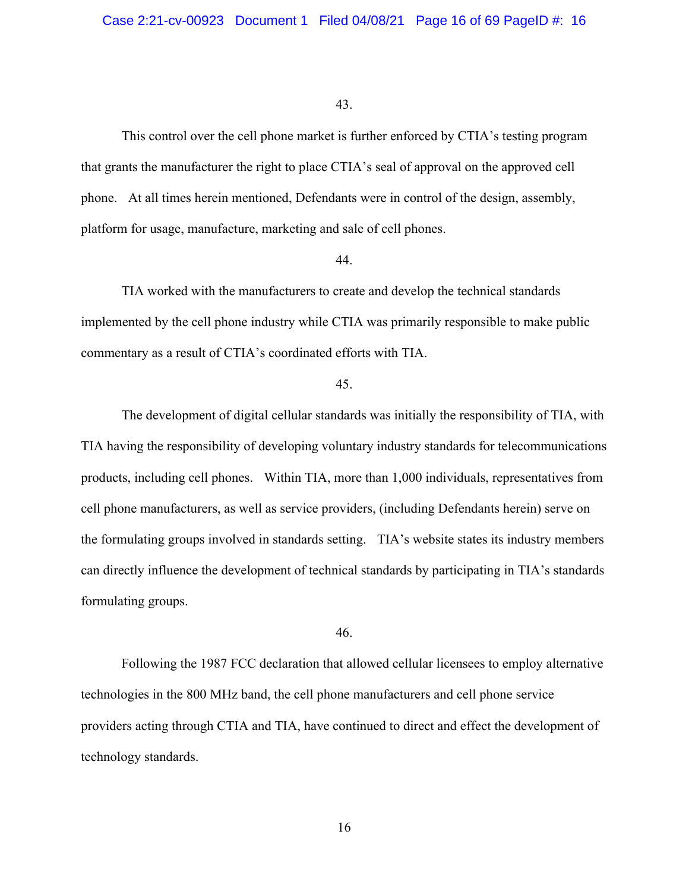43.

This control over the cell phone market is further enforced by CTIA's testing program that grants the manufacturer the right to place CTIA's seal of approval on the approved cell phone. At all times herein mentioned, Defendants were in control of the design, assembly, platform for usage, manufacture, marketing and sale of cell phones.

44.

TIA worked with the manufacturers to create and develop the technical standards implemented by the cell phone industry while CTIA was primarily responsible to make public commentary as a result of CTIA's coordinated efforts with TIA.

45.

The development of digital cellular standards was initially the responsibility of TIA, with TIA having the responsibility of developing voluntary industry standards for telecommunications products, including cell phones. Within TIA, more than 1,000 individuals, representatives from cell phone manufacturers, as well as service providers, (including Defendants herein) serve on the formulating groups involved in standards setting. TIA's website states its industry members can directly influence the development of technical standards by participating in TIA's standards formulating groups.

46.

Following the 1987 FCC declaration that allowed cellular licensees to employ alternative technologies in the 800 MHz band, the cell phone manufacturers and cell phone service providers acting through CTIA and TIA, have continued to direct and effect the development of technology standards.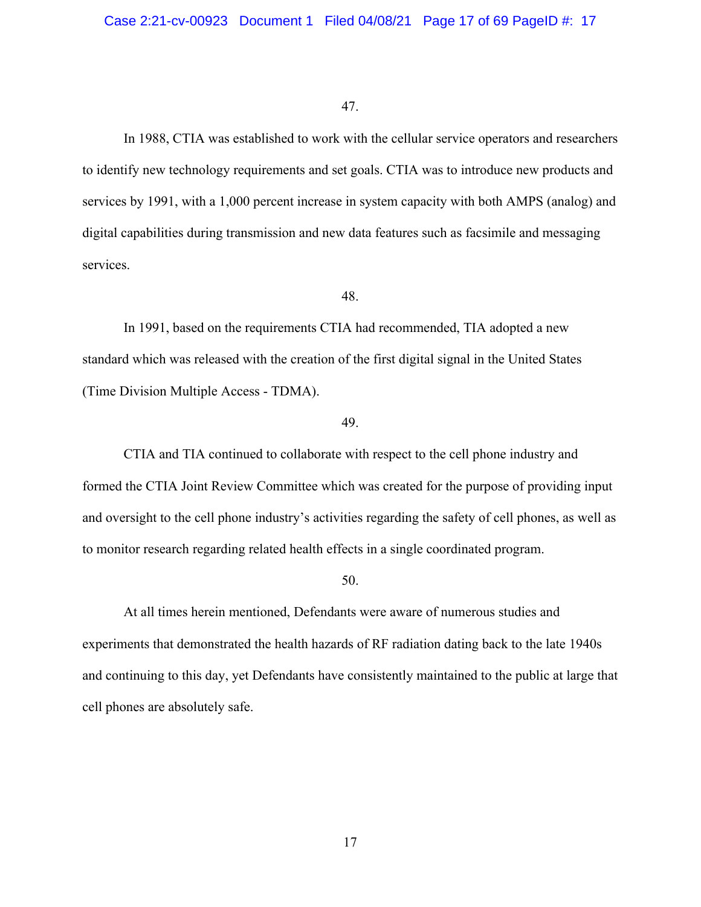47.

In 1988, CTIA was established to work with the cellular service operators and researchers to identify new technology requirements and set goals. CTIA was to introduce new products and services by 1991, with a 1,000 percent increase in system capacity with both AMPS (analog) and digital capabilities during transmission and new data features such as facsimile and messaging services.

48.

In 1991, based on the requirements CTIA had recommended, TIA adopted a new standard which was released with the creation of the first digital signal in the United States (Time Division Multiple Access - TDMA).

49.

CTIA and TIA continued to collaborate with respect to the cell phone industry and formed the CTIA Joint Review Committee which was created for the purpose of providing input and oversight to the cell phone industry's activities regarding the safety of cell phones, as well as to monitor research regarding related health effects in a single coordinated program.

50.

At all times herein mentioned, Defendants were aware of numerous studies and experiments that demonstrated the health hazards of RF radiation dating back to the late 1940s and continuing to this day, yet Defendants have consistently maintained to the public at large that cell phones are absolutely safe.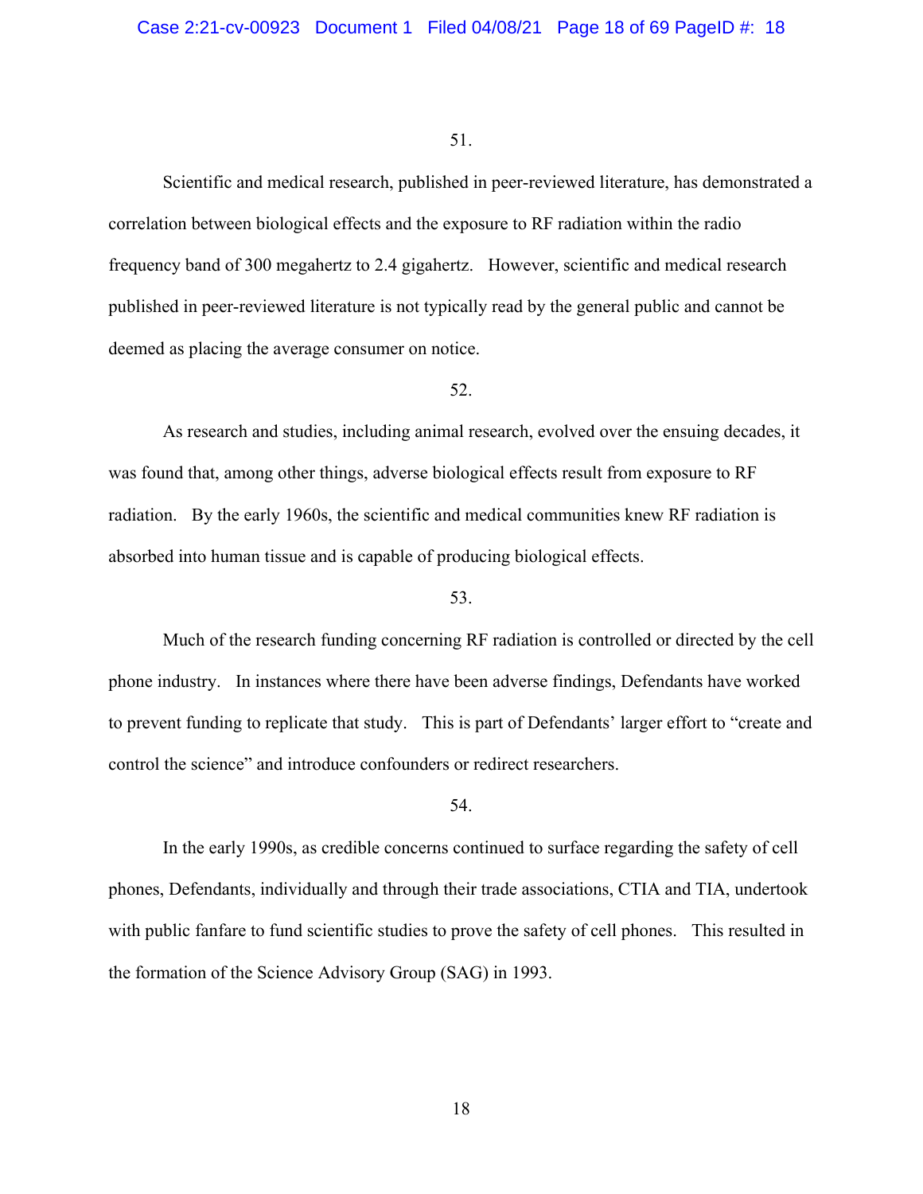51.

Scientific and medical research, published in peer-reviewed literature, has demonstrated a correlation between biological effects and the exposure to RF radiation within the radio frequency band of 300 megahertz to 2.4 gigahertz. However, scientific and medical research published in peer-reviewed literature is not typically read by the general public and cannot be deemed as placing the average consumer on notice.

52.

As research and studies, including animal research, evolved over the ensuing decades, it was found that, among other things, adverse biological effects result from exposure to RF radiation. By the early 1960s, the scientific and medical communities knew RF radiation is absorbed into human tissue and is capable of producing biological effects.

53.

Much of the research funding concerning RF radiation is controlled or directed by the cell phone industry. In instances where there have been adverse findings, Defendants have worked to prevent funding to replicate that study. This is part of Defendants' larger effort to "create and control the science" and introduce confounders or redirect researchers.

54.

In the early 1990s, as credible concerns continued to surface regarding the safety of cell phones, Defendants, individually and through their trade associations, CTIA and TIA, undertook with public fanfare to fund scientific studies to prove the safety of cell phones. This resulted in the formation of the Science Advisory Group (SAG) in 1993.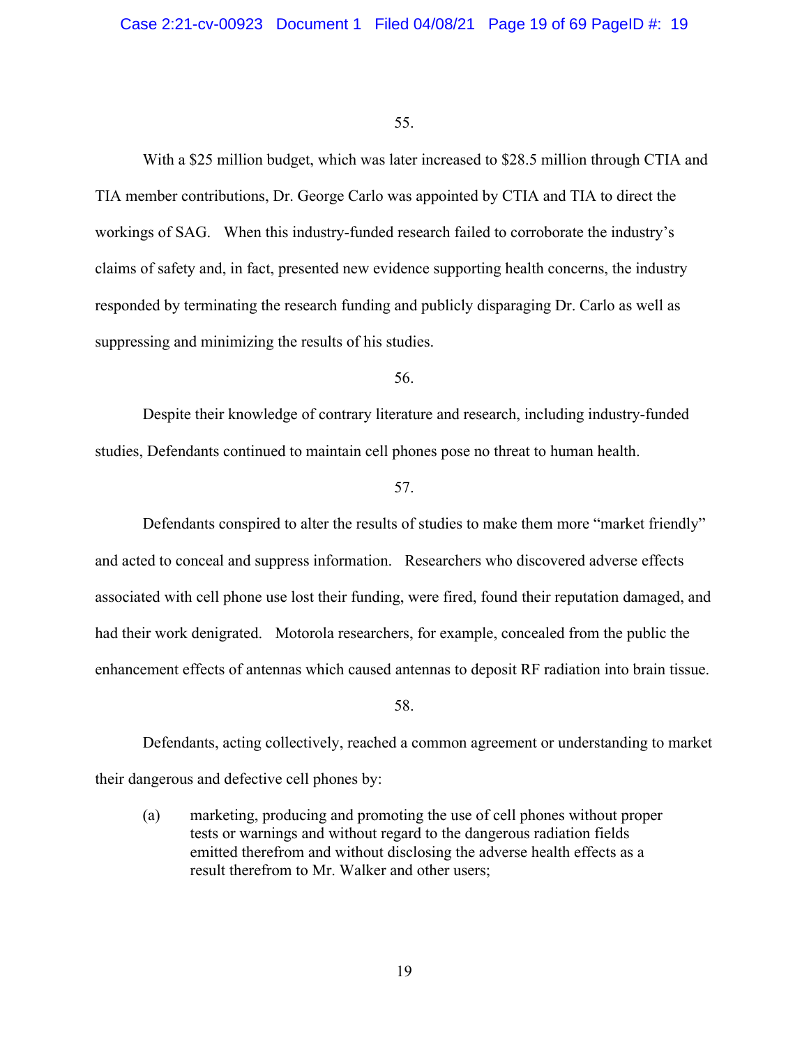55.

With a $25 million budget, which was later increased to $28.5 million through CTIA and TIA member contributions, Dr. George Carlo was appointed by CTIA and TIA to direct the workings of SAG. When this industry-funded research failed to corroborate the industry's claims of safety and, in fact, presented new evidence supporting health concerns, the industry responded by terminating the research funding and publicly disparaging Dr. Carlo as well as suppressing and minimizing the results of his studies.

56.

Despite their knowledge of contrary literature and research, including industry-funded studies, Defendants continued to maintain cell phones pose no threat to human health.

57.

Defendants conspired to alter the results of studies to make them more "market friendly" and acted to conceal and suppress information. Researchers who discovered adverse effects associated with cell phone use lost their funding, were fired, found their reputation damaged, and had their work denigrated. Motorola researchers, for example, concealed from the public the enhancement effects of antennas which caused antennas to deposit RF radiation into brain tissue.

58.

Defendants, acting collectively, reached a common agreement or understanding to market their dangerous and defective cell phones by:

(a) marketing, producing and promoting the use of cell phones without proper tests or warnings and without regard to the dangerous radiation fields emitted therefrom and without disclosing the adverse health effects as a result therefrom to Mr. Walker and other users;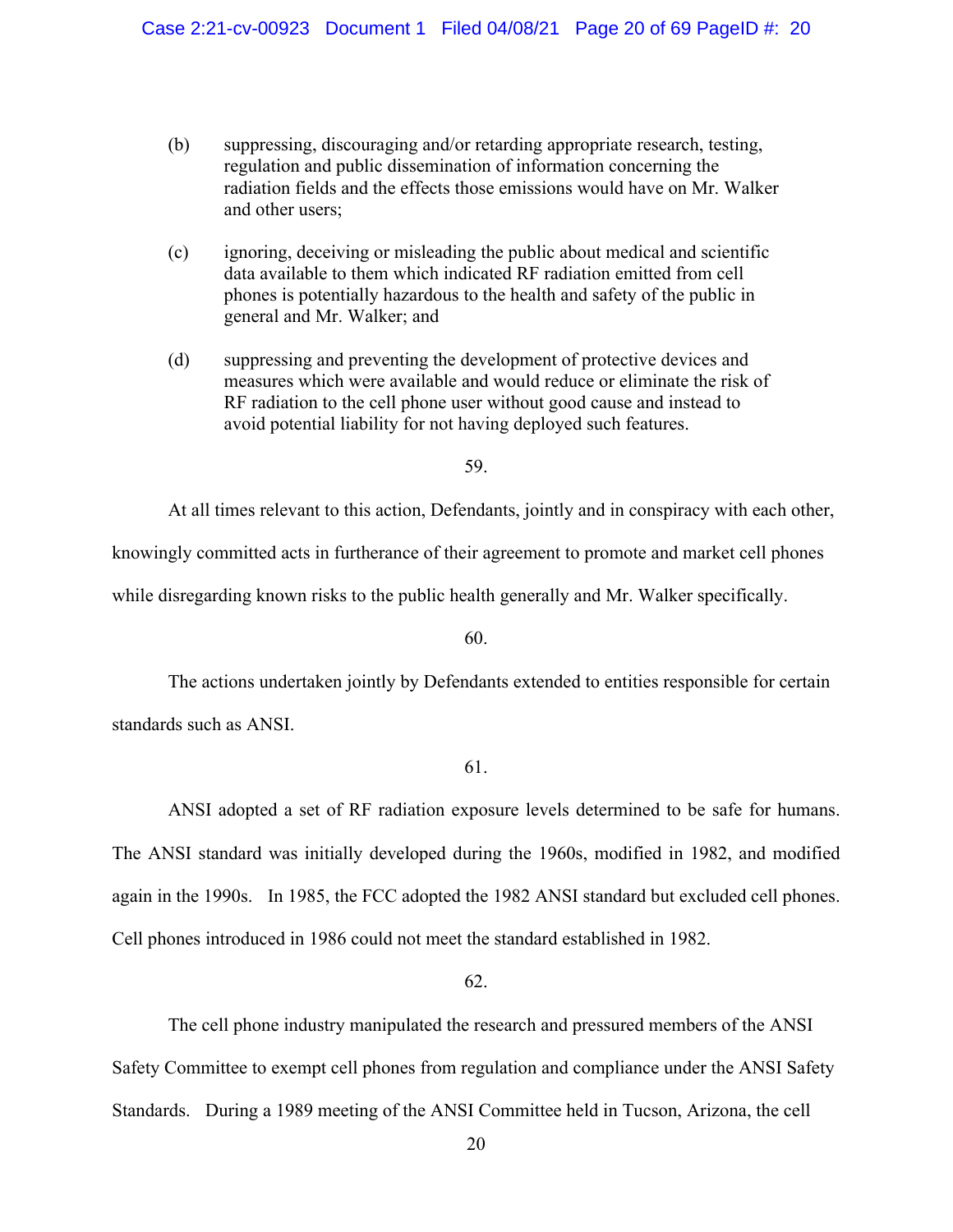(b) suppressing, discouraging and/or retarding appropriate research, testing, regulation and public dissemination of information concerning the radiation fields and the effects those emissions would have on Mr. Walker and other users;

(c) ignoring, deceiving or misleading the public about medical and scientific data available to them which indicated RF radiation emitted from cell phones is potentially hazardous to the health and safety of the public in general and Mr. Walker; and

(d) suppressing and preventing the development of protective devices and measures which were available and would reduce or eliminate the risk of RF radiation to the cell phone user without good cause and instead to avoid potential liability for not having deployed such features.

59.

At all times relevant to this action, Defendants, jointly and in conspiracy with each other, knowingly committed acts in furtherance of their agreement to promote and market cell phones while disregarding known risks to the public health generally and Mr. Walker specifically.

60.

The actions undertaken jointly by Defendants extended to entities responsible for certain standards such as ANSI.

61.

ANSI adopted a set of RF radiation exposure levels determined to be safe for humans. The ANSI standard was initially developed during the 1960s, modified in 1982, and modified again in the 1990s. In 1985, the FCC adopted the 1982 ANSI standard but excluded cell phones. Cell phones introduced in 1986 could not meet the standard established in 1982.

62.

The cell phone industry manipulated the research and pressured members of the ANSI Safety Committee to exempt cell phones from regulation and compliance under the ANSI Safety Standards. During a 1989 meeting of the ANSI Committee held in Tucson, Arizona, the cell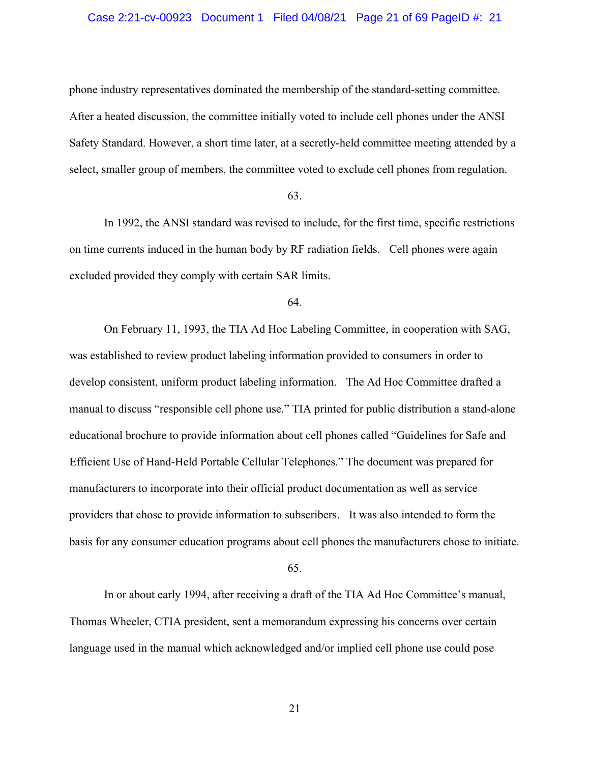phone industry representatives dominated the membership of the standard-setting committee. After a heated discussion, the committee initially voted to include cell phones under the ANSI Safety Standard. However, a short time later, at a secretly-held committee meeting attended by a select, smaller group of members, the committee voted to exclude cell phones from regulation.

63.

In 1992, the ANSI standard was revised to include, for the first time, specific restrictions on time currents induced in the human body by RF radiation fields. Cell phones were again excluded provided they comply with certain SAR limits.

64.

On February 11, 1993, the TIA Ad Hoc Labeling Committee, in cooperation with SAG, was established to review product labeling information provided to consumers in order to develop consistent, uniform product labeling information. The Ad Hoc Committee drafted a manual to discuss "responsible cell phone use." TIA printed for public distribution a stand-alone educational brochure to provide information about cell phones called "Guidelines for Safe and Efficient Use of Hand-Held Portable Cellular Telephones." The document was prepared for manufacturers to incorporate into their official product documentation as well as service providers that chose to provide information to subscribers. It was also intended to form the basis for any consumer education programs about cell phones the manufacturers chose to initiate.

65.

In or about early 1994, after receiving a draft of the TIA Ad Hoc Committee's manual, Thomas Wheeler, CTIA president, sent a memorandum expressing his concerns over certain language used in the manual which acknowledged and/or implied cell phone use could pose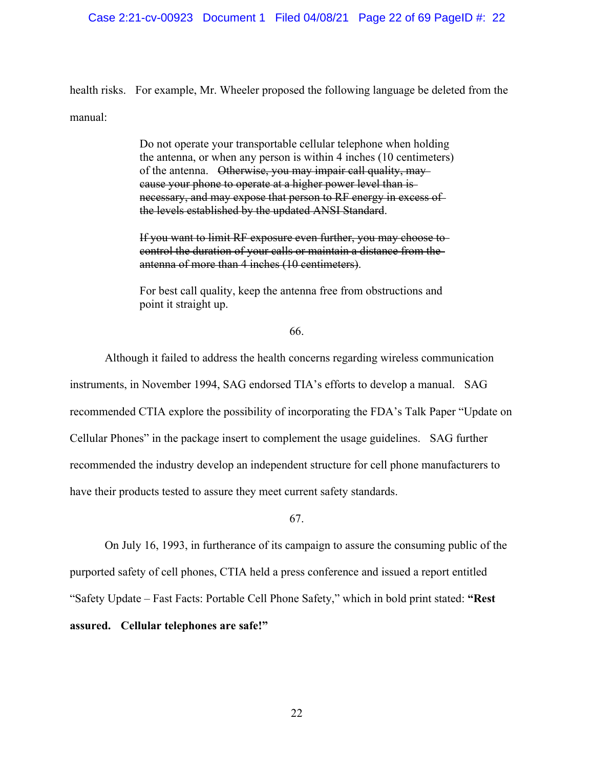health risks. For example, Mr. Wheeler proposed the following language be deleted from the manual:

> Do not operate your transportable cellular telephone when holding the antenna, or when any person is within 4 inches (10 centimeters) of the antenna. ~~Otherwise, you may impair call quality, may cause your phone to operate at a higher power level than is necessary, and may expose that person to RF energy in excess of the levels established by the updated ANSI Standard~~.
>
> ~~If you want to limit RF exposure even further, you may choose to control the duration of your calls or maintain a distance from the antenna of more than 4 inches (10 centimeters)~~.
>
> For best call quality, keep the antenna free from obstructions and point it straight up.

66.

Although it failed to address the health concerns regarding wireless communication instruments, in November 1994, SAG endorsed TIA's efforts to develop a manual. SAG recommended CTIA explore the possibility of incorporating the FDA's Talk Paper "Update on Cellular Phones" in the package insert to complement the usage guidelines. SAG further recommended the industry develop an independent structure for cell phone manufacturers to have their products tested to assure they meet current safety standards.

67.

On July 16, 1993, in furtherance of its campaign to assure the consuming public of the purported safety of cell phones, CTIA held a press conference and issued a report entitled "Safety Update – Fast Facts: Portable Cell Phone Safety," which in bold print stated: **"Rest assured. Cellular telephones are safe!"**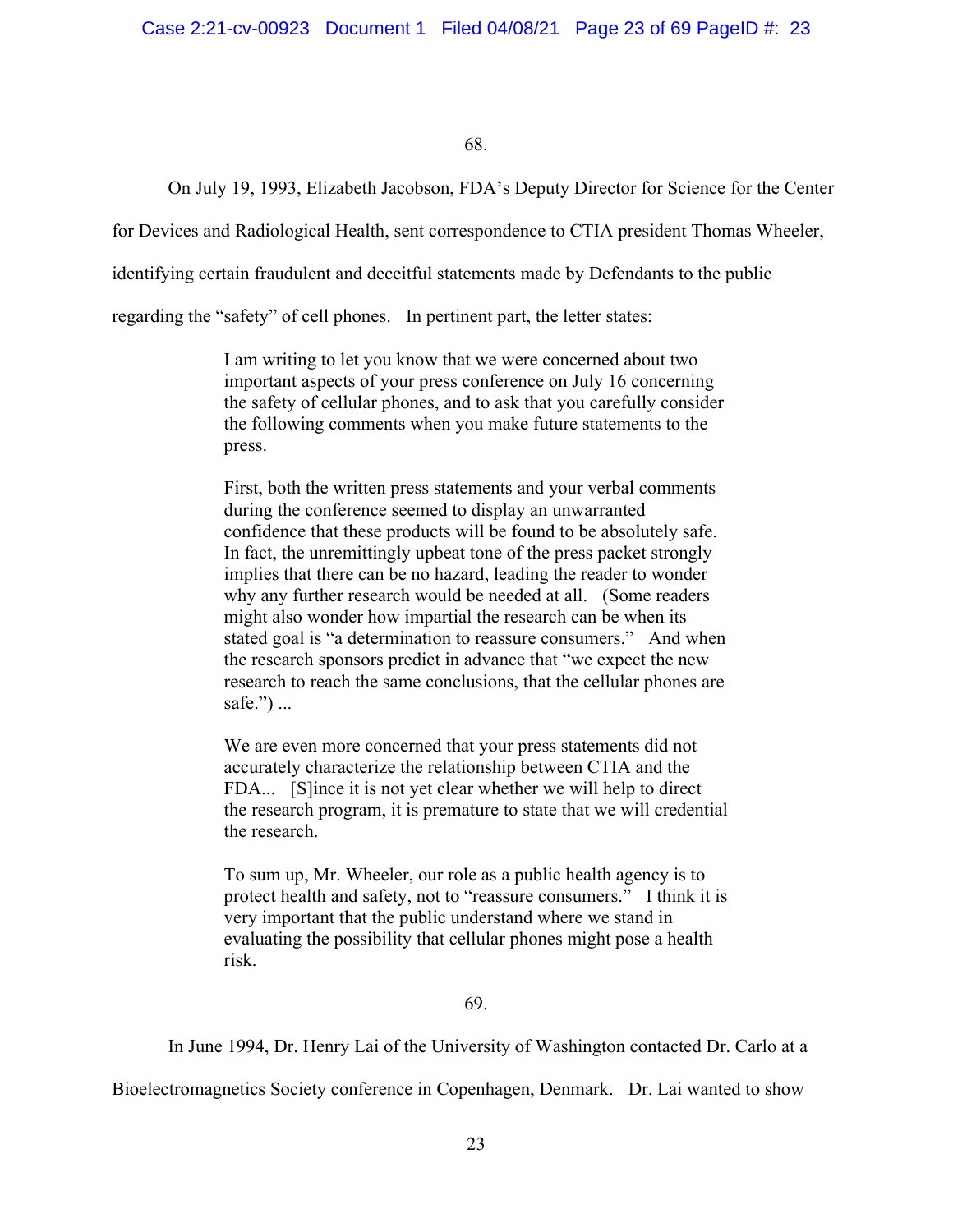68.

On July 19, 1993, Elizabeth Jacobson, FDA's Deputy Director for Science for the Center for Devices and Radiological Health, sent correspondence to CTIA president Thomas Wheeler, identifying certain fraudulent and deceitful statements made by Defendants to the public regarding the "safety" of cell phones. In pertinent part, the letter states:

> I am writing to let you know that we were concerned about two important aspects of your press conference on July 16 concerning the safety of cellular phones, and to ask that you carefully consider the following comments when you make future statements to the press.
>
> First, both the written press statements and your verbal comments during the conference seemed to display an unwarranted confidence that these products will be found to be absolutely safe. In fact, the unremittingly upbeat tone of the press packet strongly implies that there can be no hazard, leading the reader to wonder why any further research would be needed at all. (Some readers might also wonder how impartial the research can be when its stated goal is "a determination to reassure consumers." And when the research sponsors predict in advance that "we expect the new research to reach the same conclusions, that the cellular phones are safe.") ...
>
> We are even more concerned that your press statements did not accurately characterize the relationship between CTIA and the FDA... [S]ince it is not yet clear whether we will help to direct the research program, it is premature to state that we will credential the research.
>
> To sum up, Mr. Wheeler, our role as a public health agency is to protect health and safety, not to "reassure consumers." I think it is very important that the public understand where we stand in evaluating the possibility that cellular phones might pose a health risk.

69.

In June 1994, Dr. Henry Lai of the University of Washington contacted Dr. Carlo at a Bioelectromagnetics Society conference in Copenhagen, Denmark. Dr. Lai wanted to show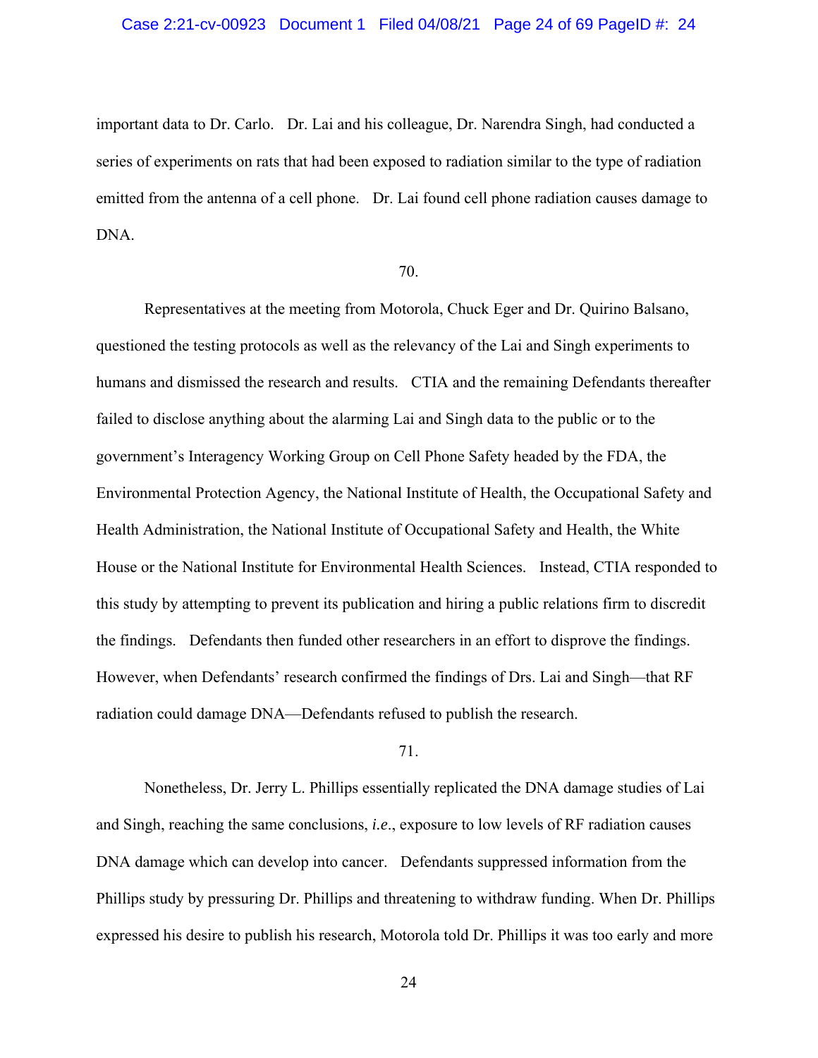important data to Dr. Carlo. Dr. Lai and his colleague, Dr. Narendra Singh, had conducted a series of experiments on rats that had been exposed to radiation similar to the type of radiation emitted from the antenna of a cell phone. Dr. Lai found cell phone radiation causes damage to DNA.

70.

Representatives at the meeting from Motorola, Chuck Eger and Dr. Quirino Balsano, questioned the testing protocols as well as the relevancy of the Lai and Singh experiments to humans and dismissed the research and results. CTIA and the remaining Defendants thereafter failed to disclose anything about the alarming Lai and Singh data to the public or to the government's Interagency Working Group on Cell Phone Safety headed by the FDA, the Environmental Protection Agency, the National Institute of Health, the Occupational Safety and Health Administration, the National Institute of Occupational Safety and Health, the White House or the National Institute for Environmental Health Sciences. Instead, CTIA responded to this study by attempting to prevent its publication and hiring a public relations firm to discredit the findings. Defendants then funded other researchers in an effort to disprove the findings. However, when Defendants' research confirmed the findings of Drs. Lai and Singh—that RF radiation could damage DNA—Defendants refused to publish the research.

71.

Nonetheless, Dr. Jerry L. Phillips essentially replicated the DNA damage studies of Lai and Singh, reaching the same conclusions, *i.e.*, exposure to low levels of RF radiation causes DNA damage which can develop into cancer. Defendants suppressed information from the Phillips study by pressuring Dr. Phillips and threatening to withdraw funding. When Dr. Phillips expressed his desire to publish his research, Motorola told Dr. Phillips it was too early and more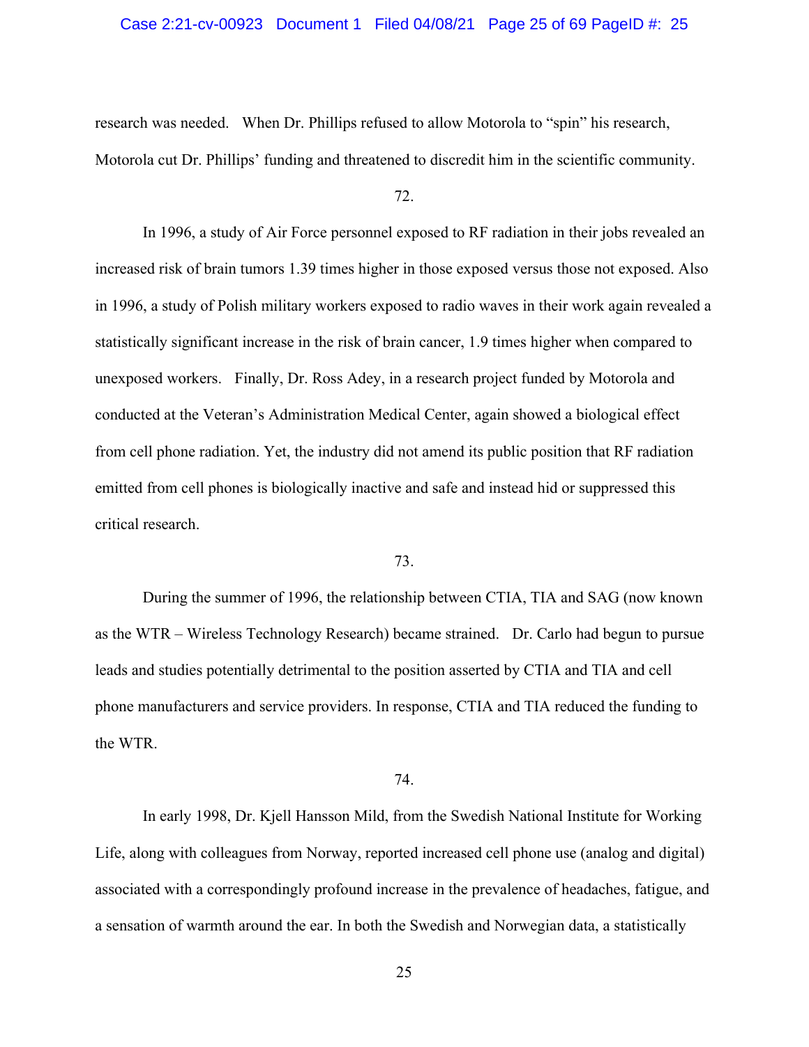research was needed. When Dr. Phillips refused to allow Motorola to "spin" his research, Motorola cut Dr. Phillips' funding and threatened to discredit him in the scientific community.

72.

In 1996, a study of Air Force personnel exposed to RF radiation in their jobs revealed an increased risk of brain tumors 1.39 times higher in those exposed versus those not exposed. Also in 1996, a study of Polish military workers exposed to radio waves in their work again revealed a statistically significant increase in the risk of brain cancer, 1.9 times higher when compared to unexposed workers. Finally, Dr. Ross Adey, in a research project funded by Motorola and conducted at the Veteran's Administration Medical Center, again showed a biological effect from cell phone radiation. Yet, the industry did not amend its public position that RF radiation emitted from cell phones is biologically inactive and safe and instead hid or suppressed this critical research.

73.

During the summer of 1996, the relationship between CTIA, TIA and SAG (now known as the WTR – Wireless Technology Research) became strained. Dr. Carlo had begun to pursue leads and studies potentially detrimental to the position asserted by CTIA and TIA and cell phone manufacturers and service providers. In response, CTIA and TIA reduced the funding to the WTR.

74.

In early 1998, Dr. Kjell Hansson Mild, from the Swedish National Institute for Working Life, along with colleagues from Norway, reported increased cell phone use (analog and digital) associated with a correspondingly profound increase in the prevalence of headaches, fatigue, and a sensation of warmth around the ear. In both the Swedish and Norwegian data, a statistically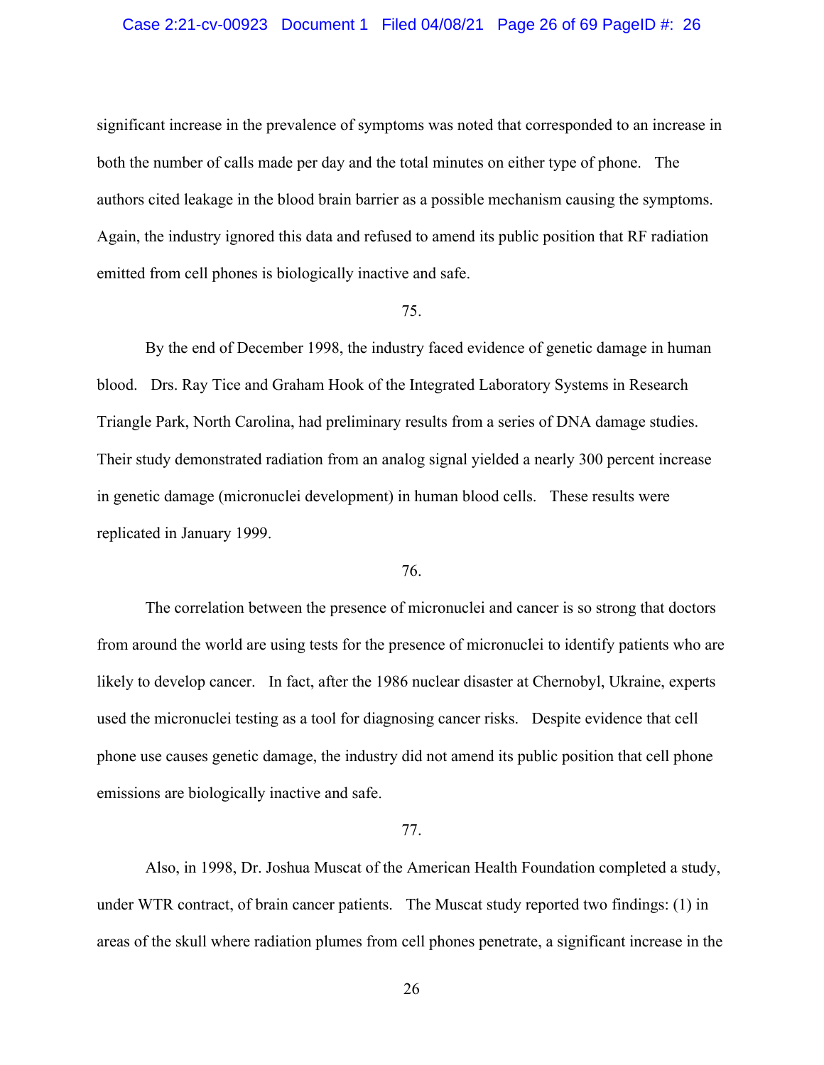significant increase in the prevalence of symptoms was noted that corresponded to an increase in both the number of calls made per day and the total minutes on either type of phone. The authors cited leakage in the blood brain barrier as a possible mechanism causing the symptoms. Again, the industry ignored this data and refused to amend its public position that RF radiation emitted from cell phones is biologically inactive and safe.

75.

By the end of December 1998, the industry faced evidence of genetic damage in human blood. Drs. Ray Tice and Graham Hook of the Integrated Laboratory Systems in Research Triangle Park, North Carolina, had preliminary results from a series of DNA damage studies. Their study demonstrated radiation from an analog signal yielded a nearly 300 percent increase in genetic damage (micronuclei development) in human blood cells. These results were replicated in January 1999.

76.

The correlation between the presence of micronuclei and cancer is so strong that doctors from around the world are using tests for the presence of micronuclei to identify patients who are likely to develop cancer. In fact, after the 1986 nuclear disaster at Chernobyl, Ukraine, experts used the micronuclei testing as a tool for diagnosing cancer risks. Despite evidence that cell phone use causes genetic damage, the industry did not amend its public position that cell phone emissions are biologically inactive and safe.

77.

Also, in 1998, Dr. Joshua Muscat of the American Health Foundation completed a study, under WTR contract, of brain cancer patients. The Muscat study reported two findings: (1) in areas of the skull where radiation plumes from cell phones penetrate, a significant increase in the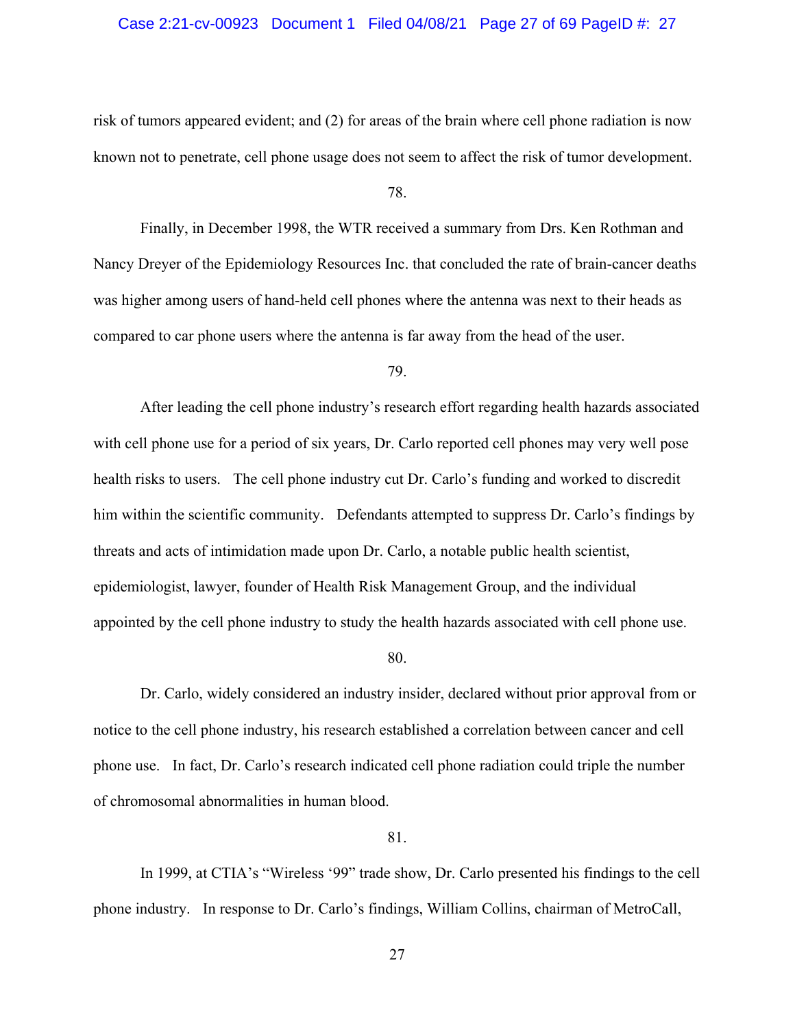risk of tumors appeared evident; and (2) for areas of the brain where cell phone radiation is now known not to penetrate, cell phone usage does not seem to affect the risk of tumor development.

78.

Finally, in December 1998, the WTR received a summary from Drs. Ken Rothman and Nancy Dreyer of the Epidemiology Resources Inc. that concluded the rate of brain-cancer deaths was higher among users of hand-held cell phones where the antenna was next to their heads as compared to car phone users where the antenna is far away from the head of the user.

79.

After leading the cell phone industry's research effort regarding health hazards associated with cell phone use for a period of six years, Dr. Carlo reported cell phones may very well pose health risks to users. The cell phone industry cut Dr. Carlo's funding and worked to discredit him within the scientific community. Defendants attempted to suppress Dr. Carlo's findings by threats and acts of intimidation made upon Dr. Carlo, a notable public health scientist, epidemiologist, lawyer, founder of Health Risk Management Group, and the individual appointed by the cell phone industry to study the health hazards associated with cell phone use.

80.

Dr. Carlo, widely considered an industry insider, declared without prior approval from or notice to the cell phone industry, his research established a correlation between cancer and cell phone use. In fact, Dr. Carlo's research indicated cell phone radiation could triple the number of chromosomal abnormalities in human blood.

81.

In 1999, at CTIA's "Wireless '99" trade show, Dr. Carlo presented his findings to the cell phone industry. In response to Dr. Carlo's findings, William Collins, chairman of MetroCall,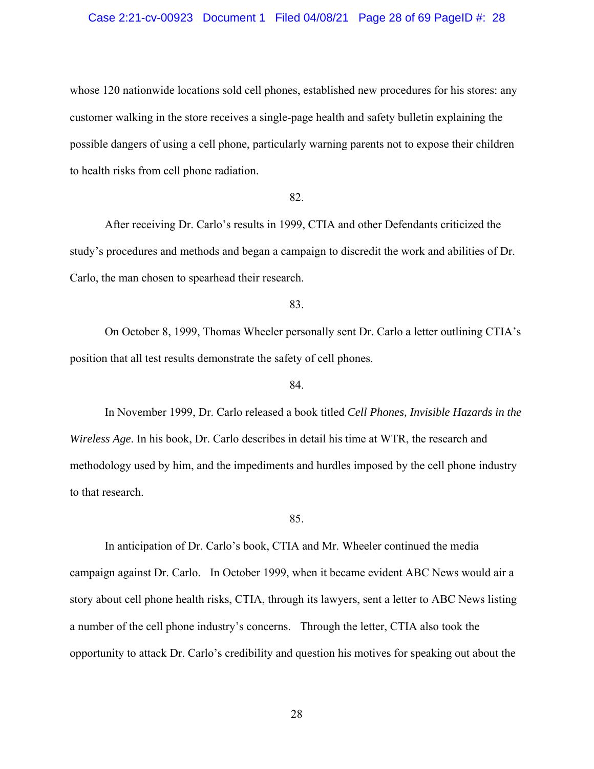whose 120 nationwide locations sold cell phones, established new procedures for his stores: any customer walking in the store receives a single-page health and safety bulletin explaining the possible dangers of using a cell phone, particularly warning parents not to expose their children to health risks from cell phone radiation.

82.

After receiving Dr. Carlo's results in 1999, CTIA and other Defendants criticized the study's procedures and methods and began a campaign to discredit the work and abilities of Dr. Carlo, the man chosen to spearhead their research.

83.

On October 8, 1999, Thomas Wheeler personally sent Dr. Carlo a letter outlining CTIA's position that all test results demonstrate the safety of cell phones.

84.

In November 1999, Dr. Carlo released a book titled *Cell Phones, Invisible Hazards in the Wireless Age*. In his book, Dr. Carlo describes in detail his time at WTR, the research and methodology used by him, and the impediments and hurdles imposed by the cell phone industry to that research.

85.

In anticipation of Dr. Carlo's book, CTIA and Mr. Wheeler continued the media campaign against Dr. Carlo. In October 1999, when it became evident ABC News would air a story about cell phone health risks, CTIA, through its lawyers, sent a letter to ABC News listing a number of the cell phone industry's concerns. Through the letter, CTIA also took the opportunity to attack Dr. Carlo's credibility and question his motives for speaking out about the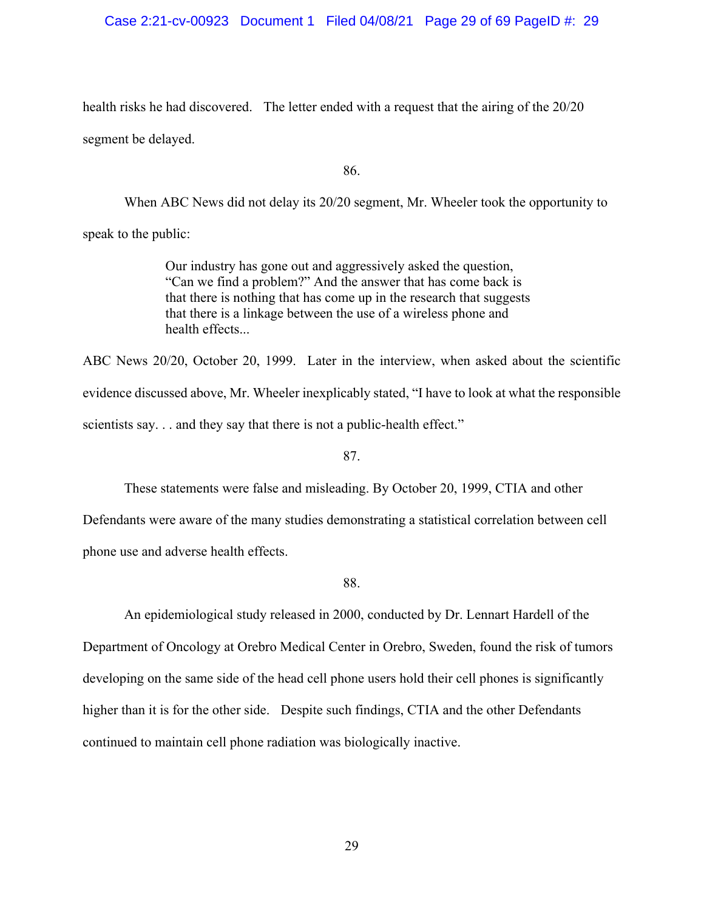health risks he had discovered.   The letter ended with a request that the airing of the 20/20 segment be delayed.

86.

When ABC News did not delay its 20/20 segment, Mr. Wheeler took the opportunity to speak to the public:

> Our industry has gone out and aggressively asked the question, "Can we find a problem?" And the answer that has come back is that there is nothing that has come up in the research that suggests that there is a linkage between the use of a wireless phone and health effects...

ABC News 20/20, October 20, 1999.  Later in the interview, when asked about the scientific evidence discussed above, Mr. Wheeler inexplicably stated, "I have to look at what the responsible scientists say. . . and they say that there is not a public-health effect."

87.

These statements were false and misleading. By October 20, 1999, CTIA and other Defendants were aware of the many studies demonstrating a statistical correlation between cell phone use and adverse health effects.

88.

An epidemiological study released in 2000, conducted by Dr. Lennart Hardell of the Department of Oncology at Orebro Medical Center in Orebro, Sweden, found the risk of tumors developing on the same side of the head cell phone users hold their cell phones is significantly higher than it is for the other side.   Despite such findings, CTIA and the other Defendants continued to maintain cell phone radiation was biologically inactive.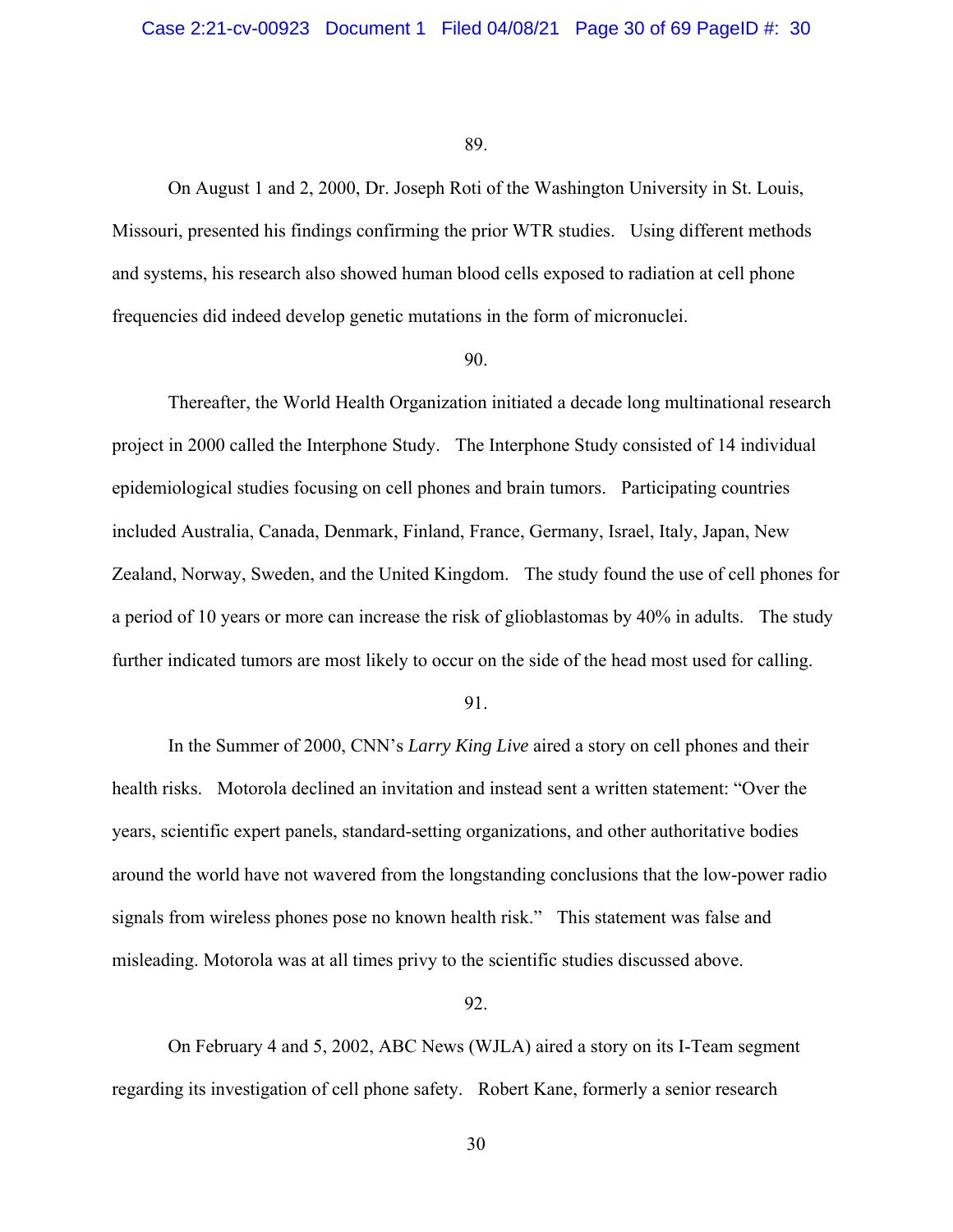89.

On August 1 and 2, 2000, Dr. Joseph Roti of the Washington University in St. Louis, Missouri, presented his findings confirming the prior WTR studies. Using different methods and systems, his research also showed human blood cells exposed to radiation at cell phone frequencies did indeed develop genetic mutations in the form of micronuclei.

90.

Thereafter, the World Health Organization initiated a decade long multinational research project in 2000 called the Interphone Study. The Interphone Study consisted of 14 individual epidemiological studies focusing on cell phones and brain tumors. Participating countries included Australia, Canada, Denmark, Finland, France, Germany, Israel, Italy, Japan, New Zealand, Norway, Sweden, and the United Kingdom. The study found the use of cell phones for a period of 10 years or more can increase the risk of glioblastomas by 40% in adults. The study further indicated tumors are most likely to occur on the side of the head most used for calling.

91.

In the Summer of 2000, CNN's *Larry King Live* aired a story on cell phones and their health risks. Motorola declined an invitation and instead sent a written statement: "Over the years, scientific expert panels, standard-setting organizations, and other authoritative bodies around the world have not wavered from the longstanding conclusions that the low-power radio signals from wireless phones pose no known health risk." This statement was false and misleading. Motorola was at all times privy to the scientific studies discussed above.

92.

On February 4 and 5, 2002, ABC News (WJLA) aired a story on its I-Team segment regarding its investigation of cell phone safety. Robert Kane, formerly a senior research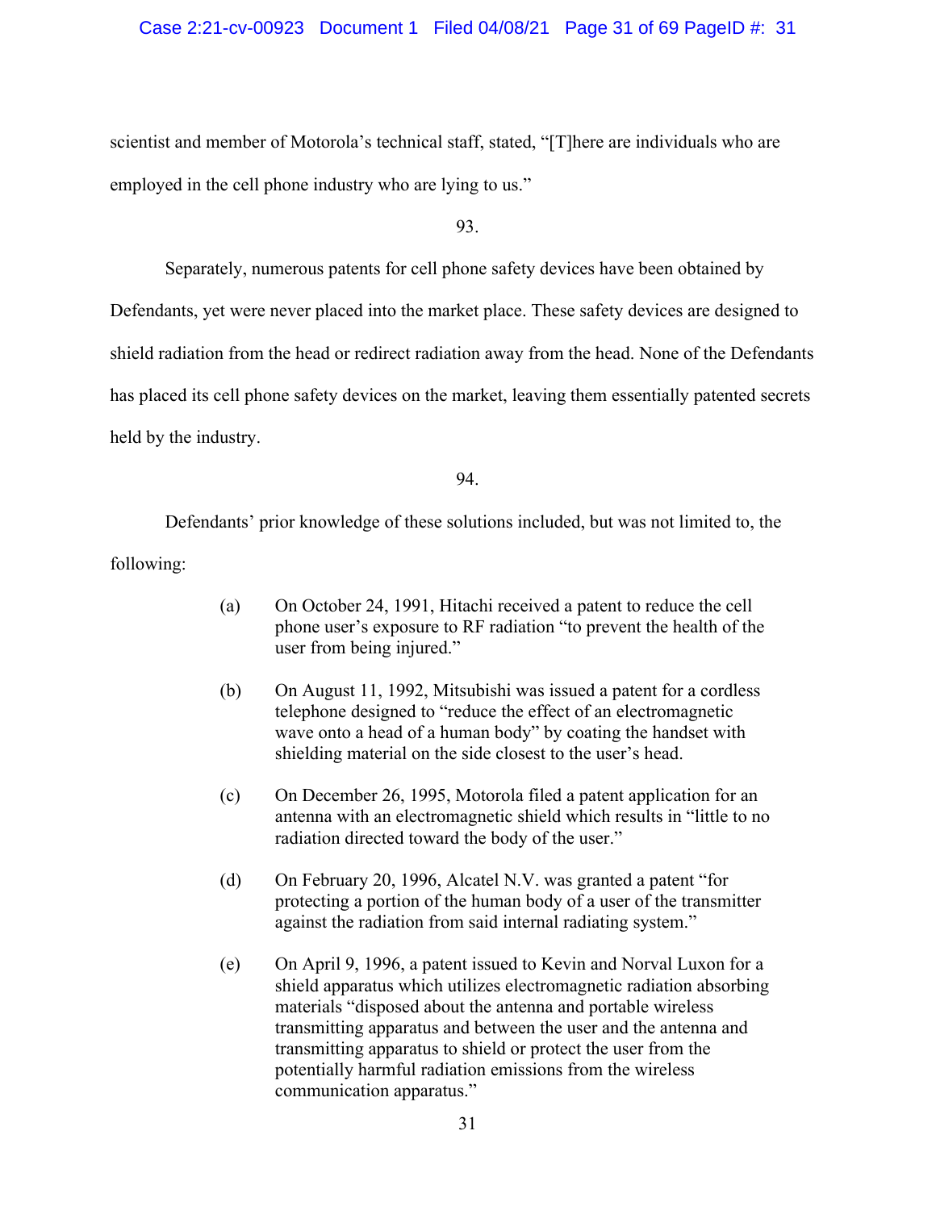scientist and member of Motorola's technical staff, stated, "[T]here are individuals who are employed in the cell phone industry who are lying to us."

93.

Separately, numerous patents for cell phone safety devices have been obtained by Defendants, yet were never placed into the market place. These safety devices are designed to shield radiation from the head or redirect radiation away from the head. None of the Defendants has placed its cell phone safety devices on the market, leaving them essentially patented secrets held by the industry.

94.

Defendants' prior knowledge of these solutions included, but was not limited to, the following:

(a) On October 24, 1991, Hitachi received a patent to reduce the cell phone user's exposure to RF radiation "to prevent the health of the user from being injured."

(b) On August 11, 1992, Mitsubishi was issued a patent for a cordless telephone designed to "reduce the effect of an electromagnetic wave onto a head of a human body" by coating the handset with shielding material on the side closest to the user's head.

(c) On December 26, 1995, Motorola filed a patent application for an antenna with an electromagnetic shield which results in "little to no radiation directed toward the body of the user."

(d) On February 20, 1996, Alcatel N.V. was granted a patent "for protecting a portion of the human body of a user of the transmitter against the radiation from said internal radiating system."

(e) On April 9, 1996, a patent issued to Kevin and Norval Luxon for a shield apparatus which utilizes electromagnetic radiation absorbing materials "disposed about the antenna and portable wireless transmitting apparatus and between the user and the antenna and transmitting apparatus to shield or protect the user from the potentially harmful radiation emissions from the wireless communication apparatus."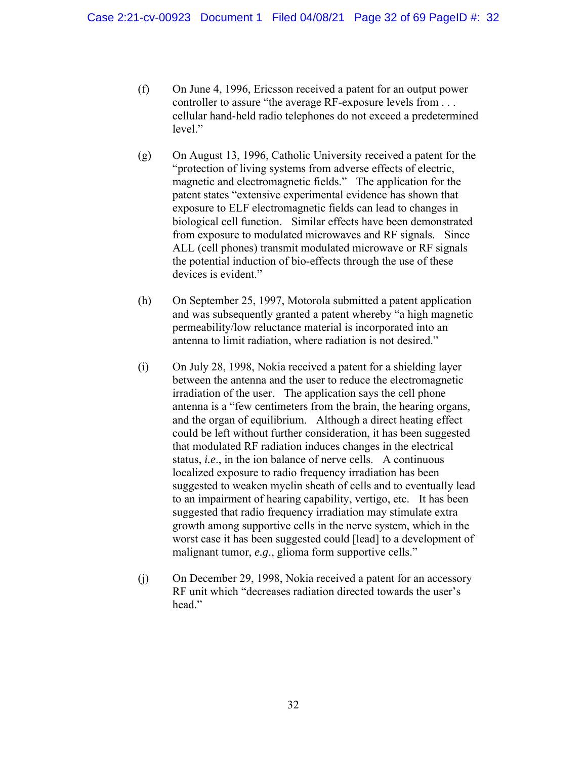(f) On June 4, 1996, Ericsson received a patent for an output power controller to assure "the average RF-exposure levels from . . . cellular hand-held radio telephones do not exceed a predetermined level."

(g) On August 13, 1996, Catholic University received a patent for the "protection of living systems from adverse effects of electric, magnetic and electromagnetic fields." The application for the patent states "extensive experimental evidence has shown that exposure to ELF electromagnetic fields can lead to changes in biological cell function. Similar effects have been demonstrated from exposure to modulated microwaves and RF signals. Since ALL (cell phones) transmit modulated microwave or RF signals the potential induction of bio-effects through the use of these devices is evident."

(h) On September 25, 1997, Motorola submitted a patent application and was subsequently granted a patent whereby "a high magnetic permeability/low reluctance material is incorporated into an antenna to limit radiation, where radiation is not desired."

(i) On July 28, 1998, Nokia received a patent for a shielding layer between the antenna and the user to reduce the electromagnetic irradiation of the user. The application says the cell phone antenna is a "few centimeters from the brain, the hearing organs, and the organ of equilibrium. Although a direct heating effect could be left without further consideration, it has been suggested that modulated RF radiation induces changes in the electrical status, *i.e*., in the ion balance of nerve cells. A continuous localized exposure to radio frequency irradiation has been suggested to weaken myelin sheath of cells and to eventually lead to an impairment of hearing capability, vertigo, etc. It has been suggested that radio frequency irradiation may stimulate extra growth among supportive cells in the nerve system, which in the worst case it has been suggested could [lead] to a development of malignant tumor, *e.g*., glioma form supportive cells."

(j) On December 29, 1998, Nokia received a patent for an accessory RF unit which "decreases radiation directed towards the user's head."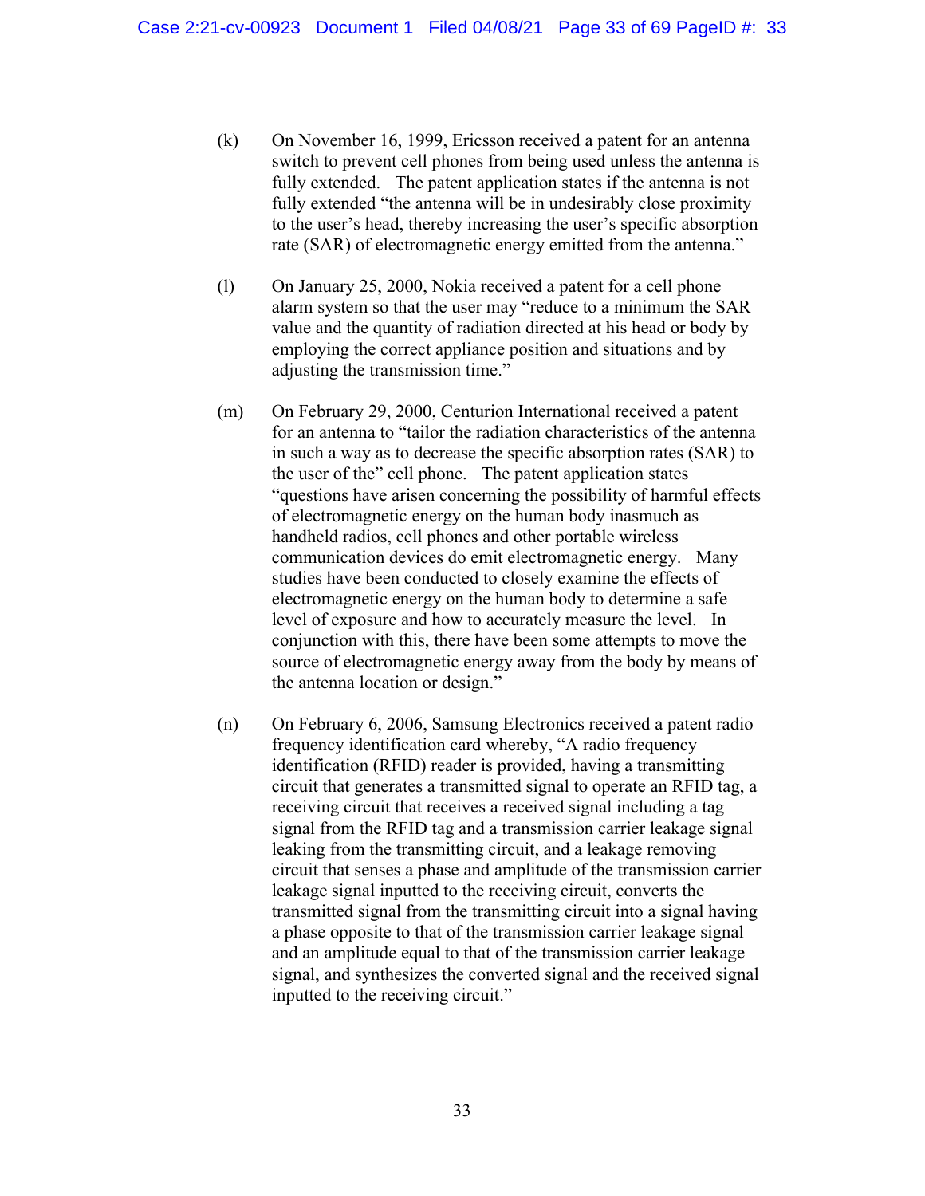(k) On November 16, 1999, Ericsson received a patent for an antenna switch to prevent cell phones from being used unless the antenna is fully extended. The patent application states if the antenna is not fully extended "the antenna will be in undesirably close proximity to the user's head, thereby increasing the user's specific absorption rate (SAR) of electromagnetic energy emitted from the antenna."

(l) On January 25, 2000, Nokia received a patent for a cell phone alarm system so that the user may "reduce to a minimum the SAR value and the quantity of radiation directed at his head or body by employing the correct appliance position and situations and by adjusting the transmission time."

(m) On February 29, 2000, Centurion International received a patent for an antenna to "tailor the radiation characteristics of the antenna in such a way as to decrease the specific absorption rates (SAR) to the user of the" cell phone. The patent application states "questions have arisen concerning the possibility of harmful effects of electromagnetic energy on the human body inasmuch as handheld radios, cell phones and other portable wireless communication devices do emit electromagnetic energy. Many studies have been conducted to closely examine the effects of electromagnetic energy on the human body to determine a safe level of exposure and how to accurately measure the level. In conjunction with this, there have been some attempts to move the source of electromagnetic energy away from the body by means of the antenna location or design."

(n) On February 6, 2006, Samsung Electronics received a patent radio frequency identification card whereby, "A radio frequency identification (RFID) reader is provided, having a transmitting circuit that generates a transmitted signal to operate an RFID tag, a receiving circuit that receives a received signal including a tag signal from the RFID tag and a transmission carrier leakage signal leaking from the transmitting circuit, and a leakage removing circuit that senses a phase and amplitude of the transmission carrier leakage signal inputted to the receiving circuit, converts the transmitted signal from the transmitting circuit into a signal having a phase opposite to that of the transmission carrier leakage signal and an amplitude equal to that of the transmission carrier leakage signal, and synthesizes the converted signal and the received signal inputted to the receiving circuit."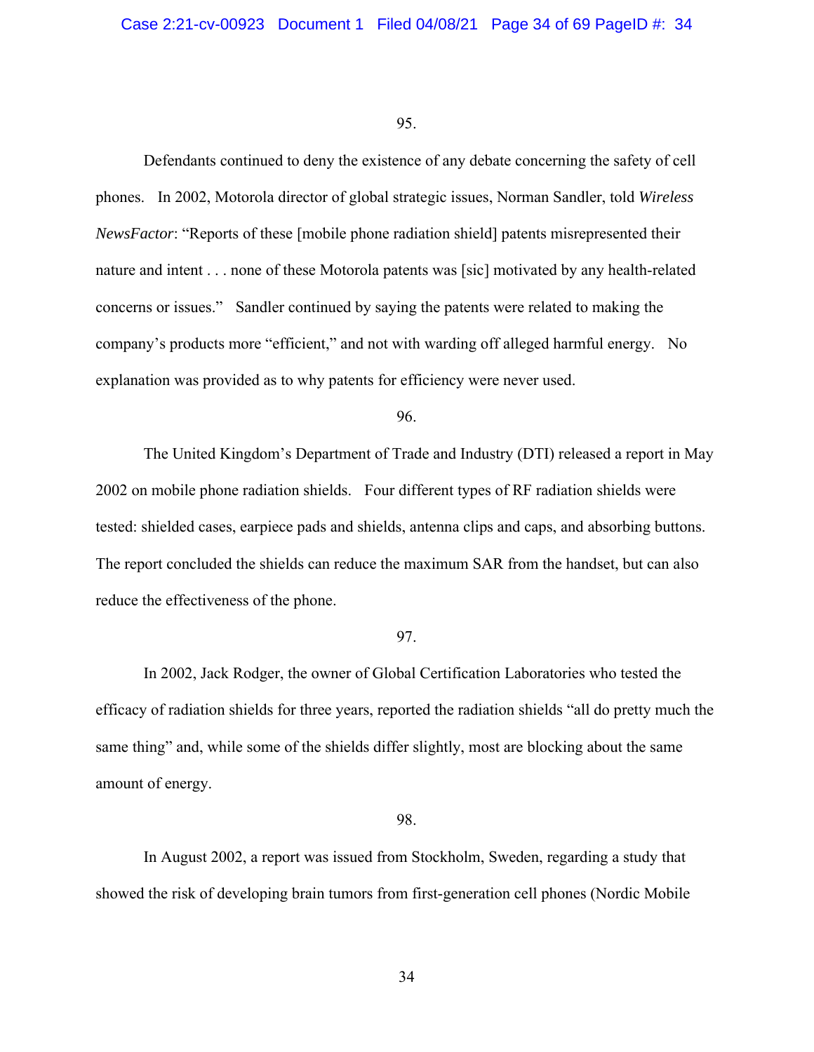95.

Defendants continued to deny the existence of any debate concerning the safety of cell phones. In 2002, Motorola director of global strategic issues, Norman Sandler, told *Wireless NewsFactor*: "Reports of these [mobile phone radiation shield] patents misrepresented their nature and intent . . . none of these Motorola patents was [sic] motivated by any health-related concerns or issues." Sandler continued by saying the patents were related to making the company's products more "efficient," and not with warding off alleged harmful energy. No explanation was provided as to why patents for efficiency were never used.

96.

The United Kingdom's Department of Trade and Industry (DTI) released a report in May 2002 on mobile phone radiation shields. Four different types of RF radiation shields were tested: shielded cases, earpiece pads and shields, antenna clips and caps, and absorbing buttons. The report concluded the shields can reduce the maximum SAR from the handset, but can also reduce the effectiveness of the phone.

97.

In 2002, Jack Rodger, the owner of Global Certification Laboratories who tested the efficacy of radiation shields for three years, reported the radiation shields "all do pretty much the same thing" and, while some of the shields differ slightly, most are blocking about the same amount of energy.

98.

In August 2002, a report was issued from Stockholm, Sweden, regarding a study that showed the risk of developing brain tumors from first-generation cell phones (Nordic Mobile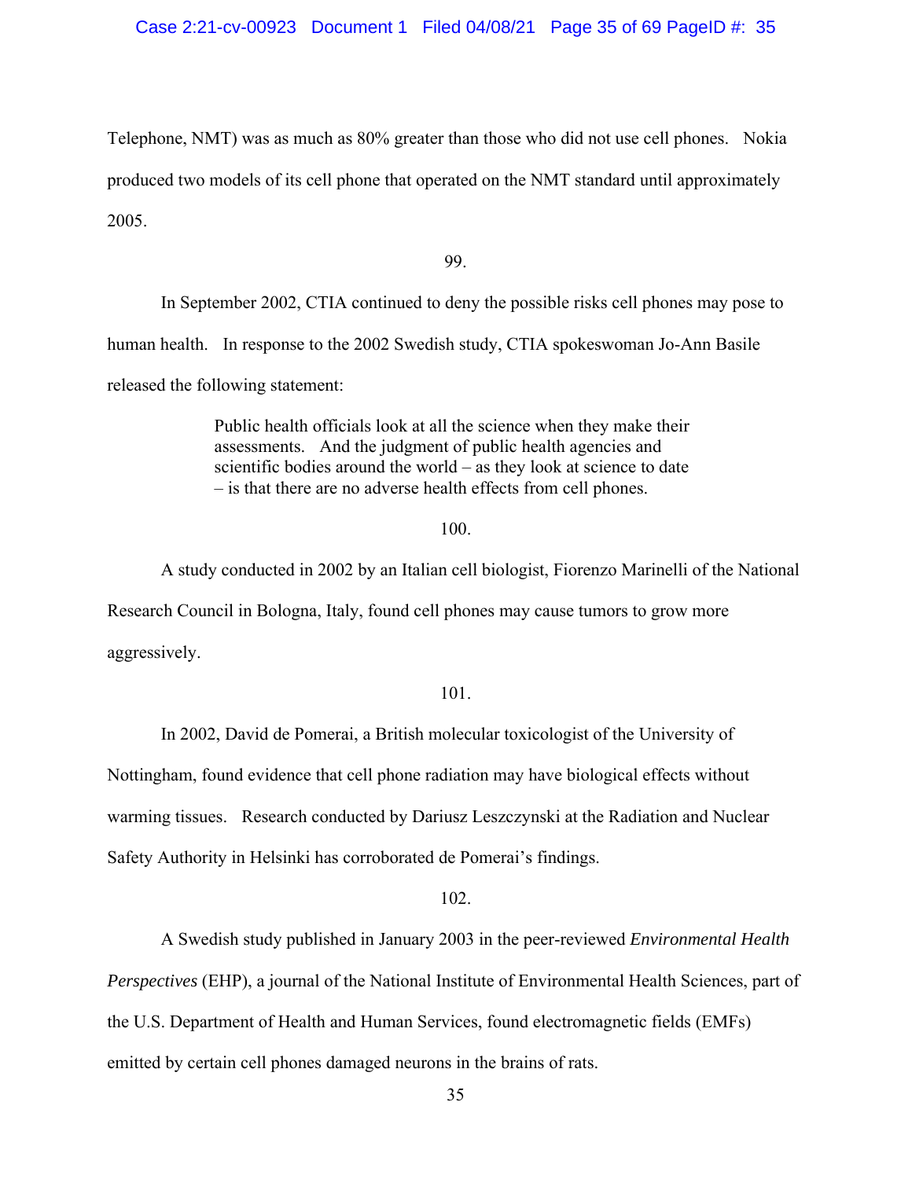Telephone, NMT) was as much as 80% greater than those who did not use cell phones. Nokia produced two models of its cell phone that operated on the NMT standard until approximately 2005.

99.

In September 2002, CTIA continued to deny the possible risks cell phones may pose to human health. In response to the 2002 Swedish study, CTIA spokeswoman Jo-Ann Basile released the following statement:

> Public health officials look at all the science when they make their assessments. And the judgment of public health agencies and scientific bodies around the world – as they look at science to date – is that there are no adverse health effects from cell phones.

100.

A study conducted in 2002 by an Italian cell biologist, Fiorenzo Marinelli of the National Research Council in Bologna, Italy, found cell phones may cause tumors to grow more aggressively.

101.

In 2002, David de Pomerai, a British molecular toxicologist of the University of Nottingham, found evidence that cell phone radiation may have biological effects without warming tissues. Research conducted by Dariusz Leszczynski at the Radiation and Nuclear Safety Authority in Helsinki has corroborated de Pomerai's findings.

102.

A Swedish study published in January 2003 in the peer-reviewed *Environmental Health Perspectives* (EHP), a journal of the National Institute of Environmental Health Sciences, part of the U.S. Department of Health and Human Services, found electromagnetic fields (EMFs) emitted by certain cell phones damaged neurons in the brains of rats.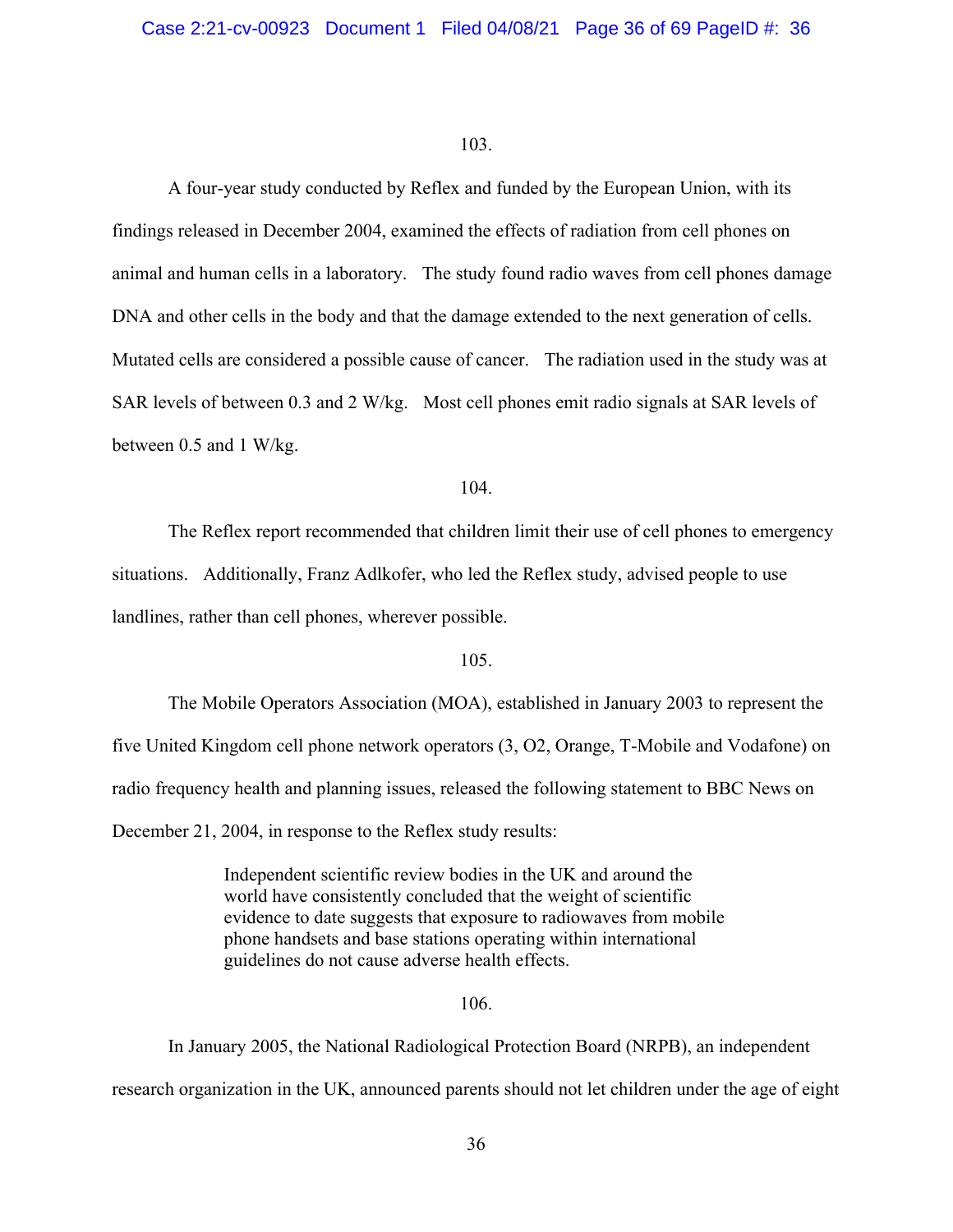103.

A four-year study conducted by Reflex and funded by the European Union, with its findings released in December 2004, examined the effects of radiation from cell phones on animal and human cells in a laboratory. The study found radio waves from cell phones damage DNA and other cells in the body and that the damage extended to the next generation of cells. Mutated cells are considered a possible cause of cancer. The radiation used in the study was at SAR levels of between 0.3 and 2 W/kg. Most cell phones emit radio signals at SAR levels of between 0.5 and 1 W/kg.

104.

The Reflex report recommended that children limit their use of cell phones to emergency situations. Additionally, Franz Adlkofer, who led the Reflex study, advised people to use landlines, rather than cell phones, wherever possible.

105.

The Mobile Operators Association (MOA), established in January 2003 to represent the five United Kingdom cell phone network operators (3, O2, Orange, T-Mobile and Vodafone) on radio frequency health and planning issues, released the following statement to BBC News on December 21, 2004, in response to the Reflex study results:

> Independent scientific review bodies in the UK and around the world have consistently concluded that the weight of scientific evidence to date suggests that exposure to radiowaves from mobile phone handsets and base stations operating within international guidelines do not cause adverse health effects.

106.

In January 2005, the National Radiological Protection Board (NRPB), an independent research organization in the UK, announced parents should not let children under the age of eight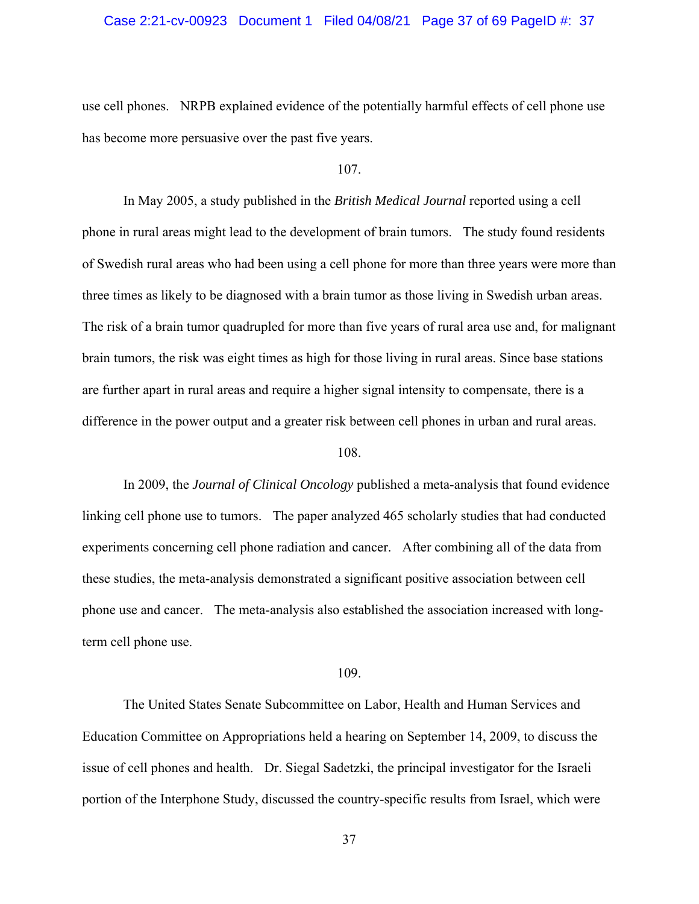use cell phones. NRPB explained evidence of the potentially harmful effects of cell phone use has become more persuasive over the past five years.

107.

In May 2005, a study published in the *British Medical Journal* reported using a cell phone in rural areas might lead to the development of brain tumors. The study found residents of Swedish rural areas who had been using a cell phone for more than three years were more than three times as likely to be diagnosed with a brain tumor as those living in Swedish urban areas. The risk of a brain tumor quadrupled for more than five years of rural area use and, for malignant brain tumors, the risk was eight times as high for those living in rural areas. Since base stations are further apart in rural areas and require a higher signal intensity to compensate, there is a difference in the power output and a greater risk between cell phones in urban and rural areas.

108.

In 2009, the *Journal of Clinical Oncology* published a meta-analysis that found evidence linking cell phone use to tumors. The paper analyzed 465 scholarly studies that had conducted experiments concerning cell phone radiation and cancer. After combining all of the data from these studies, the meta-analysis demonstrated a significant positive association between cell phone use and cancer. The meta-analysis also established the association increased with long-term cell phone use.

109.

The United States Senate Subcommittee on Labor, Health and Human Services and Education Committee on Appropriations held a hearing on September 14, 2009, to discuss the issue of cell phones and health. Dr. Siegal Sadetzki, the principal investigator for the Israeli portion of the Interphone Study, discussed the country-specific results from Israel, which were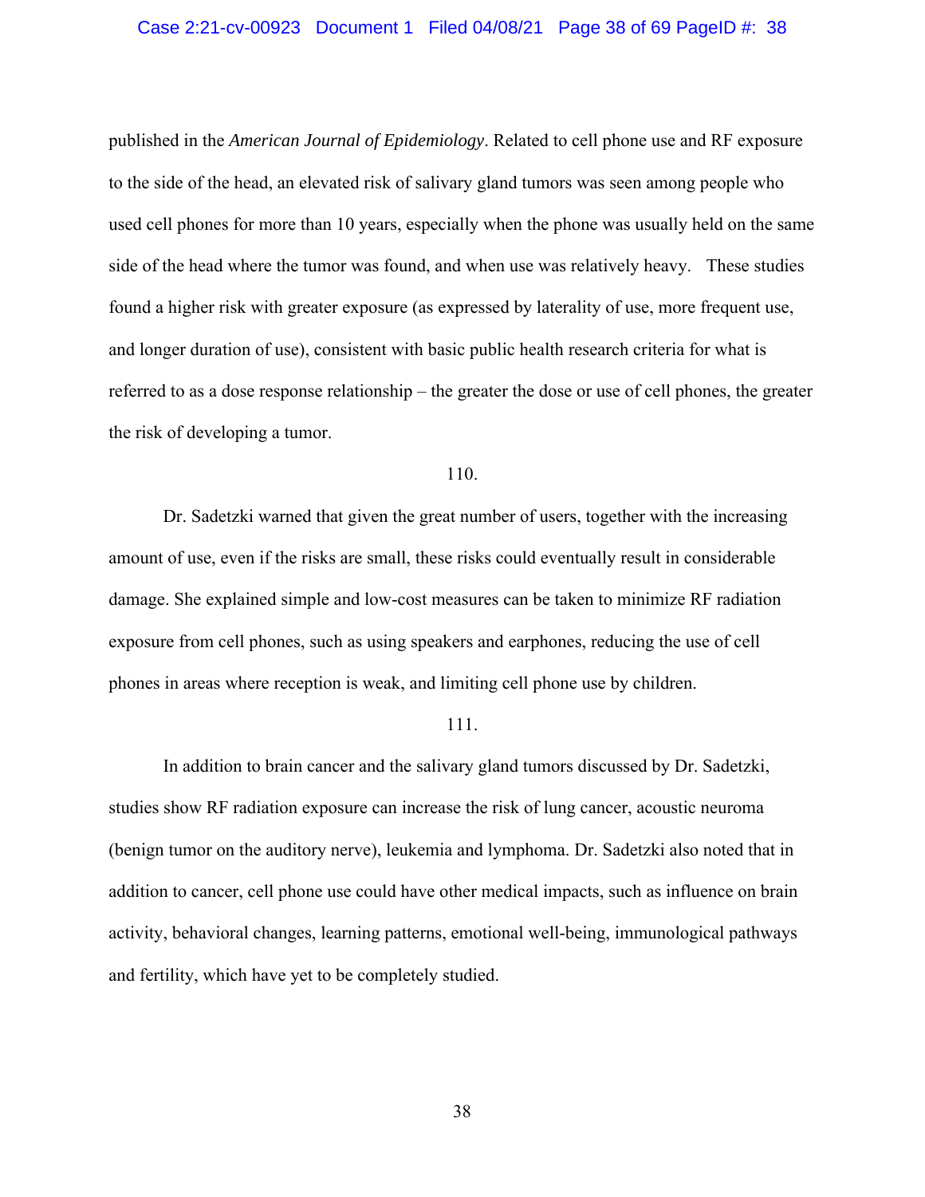published in the *American Journal of Epidemiology*. Related to cell phone use and RF exposure to the side of the head, an elevated risk of salivary gland tumors was seen among people who used cell phones for more than 10 years, especially when the phone was usually held on the same side of the head where the tumor was found, and when use was relatively heavy. These studies found a higher risk with greater exposure (as expressed by laterality of use, more frequent use, and longer duration of use), consistent with basic public health research criteria for what is referred to as a dose response relationship – the greater the dose or use of cell phones, the greater the risk of developing a tumor.

110.

Dr. Sadetzki warned that given the great number of users, together with the increasing amount of use, even if the risks are small, these risks could eventually result in considerable damage. She explained simple and low-cost measures can be taken to minimize RF radiation exposure from cell phones, such as using speakers and earphones, reducing the use of cell phones in areas where reception is weak, and limiting cell phone use by children.

111.

In addition to brain cancer and the salivary gland tumors discussed by Dr. Sadetzki, studies show RF radiation exposure can increase the risk of lung cancer, acoustic neuroma (benign tumor on the auditory nerve), leukemia and lymphoma. Dr. Sadetzki also noted that in addition to cancer, cell phone use could have other medical impacts, such as influence on brain activity, behavioral changes, learning patterns, emotional well-being, immunological pathways and fertility, which have yet to be completely studied.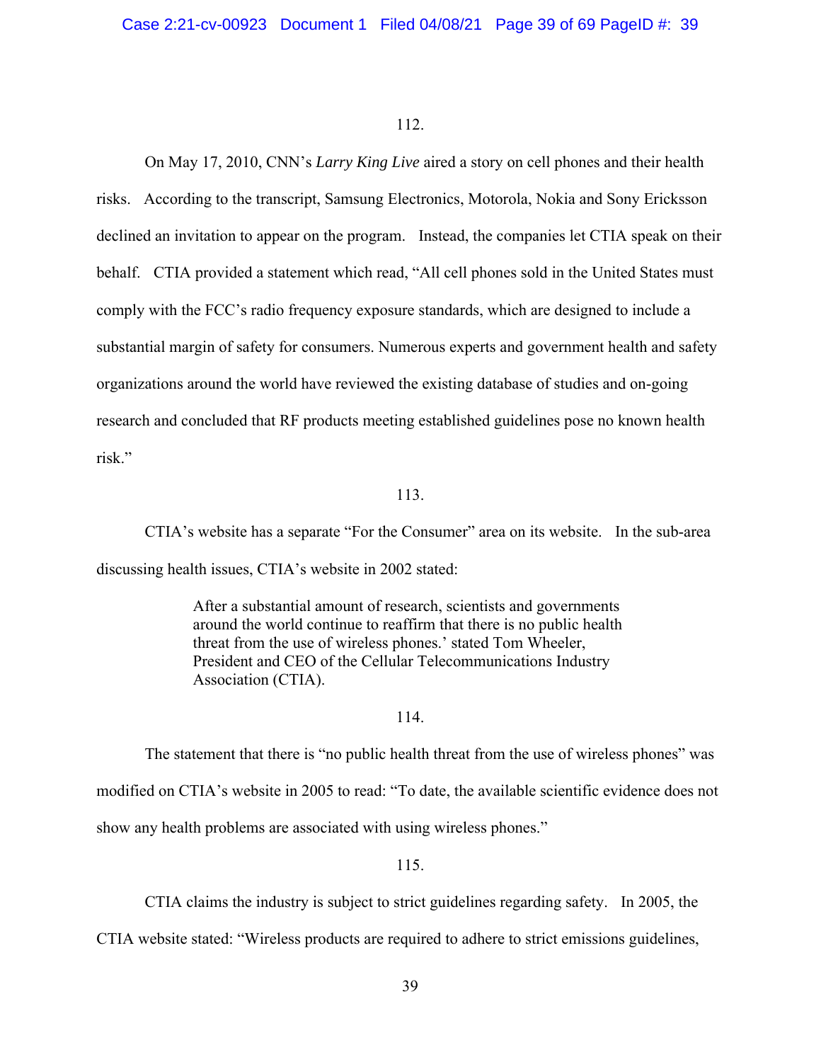112.

On May 17, 2010, CNN's *Larry King Live* aired a story on cell phones and their health risks. According to the transcript, Samsung Electronics, Motorola, Nokia and Sony Ericksson declined an invitation to appear on the program. Instead, the companies let CTIA speak on their behalf. CTIA provided a statement which read, "All cell phones sold in the United States must comply with the FCC's radio frequency exposure standards, which are designed to include a substantial margin of safety for consumers. Numerous experts and government health and safety organizations around the world have reviewed the existing database of studies and on-going research and concluded that RF products meeting established guidelines pose no known health risk."

113.

CTIA's website has a separate "For the Consumer" area on its website. In the sub-area discussing health issues, CTIA's website in 2002 stated:

> After a substantial amount of research, scientists and governments around the world continue to reaffirm that there is no public health threat from the use of wireless phones.' stated Tom Wheeler, President and CEO of the Cellular Telecommunications Industry Association (CTIA).

114.

The statement that there is "no public health threat from the use of wireless phones" was modified on CTIA's website in 2005 to read: "To date, the available scientific evidence does not show any health problems are associated with using wireless phones."

115.

CTIA claims the industry is subject to strict guidelines regarding safety. In 2005, the CTIA website stated: "Wireless products are required to adhere to strict emissions guidelines,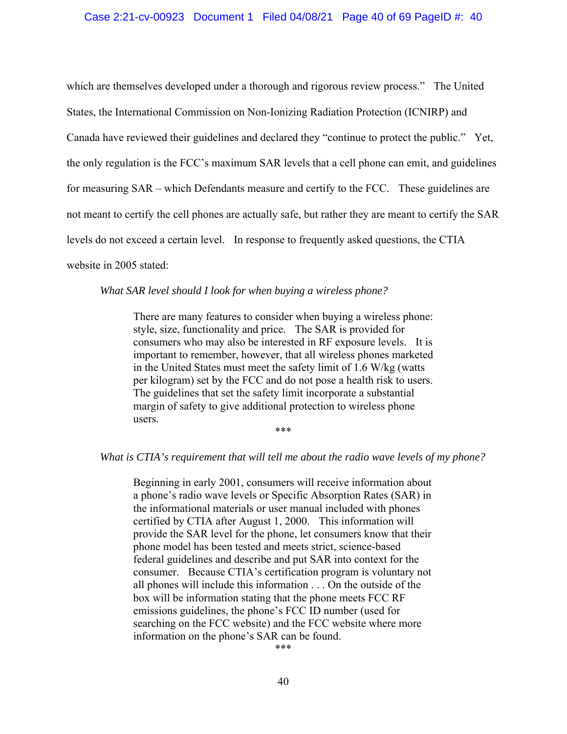which are themselves developed under a thorough and rigorous review process." The United States, the International Commission on Non-Ionizing Radiation Protection (ICNIRP) and Canada have reviewed their guidelines and declared they "continue to protect the public." Yet, the only regulation is the FCC's maximum SAR levels that a cell phone can emit, and guidelines for measuring SAR – which Defendants measure and certify to the FCC. These guidelines are not meant to certify the cell phones are actually safe, but rather they are meant to certify the SAR levels do not exceed a certain level. In response to frequently asked questions, the CTIA website in 2005 stated:

*What SAR level should I look for when buying a wireless phone?*

> There are many features to consider when buying a wireless phone: style, size, functionality and price. The SAR is provided for consumers who may also be interested in RF exposure levels. It is important to remember, however, that all wireless phones marketed in the United States must meet the safety limit of 1.6 W/kg (watts per kilogram) set by the FCC and do not pose a health risk to users. The guidelines that set the safety limit incorporate a substantial margin of safety to give additional protection to wireless phone users.

\*\*\*

*What is CTIA's requirement that will tell me about the radio wave levels of my phone?*

> Beginning in early 2001, consumers will receive information about a phone's radio wave levels or Specific Absorption Rates (SAR) in the informational materials or user manual included with phones certified by CTIA after August 1, 2000. This information will provide the SAR level for the phone, let consumers know that their phone model has been tested and meets strict, science-based federal guidelines and describe and put SAR into context for the consumer. Because CTIA's certification program is voluntary not all phones will include this information . . . On the outside of the box will be information stating that the phone meets FCC RF emissions guidelines, the phone's FCC ID number (used for searching on the FCC website) and the FCC website where more information on the phone's SAR can be found.

\*\*\*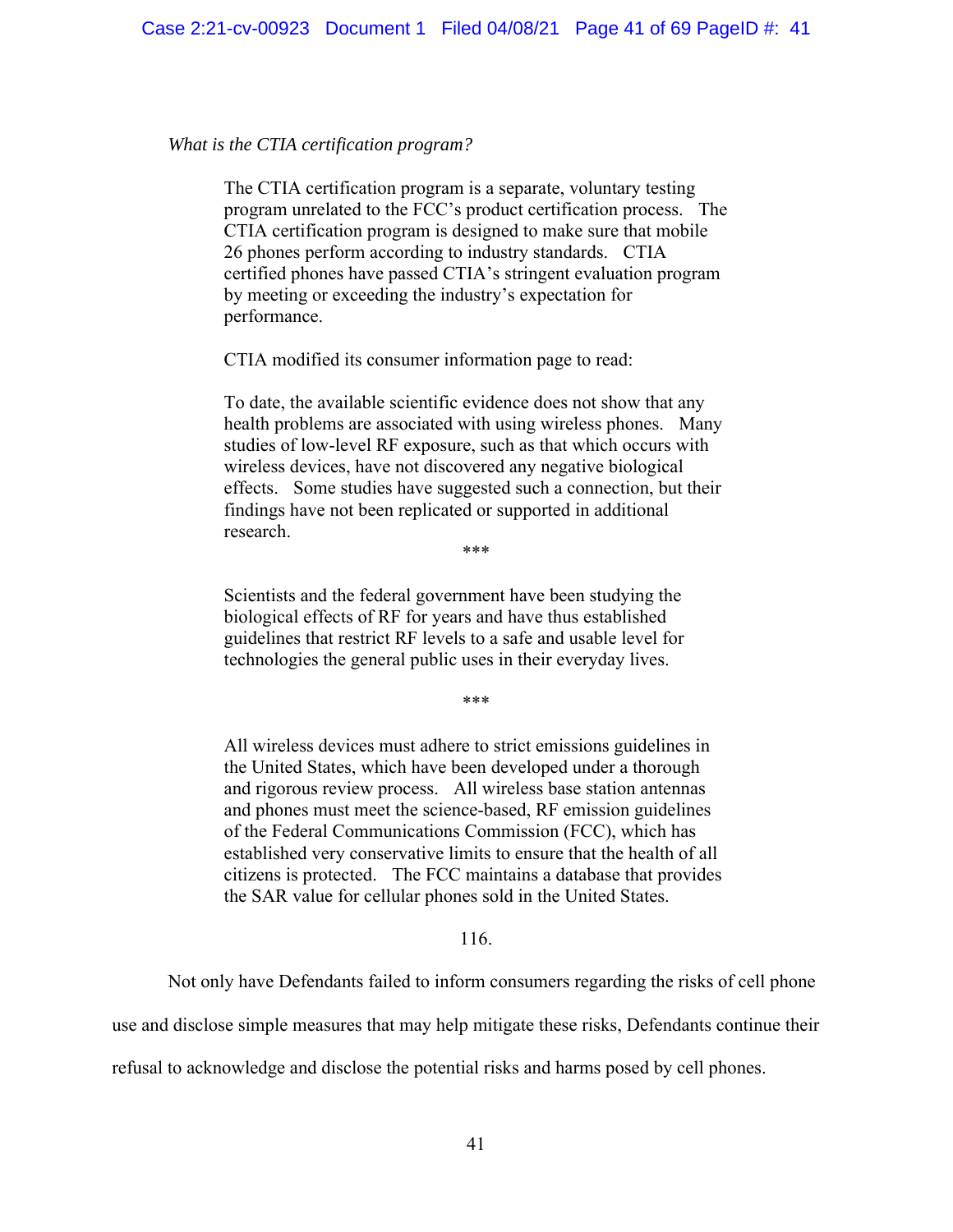*What is the CTIA certification program?*

> The CTIA certification program is a separate, voluntary testing program unrelated to the FCC's product certification process. The CTIA certification program is designed to make sure that mobile 26 phones perform according to industry standards. CTIA certified phones have passed CTIA's stringent evaluation program by meeting or exceeding the industry's expectation for performance.
>
> CTIA modified its consumer information page to read:
>
> To date, the available scientific evidence does not show that any health problems are associated with using wireless phones. Many studies of low-level RF exposure, such as that which occurs with wireless devices, have not discovered any negative biological effects. Some studies have suggested such a connection, but their findings have not been replicated or supported in additional research.
>
> \*\*\*
>
> Scientists and the federal government have been studying the biological effects of RF for years and have thus established guidelines that restrict RF levels to a safe and usable level for technologies the general public uses in their everyday lives.
>
> \*\*\*
>
> All wireless devices must adhere to strict emissions guidelines in the United States, which have been developed under a thorough and rigorous review process. All wireless base station antennas and phones must meet the science-based, RF emission guidelines of the Federal Communications Commission (FCC), which has established very conservative limits to ensure that the health of all citizens is protected. The FCC maintains a database that provides the SAR value for cellular phones sold in the United States.

116.

Not only have Defendants failed to inform consumers regarding the risks of cell phone use and disclose simple measures that may help mitigate these risks, Defendants continue their refusal to acknowledge and disclose the potential risks and harms posed by cell phones.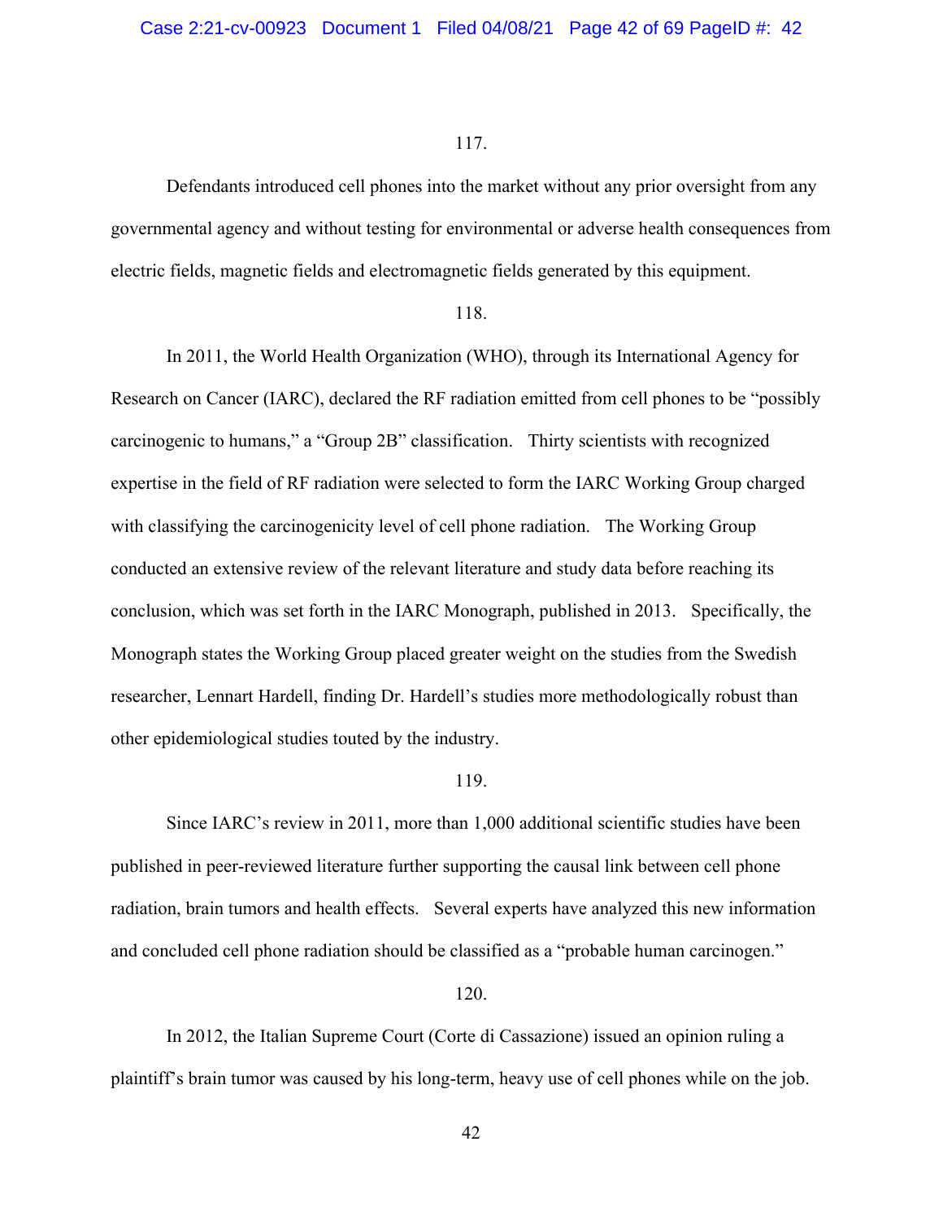117.

Defendants introduced cell phones into the market without any prior oversight from any governmental agency and without testing for environmental or adverse health consequences from electric fields, magnetic fields and electromagnetic fields generated by this equipment.

118.

In 2011, the World Health Organization (WHO), through its International Agency for Research on Cancer (IARC), declared the RF radiation emitted from cell phones to be "possibly carcinogenic to humans," a "Group 2B" classification. Thirty scientists with recognized expertise in the field of RF radiation were selected to form the IARC Working Group charged with classifying the carcinogenicity level of cell phone radiation. The Working Group conducted an extensive review of the relevant literature and study data before reaching its conclusion, which was set forth in the IARC Monograph, published in 2013. Specifically, the Monograph states the Working Group placed greater weight on the studies from the Swedish researcher, Lennart Hardell, finding Dr. Hardell's studies more methodologically robust than other epidemiological studies touted by the industry.

119.

Since IARC's review in 2011, more than 1,000 additional scientific studies have been published in peer-reviewed literature further supporting the causal link between cell phone radiation, brain tumors and health effects. Several experts have analyzed this new information and concluded cell phone radiation should be classified as a "probable human carcinogen."

120.

In 2012, the Italian Supreme Court (Corte di Cassazione) issued an opinion ruling a plaintiff's brain tumor was caused by his long-term, heavy use of cell phones while on the job.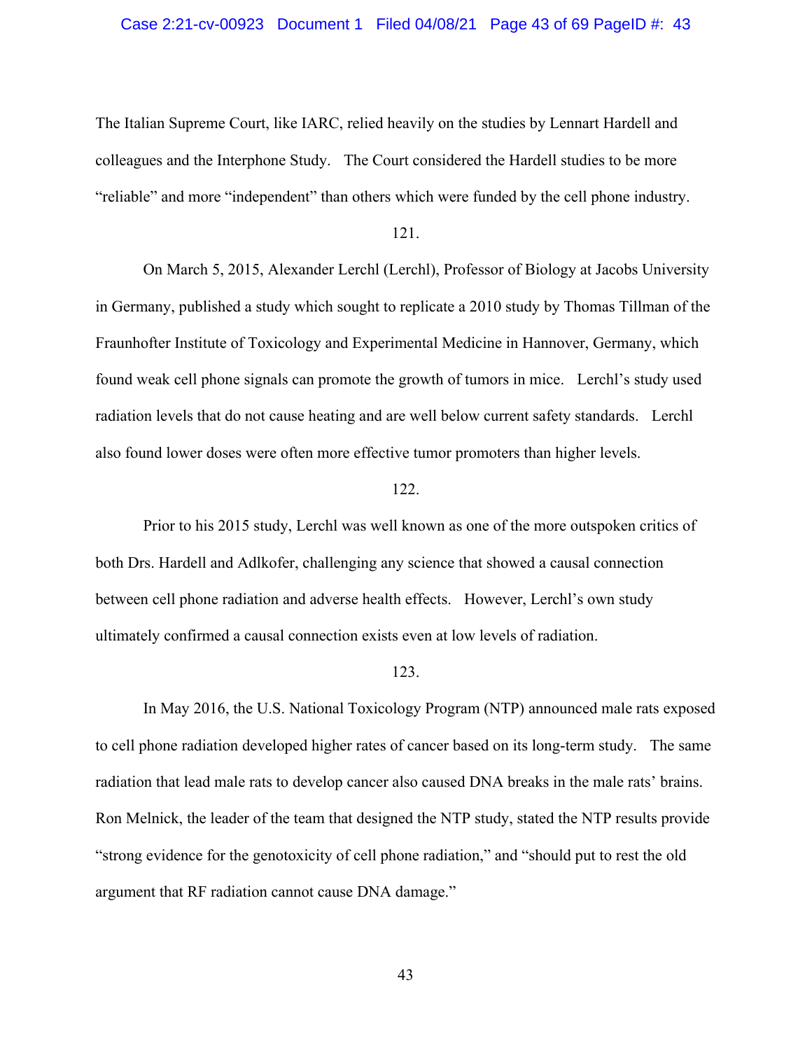The Italian Supreme Court, like IARC, relied heavily on the studies by Lennart Hardell and colleagues and the Interphone Study. The Court considered the Hardell studies to be more "reliable" and more "independent" than others which were funded by the cell phone industry.

121.

On March 5, 2015, Alexander Lerchl (Lerchl), Professor of Biology at Jacobs University in Germany, published a study which sought to replicate a 2010 study by Thomas Tillman of the Fraunhofter Institute of Toxicology and Experimental Medicine in Hannover, Germany, which found weak cell phone signals can promote the growth of tumors in mice. Lerchl's study used radiation levels that do not cause heating and are well below current safety standards. Lerchl also found lower doses were often more effective tumor promoters than higher levels.

122.

Prior to his 2015 study, Lerchl was well known as one of the more outspoken critics of both Drs. Hardell and Adlkofer, challenging any science that showed a causal connection between cell phone radiation and adverse health effects. However, Lerchl's own study ultimately confirmed a causal connection exists even at low levels of radiation.

123.

In May 2016, the U.S. National Toxicology Program (NTP) announced male rats exposed to cell phone radiation developed higher rates of cancer based on its long-term study. The same radiation that lead male rats to develop cancer also caused DNA breaks in the male rats' brains. Ron Melnick, the leader of the team that designed the NTP study, stated the NTP results provide "strong evidence for the genotoxicity of cell phone radiation," and "should put to rest the old argument that RF radiation cannot cause DNA damage."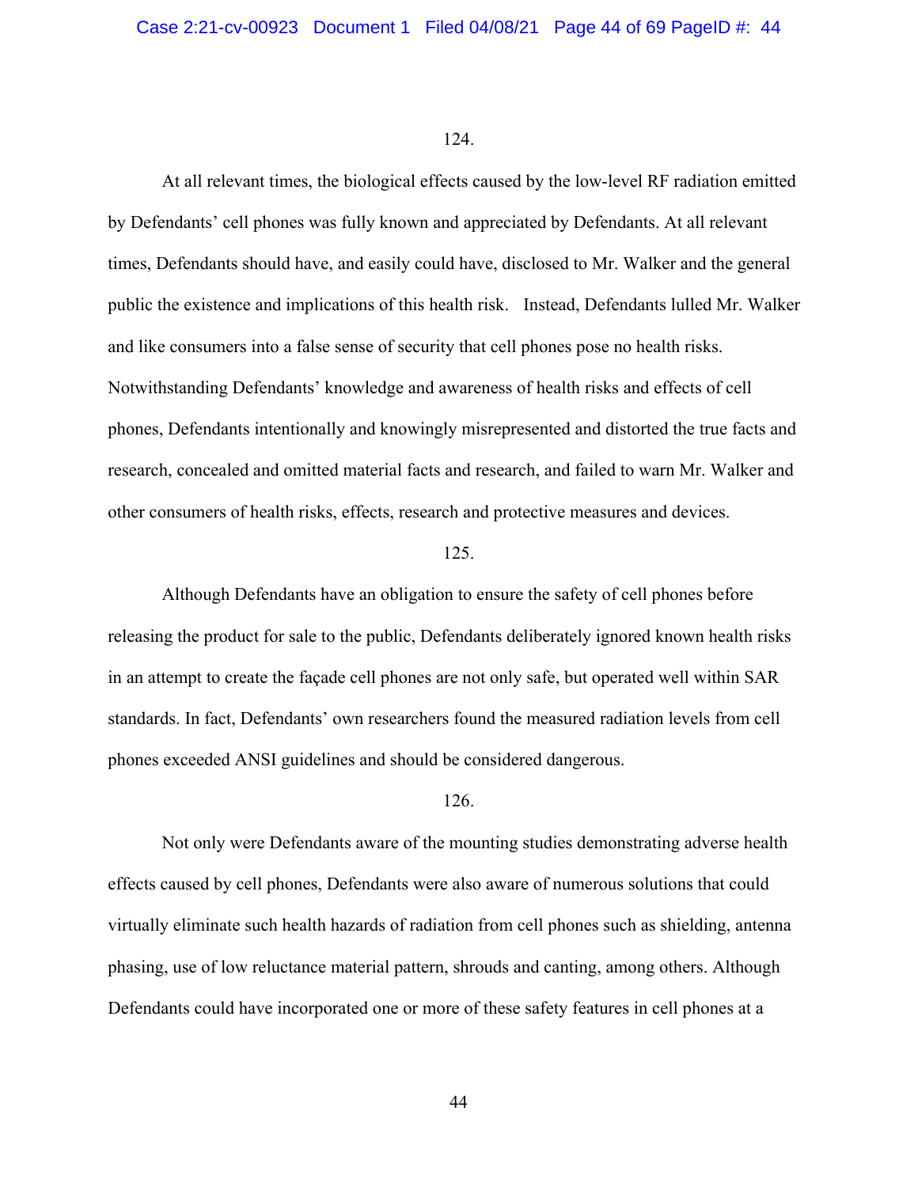124.

At all relevant times, the biological effects caused by the low-level RF radiation emitted by Defendants' cell phones was fully known and appreciated by Defendants. At all relevant times, Defendants should have, and easily could have, disclosed to Mr. Walker and the general public the existence and implications of this health risk. Instead, Defendants lulled Mr. Walker and like consumers into a false sense of security that cell phones pose no health risks. Notwithstanding Defendants' knowledge and awareness of health risks and effects of cell phones, Defendants intentionally and knowingly misrepresented and distorted the true facts and research, concealed and omitted material facts and research, and failed to warn Mr. Walker and other consumers of health risks, effects, research and protective measures and devices.

125.

Although Defendants have an obligation to ensure the safety of cell phones before releasing the product for sale to the public, Defendants deliberately ignored known health risks in an attempt to create the façade cell phones are not only safe, but operated well within SAR standards. In fact, Defendants' own researchers found the measured radiation levels from cell phones exceeded ANSI guidelines and should be considered dangerous.

126.

Not only were Defendants aware of the mounting studies demonstrating adverse health effects caused by cell phones, Defendants were also aware of numerous solutions that could virtually eliminate such health hazards of radiation from cell phones such as shielding, antenna phasing, use of low reluctance material pattern, shrouds and canting, among others. Although Defendants could have incorporated one or more of these safety features in cell phones at a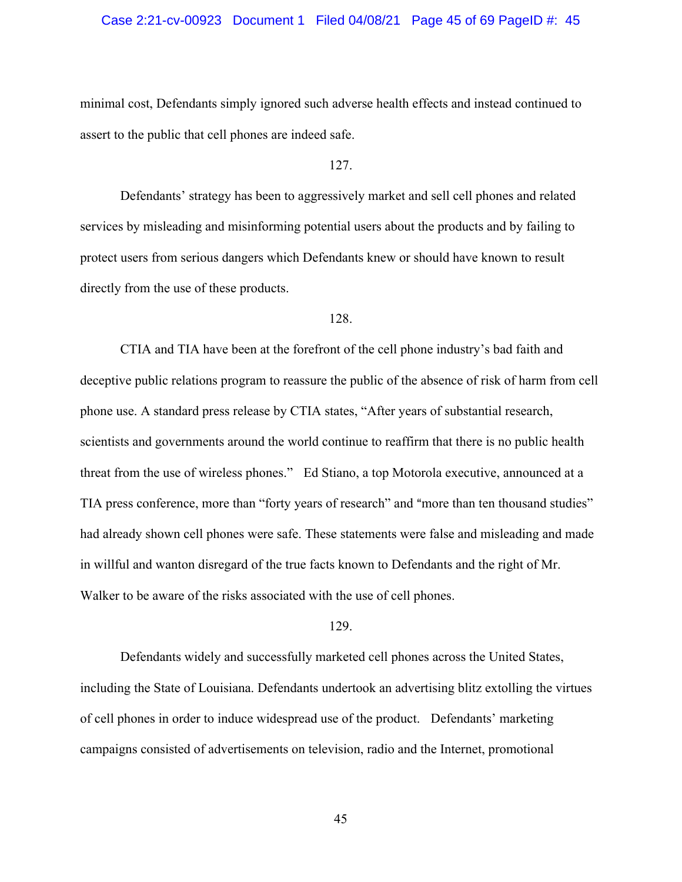minimal cost, Defendants simply ignored such adverse health effects and instead continued to assert to the public that cell phones are indeed safe.

127.

Defendants' strategy has been to aggressively market and sell cell phones and related services by misleading and misinforming potential users about the products and by failing to protect users from serious dangers which Defendants knew or should have known to result directly from the use of these products.

128.

CTIA and TIA have been at the forefront of the cell phone industry's bad faith and deceptive public relations program to reassure the public of the absence of risk of harm from cell phone use. A standard press release by CTIA states, "After years of substantial research, scientists and governments around the world continue to reaffirm that there is no public health threat from the use of wireless phones." Ed Stiano, a top Motorola executive, announced at a TIA press conference, more than "forty years of research" and "more than ten thousand studies" had already shown cell phones were safe. These statements were false and misleading and made in willful and wanton disregard of the true facts known to Defendants and the right of Mr. Walker to be aware of the risks associated with the use of cell phones.

129.

Defendants widely and successfully marketed cell phones across the United States, including the State of Louisiana. Defendants undertook an advertising blitz extolling the virtues of cell phones in order to induce widespread use of the product. Defendants' marketing campaigns consisted of advertisements on television, radio and the Internet, promotional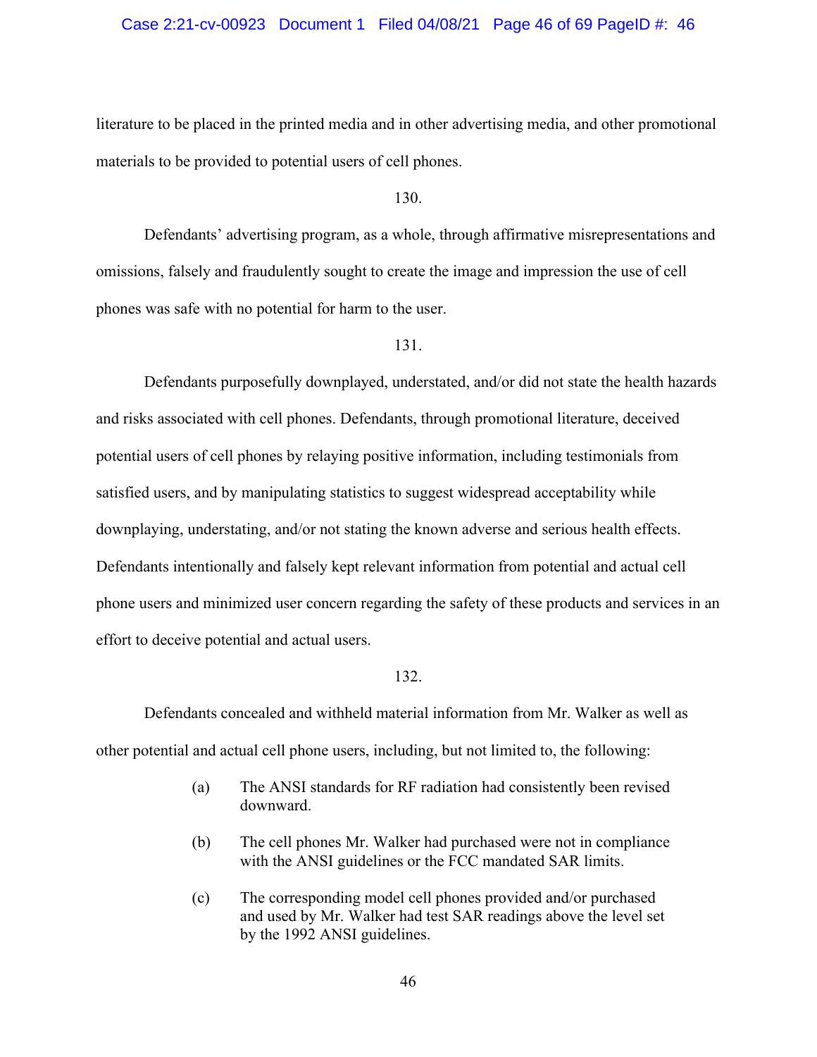literature to be placed in the printed media and in other advertising media, and other promotional materials to be provided to potential users of cell phones.

130.

Defendants' advertising program, as a whole, through affirmative misrepresentations and omissions, falsely and fraudulently sought to create the image and impression the use of cell phones was safe with no potential for harm to the user.

131.

Defendants purposefully downplayed, understated, and/or did not state the health hazards and risks associated with cell phones. Defendants, through promotional literature, deceived potential users of cell phones by relaying positive information, including testimonials from satisfied users, and by manipulating statistics to suggest widespread acceptability while downplaying, understating, and/or not stating the known adverse and serious health effects. Defendants intentionally and falsely kept relevant information from potential and actual cell phone users and minimized user concern regarding the safety of these products and services in an effort to deceive potential and actual users.

132.

Defendants concealed and withheld material information from Mr. Walker as well as other potential and actual cell phone users, including, but not limited to, the following:

(a) The ANSI standards for RF radiation had consistently been revised downward.

(b) The cell phones Mr. Walker had purchased were not in compliance with the ANSI guidelines or the FCC mandated SAR limits.

(c) The corresponding model cell phones provided and/or purchased and used by Mr. Walker had test SAR readings above the level set by the 1992 ANSI guidelines.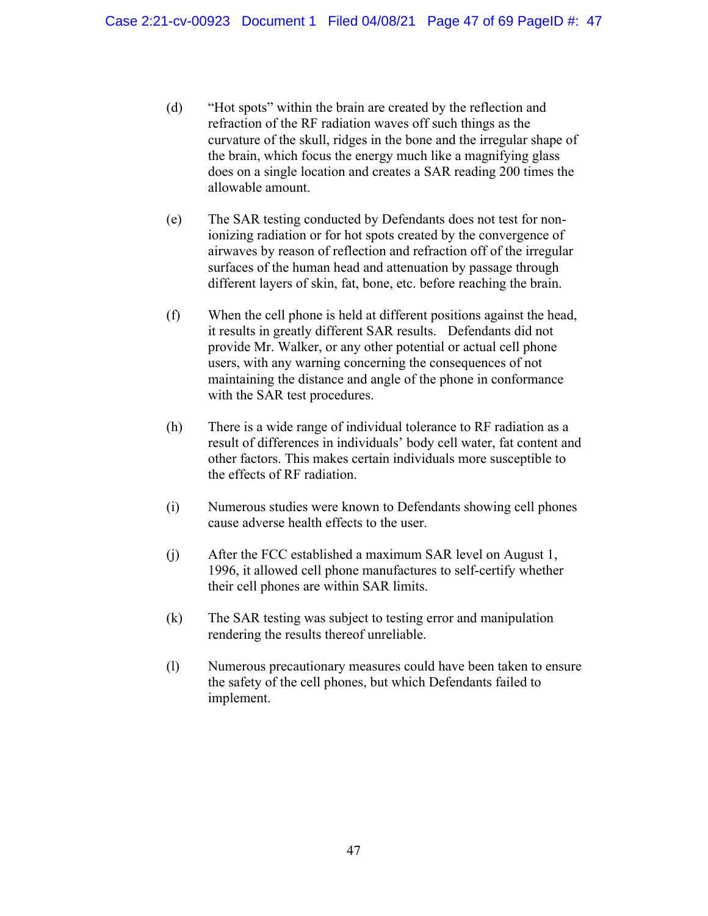(d) "Hot spots" within the brain are created by the reflection and refraction of the RF radiation waves off such things as the curvature of the skull, ridges in the bone and the irregular shape of the brain, which focus the energy much like a magnifying glass does on a single location and creates a SAR reading 200 times the allowable amount.

(e) The SAR testing conducted by Defendants does not test for non-ionizing radiation or for hot spots created by the convergence of airwaves by reason of reflection and refraction off of the irregular surfaces of the human head and attenuation by passage through different layers of skin, fat, bone, etc. before reaching the brain.

(f) When the cell phone is held at different positions against the head, it results in greatly different SAR results. Defendants did not provide Mr. Walker, or any other potential or actual cell phone users, with any warning concerning the consequences of not maintaining the distance and angle of the phone in conformance with the SAR test procedures.

(h) There is a wide range of individual tolerance to RF radiation as a result of differences in individuals' body cell water, fat content and other factors. This makes certain individuals more susceptible to the effects of RF radiation.

(i) Numerous studies were known to Defendants showing cell phones cause adverse health effects to the user.

(j) After the FCC established a maximum SAR level on August 1, 1996, it allowed cell phone manufactures to self-certify whether their cell phones are within SAR limits.

(k) The SAR testing was subject to testing error and manipulation rendering the results thereof unreliable.

(l) Numerous precautionary measures could have been taken to ensure the safety of the cell phones, but which Defendants failed to implement.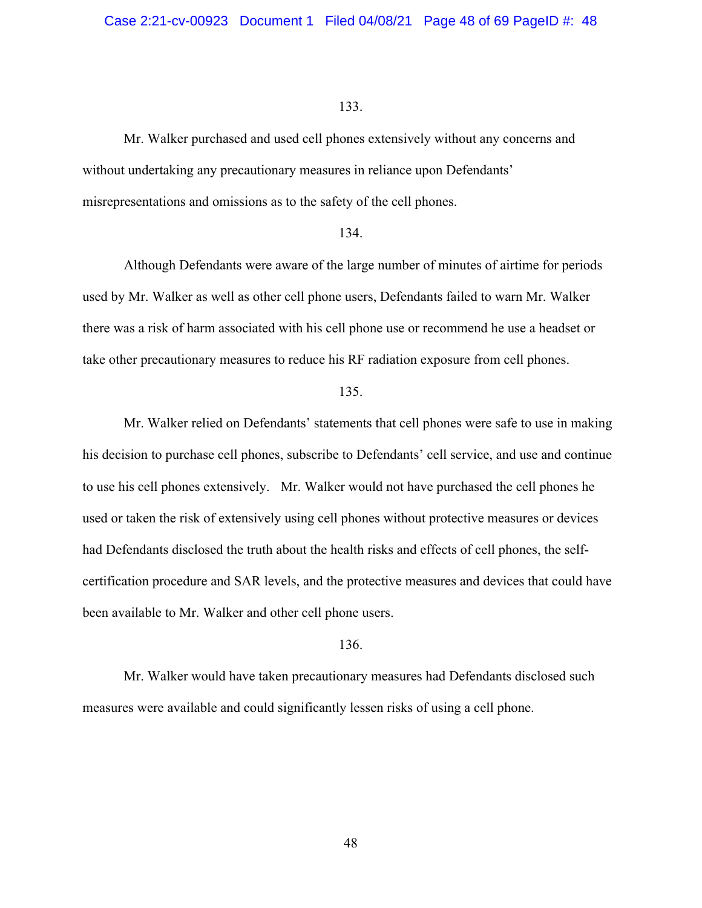133.

Mr. Walker purchased and used cell phones extensively without any concerns and without undertaking any precautionary measures in reliance upon Defendants' misrepresentations and omissions as to the safety of the cell phones.

134.

Although Defendants were aware of the large number of minutes of airtime for periods used by Mr. Walker as well as other cell phone users, Defendants failed to warn Mr. Walker there was a risk of harm associated with his cell phone use or recommend he use a headset or take other precautionary measures to reduce his RF radiation exposure from cell phones.

135.

Mr. Walker relied on Defendants' statements that cell phones were safe to use in making his decision to purchase cell phones, subscribe to Defendants' cell service, and use and continue to use his cell phones extensively. Mr. Walker would not have purchased the cell phones he used or taken the risk of extensively using cell phones without protective measures or devices had Defendants disclosed the truth about the health risks and effects of cell phones, the self-certification procedure and SAR levels, and the protective measures and devices that could have been available to Mr. Walker and other cell phone users.

136.

Mr. Walker would have taken precautionary measures had Defendants disclosed such measures were available and could significantly lessen risks of using a cell phone.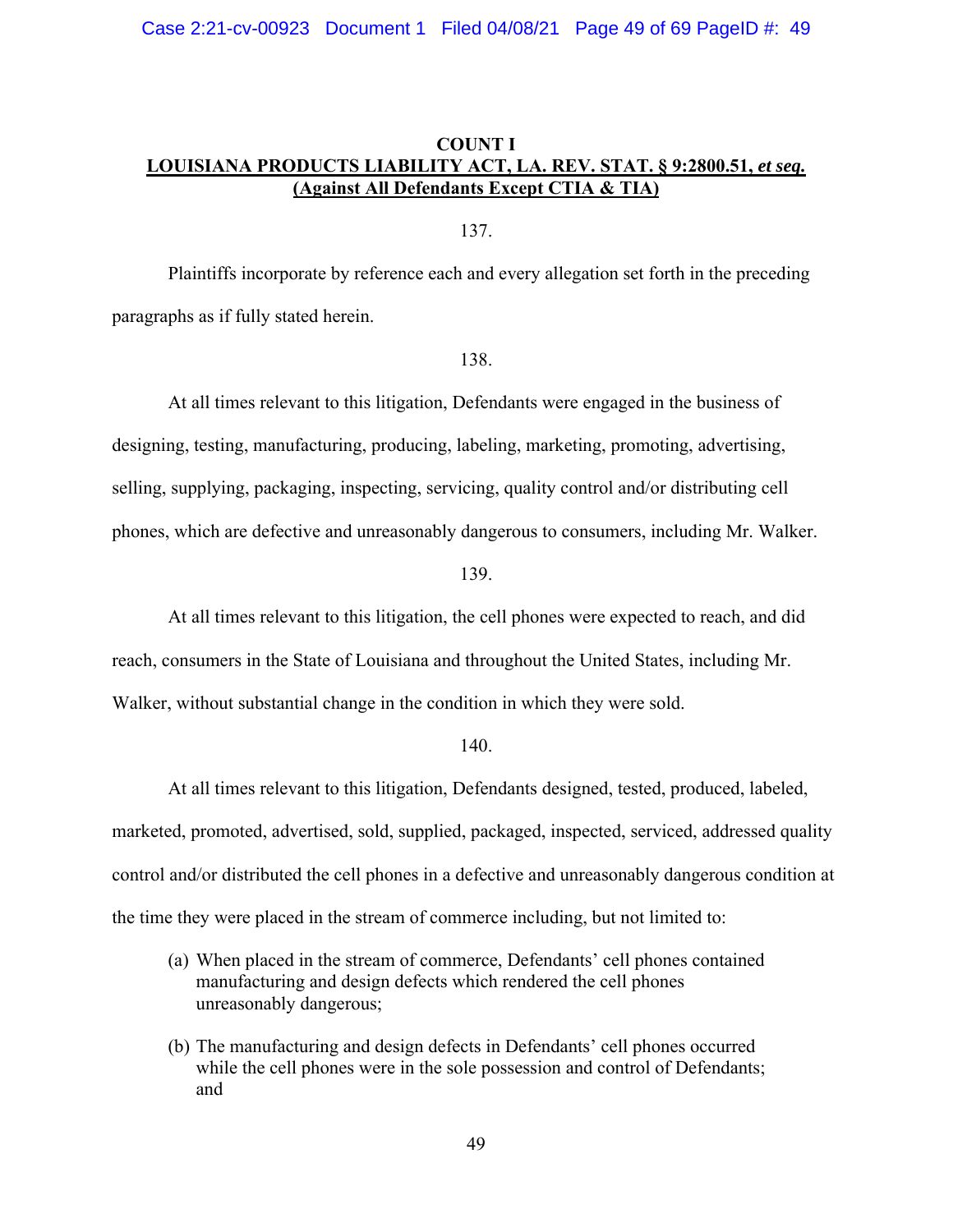## COUNT I
## LOUISIANA PRODUCTS LIABILITY ACT, LA. REV. STAT. § 9:2800.51, *et seq.*
## (Against All Defendants Except CTIA & TIA)

137.

Plaintiffs incorporate by reference each and every allegation set forth in the preceding paragraphs as if fully stated herein.

138.

At all times relevant to this litigation, Defendants were engaged in the business of designing, testing, manufacturing, producing, labeling, marketing, promoting, advertising, selling, supplying, packaging, inspecting, servicing, quality control and/or distributing cell phones, which are defective and unreasonably dangerous to consumers, including Mr. Walker.

139.

At all times relevant to this litigation, the cell phones were expected to reach, and did reach, consumers in the State of Louisiana and throughout the United States, including Mr. Walker, without substantial change in the condition in which they were sold.

140.

At all times relevant to this litigation, Defendants designed, tested, produced, labeled, marketed, promoted, advertised, sold, supplied, packaged, inspected, serviced, addressed quality control and/or distributed the cell phones in a defective and unreasonably dangerous condition at the time they were placed in the stream of commerce including, but not limited to:

(a) When placed in the stream of commerce, Defendants' cell phones contained manufacturing and design defects which rendered the cell phones unreasonably dangerous;

(b) The manufacturing and design defects in Defendants' cell phones occurred while the cell phones were in the sole possession and control of Defendants; and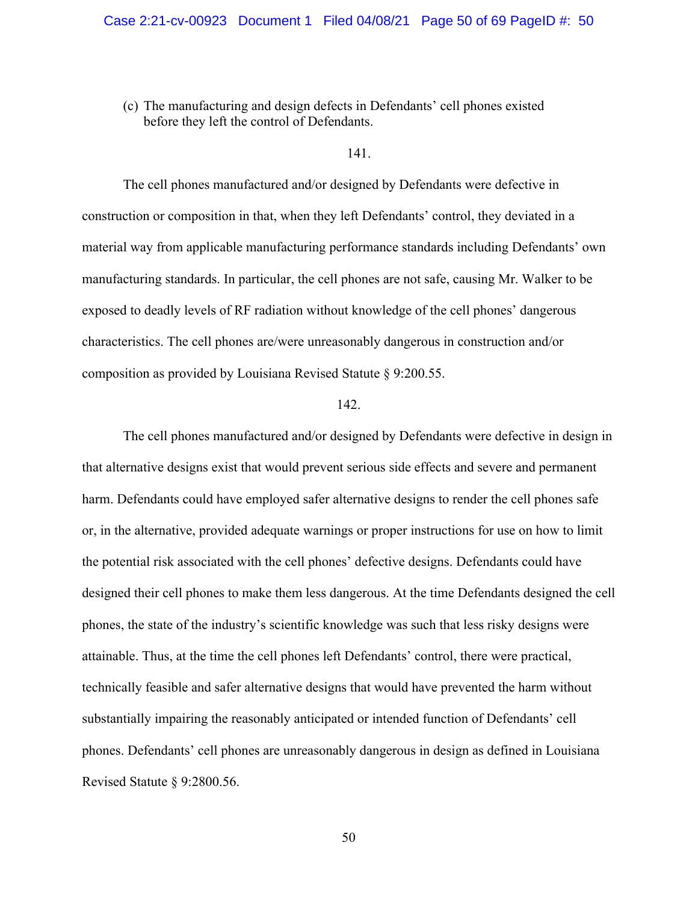(c) The manufacturing and design defects in Defendants' cell phones existed before they left the control of Defendants.

141.

The cell phones manufactured and/or designed by Defendants were defective in construction or composition in that, when they left Defendants' control, they deviated in a material way from applicable manufacturing performance standards including Defendants' own manufacturing standards. In particular, the cell phones are not safe, causing Mr. Walker to be exposed to deadly levels of RF radiation without knowledge of the cell phones' dangerous characteristics. The cell phones are/were unreasonably dangerous in construction and/or composition as provided by Louisiana Revised Statute § 9:200.55.

142.

The cell phones manufactured and/or designed by Defendants were defective in design in that alternative designs exist that would prevent serious side effects and severe and permanent harm. Defendants could have employed safer alternative designs to render the cell phones safe or, in the alternative, provided adequate warnings or proper instructions for use on how to limit the potential risk associated with the cell phones' defective designs. Defendants could have designed their cell phones to make them less dangerous. At the time Defendants designed the cell phones, the state of the industry's scientific knowledge was such that less risky designs were attainable. Thus, at the time the cell phones left Defendants' control, there were practical, technically feasible and safer alternative designs that would have prevented the harm without substantially impairing the reasonably anticipated or intended function of Defendants' cell phones. Defendants' cell phones are unreasonably dangerous in design as defined in Louisiana Revised Statute § 9:2800.56.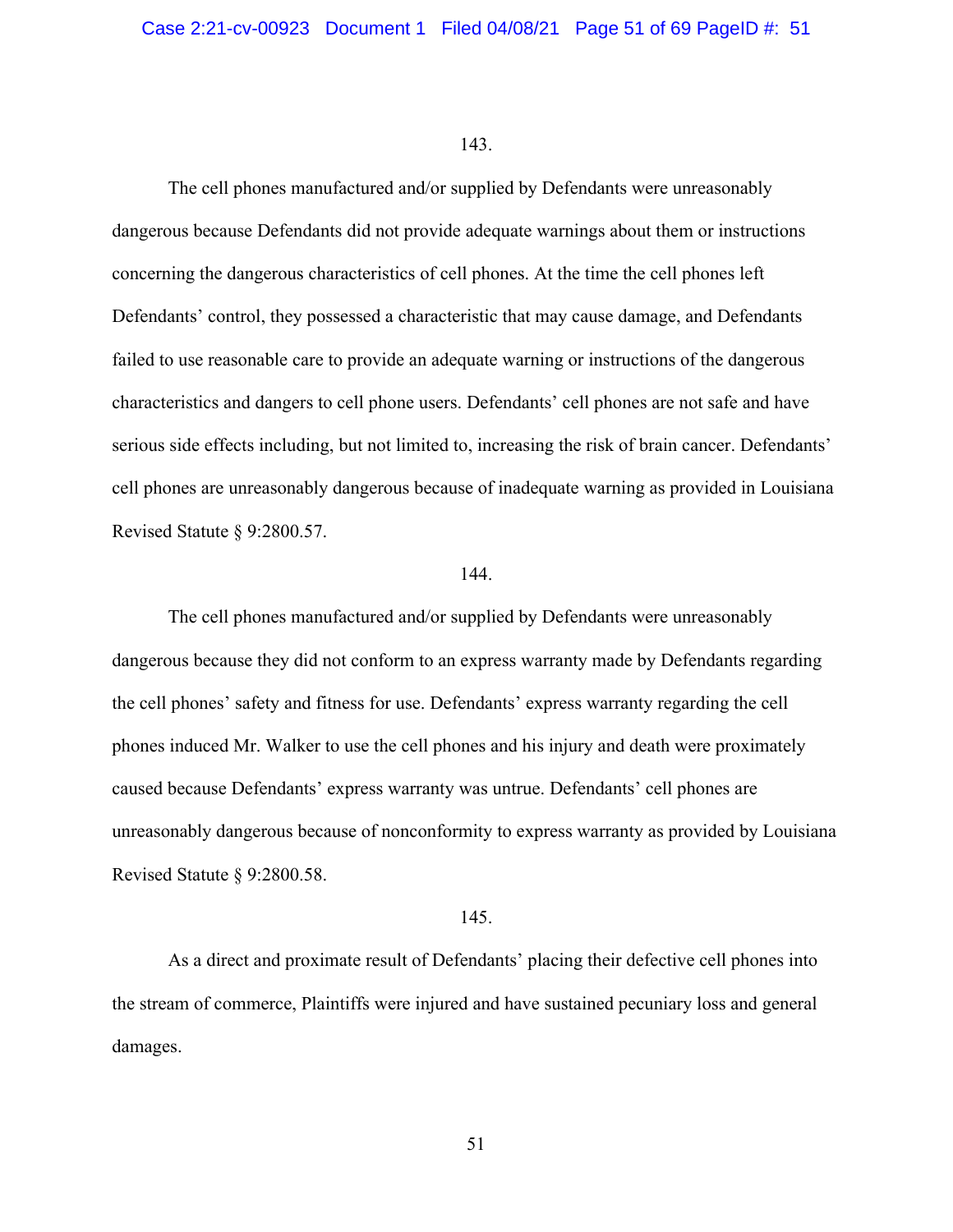143.

The cell phones manufactured and/or supplied by Defendants were unreasonably dangerous because Defendants did not provide adequate warnings about them or instructions concerning the dangerous characteristics of cell phones. At the time the cell phones left Defendants' control, they possessed a characteristic that may cause damage, and Defendants failed to use reasonable care to provide an adequate warning or instructions of the dangerous characteristics and dangers to cell phone users. Defendants' cell phones are not safe and have serious side effects including, but not limited to, increasing the risk of brain cancer. Defendants' cell phones are unreasonably dangerous because of inadequate warning as provided in Louisiana Revised Statute § 9:2800.57.

144.

The cell phones manufactured and/or supplied by Defendants were unreasonably dangerous because they did not conform to an express warranty made by Defendants regarding the cell phones' safety and fitness for use. Defendants' express warranty regarding the cell phones induced Mr. Walker to use the cell phones and his injury and death were proximately caused because Defendants' express warranty was untrue. Defendants' cell phones are unreasonably dangerous because of nonconformity to express warranty as provided by Louisiana Revised Statute § 9:2800.58.

145.

As a direct and proximate result of Defendants' placing their defective cell phones into the stream of commerce, Plaintiffs were injured and have sustained pecuniary loss and general damages.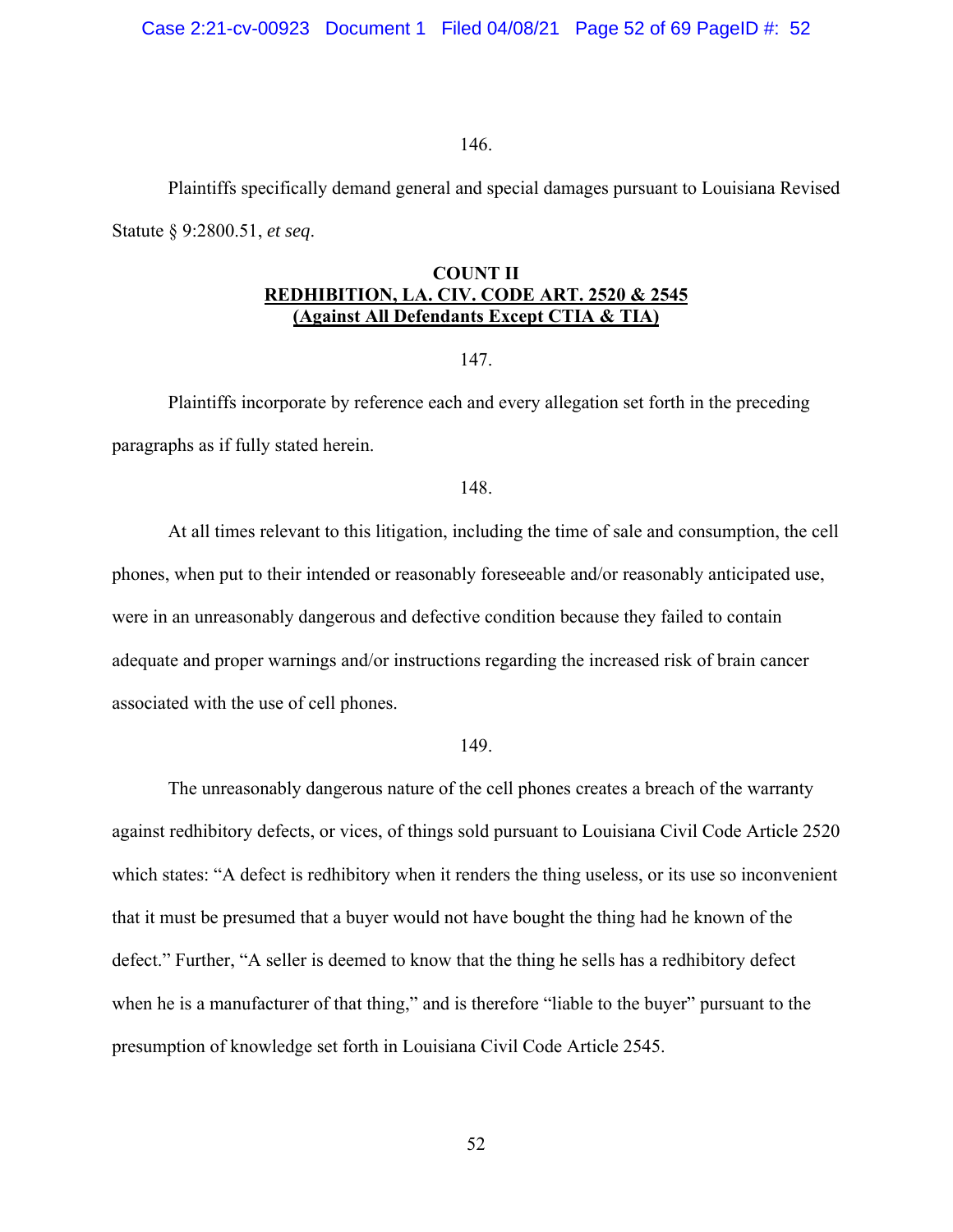146.

Plaintiffs specifically demand general and special damages pursuant to Louisiana Revised Statute § 9:2800.51, *et seq*.

**COUNT II**
**REDHIBITION, LA. CIV. CODE ART. 2520 & 2545**
**(Against All Defendants Except CTIA & TIA)**

147.

Plaintiffs incorporate by reference each and every allegation set forth in the preceding paragraphs as if fully stated herein.

148.

At all times relevant to this litigation, including the time of sale and consumption, the cell phones, when put to their intended or reasonably foreseeable and/or reasonably anticipated use, were in an unreasonably dangerous and defective condition because they failed to contain adequate and proper warnings and/or instructions regarding the increased risk of brain cancer associated with the use of cell phones.

149.

The unreasonably dangerous nature of the cell phones creates a breach of the warranty against redhibitory defects, or vices, of things sold pursuant to Louisiana Civil Code Article 2520 which states: "A defect is redhibitory when it renders the thing useless, or its use so inconvenient that it must be presumed that a buyer would not have bought the thing had he known of the defect." Further, "A seller is deemed to know that the thing he sells has a redhibitory defect when he is a manufacturer of that thing," and is therefore "liable to the buyer" pursuant to the presumption of knowledge set forth in Louisiana Civil Code Article 2545.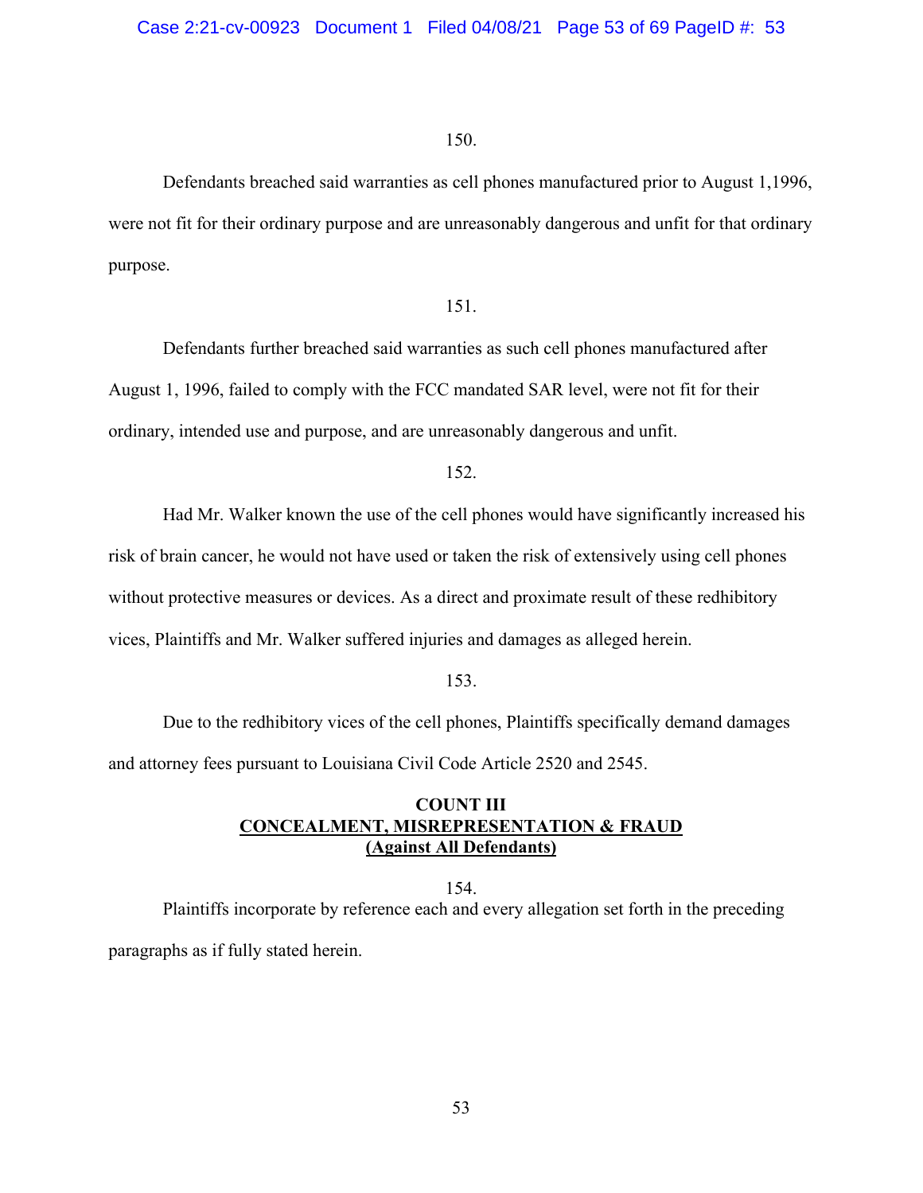150.

Defendants breached said warranties as cell phones manufactured prior to August 1,1996, were not fit for their ordinary purpose and are unreasonably dangerous and unfit for that ordinary purpose.

151.

Defendants further breached said warranties as such cell phones manufactured after August 1, 1996, failed to comply with the FCC mandated SAR level, were not fit for their ordinary, intended use and purpose, and are unreasonably dangerous and unfit.

152.

Had Mr. Walker known the use of the cell phones would have significantly increased his risk of brain cancer, he would not have used or taken the risk of extensively using cell phones without protective measures or devices. As a direct and proximate result of these redhibitory vices, Plaintiffs and Mr. Walker suffered injuries and damages as alleged herein.

153.

Due to the redhibitory vices of the cell phones, Plaintiffs specifically demand damages and attorney fees pursuant to Louisiana Civil Code Article 2520 and 2545.

**COUNT III**
**CONCEALMENT, MISREPRESENTATION & FRAUD**
**(Against All Defendants)**

154.

Plaintiffs incorporate by reference each and every allegation set forth in the preceding paragraphs as if fully stated herein.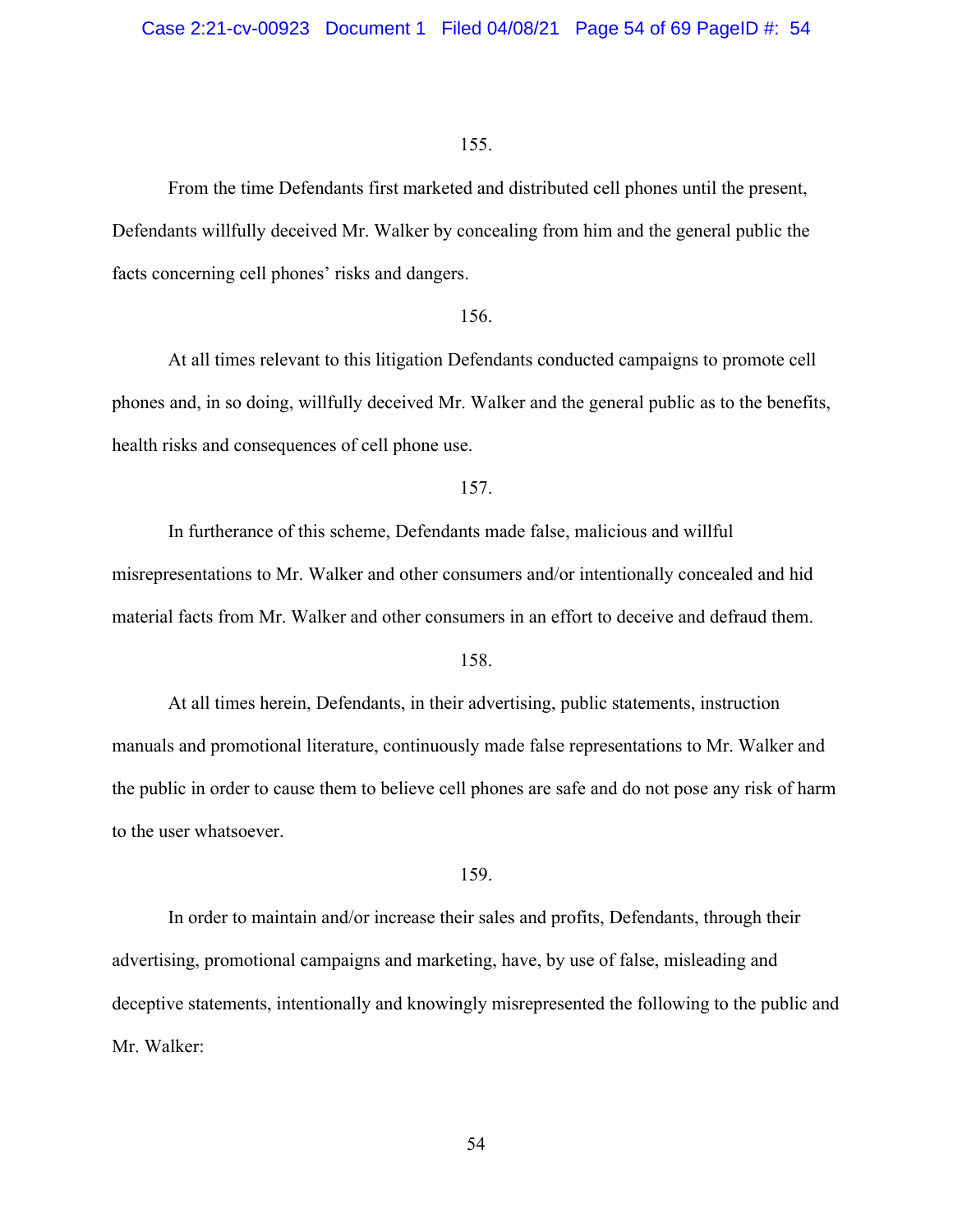155.

From the time Defendants first marketed and distributed cell phones until the present, Defendants willfully deceived Mr. Walker by concealing from him and the general public the facts concerning cell phones' risks and dangers.

156.

At all times relevant to this litigation Defendants conducted campaigns to promote cell phones and, in so doing, willfully deceived Mr. Walker and the general public as to the benefits, health risks and consequences of cell phone use.

157.

In furtherance of this scheme, Defendants made false, malicious and willful misrepresentations to Mr. Walker and other consumers and/or intentionally concealed and hid material facts from Mr. Walker and other consumers in an effort to deceive and defraud them.

158.

At all times herein, Defendants, in their advertising, public statements, instruction manuals and promotional literature, continuously made false representations to Mr. Walker and the public in order to cause them to believe cell phones are safe and do not pose any risk of harm to the user whatsoever.

159.

In order to maintain and/or increase their sales and profits, Defendants, through their advertising, promotional campaigns and marketing, have, by use of false, misleading and deceptive statements, intentionally and knowingly misrepresented the following to the public and Mr. Walker: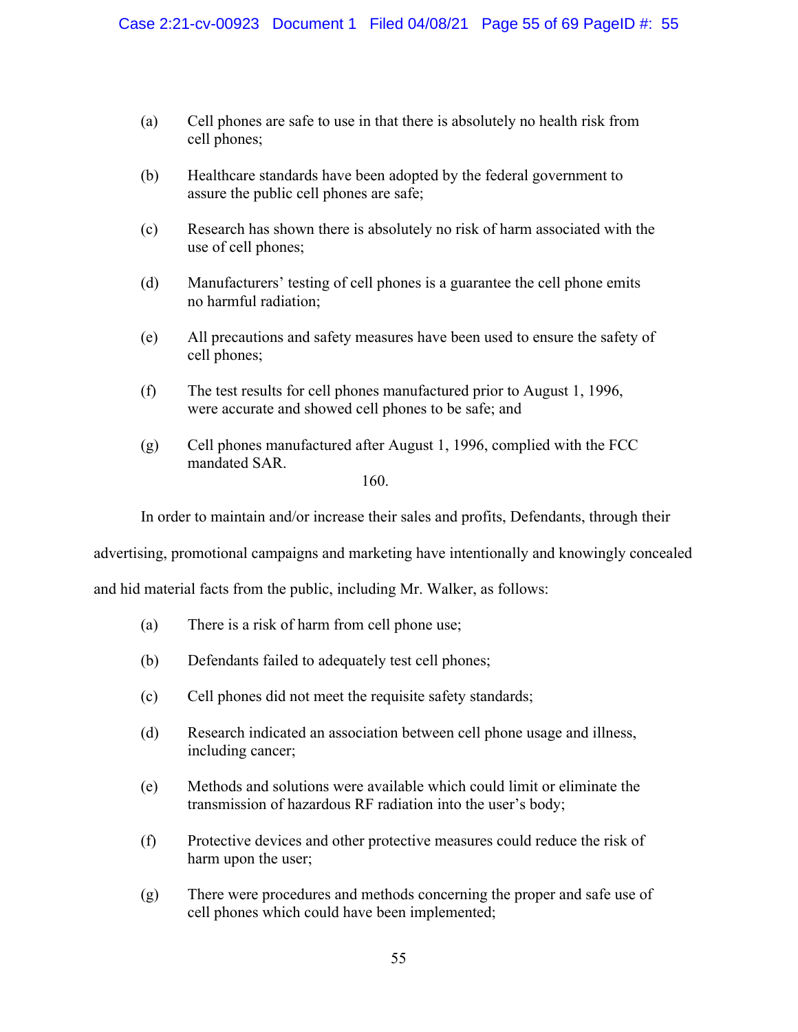(a) Cell phones are safe to use in that there is absolutely no health risk from cell phones;

(b) Healthcare standards have been adopted by the federal government to assure the public cell phones are safe;

(c) Research has shown there is absolutely no risk of harm associated with the use of cell phones;

(d) Manufacturers' testing of cell phones is a guarantee the cell phone emits no harmful radiation;

(e) All precautions and safety measures have been used to ensure the safety of cell phones;

(f) The test results for cell phones manufactured prior to August 1, 1996, were accurate and showed cell phones to be safe; and

(g) Cell phones manufactured after August 1, 1996, complied with the FCC mandated SAR.

160.

In order to maintain and/or increase their sales and profits, Defendants, through their advertising, promotional campaigns and marketing have intentionally and knowingly concealed and hid material facts from the public, including Mr. Walker, as follows:

(a) There is a risk of harm from cell phone use;

(b) Defendants failed to adequately test cell phones;

(c) Cell phones did not meet the requisite safety standards;

(d) Research indicated an association between cell phone usage and illness, including cancer;

(e) Methods and solutions were available which could limit or eliminate the transmission of hazardous RF radiation into the user's body;

(f) Protective devices and other protective measures could reduce the risk of harm upon the user;

(g) There were procedures and methods concerning the proper and safe use of cell phones which could have been implemented;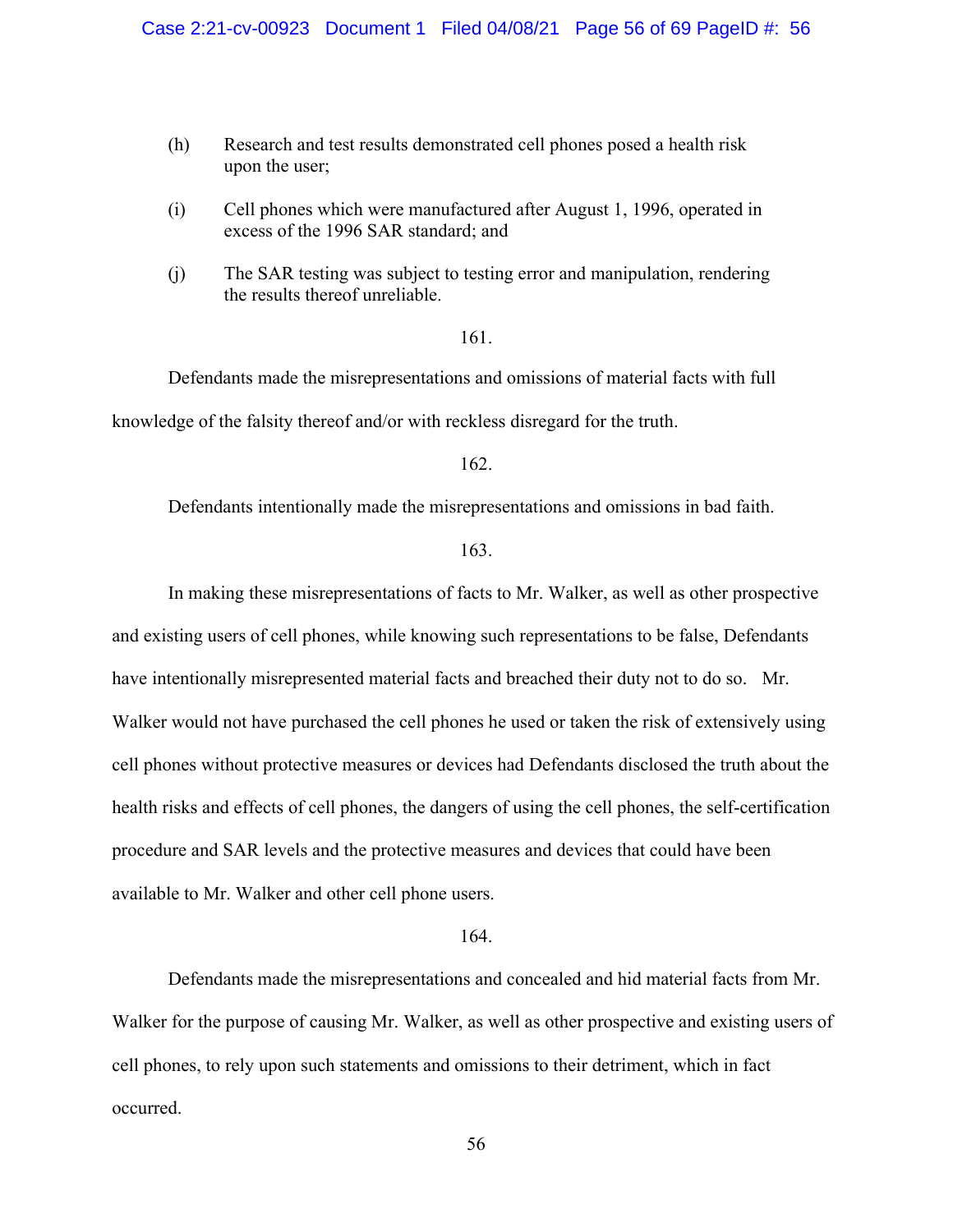(h) Research and test results demonstrated cell phones posed a health risk upon the user;

(i) Cell phones which were manufactured after August 1, 1996, operated in excess of the 1996 SAR standard; and

(j) The SAR testing was subject to testing error and manipulation, rendering the results thereof unreliable.

161.

Defendants made the misrepresentations and omissions of material facts with full knowledge of the falsity thereof and/or with reckless disregard for the truth.

162.

Defendants intentionally made the misrepresentations and omissions in bad faith.

163.

In making these misrepresentations of facts to Mr. Walker, as well as other prospective and existing users of cell phones, while knowing such representations to be false, Defendants have intentionally misrepresented material facts and breached their duty not to do so. Mr. Walker would not have purchased the cell phones he used or taken the risk of extensively using cell phones without protective measures or devices had Defendants disclosed the truth about the health risks and effects of cell phones, the dangers of using the cell phones, the self-certification procedure and SAR levels and the protective measures and devices that could have been available to Mr. Walker and other cell phone users.

164.

Defendants made the misrepresentations and concealed and hid material facts from Mr. Walker for the purpose of causing Mr. Walker, as well as other prospective and existing users of cell phones, to rely upon such statements and omissions to their detriment, which in fact occurred.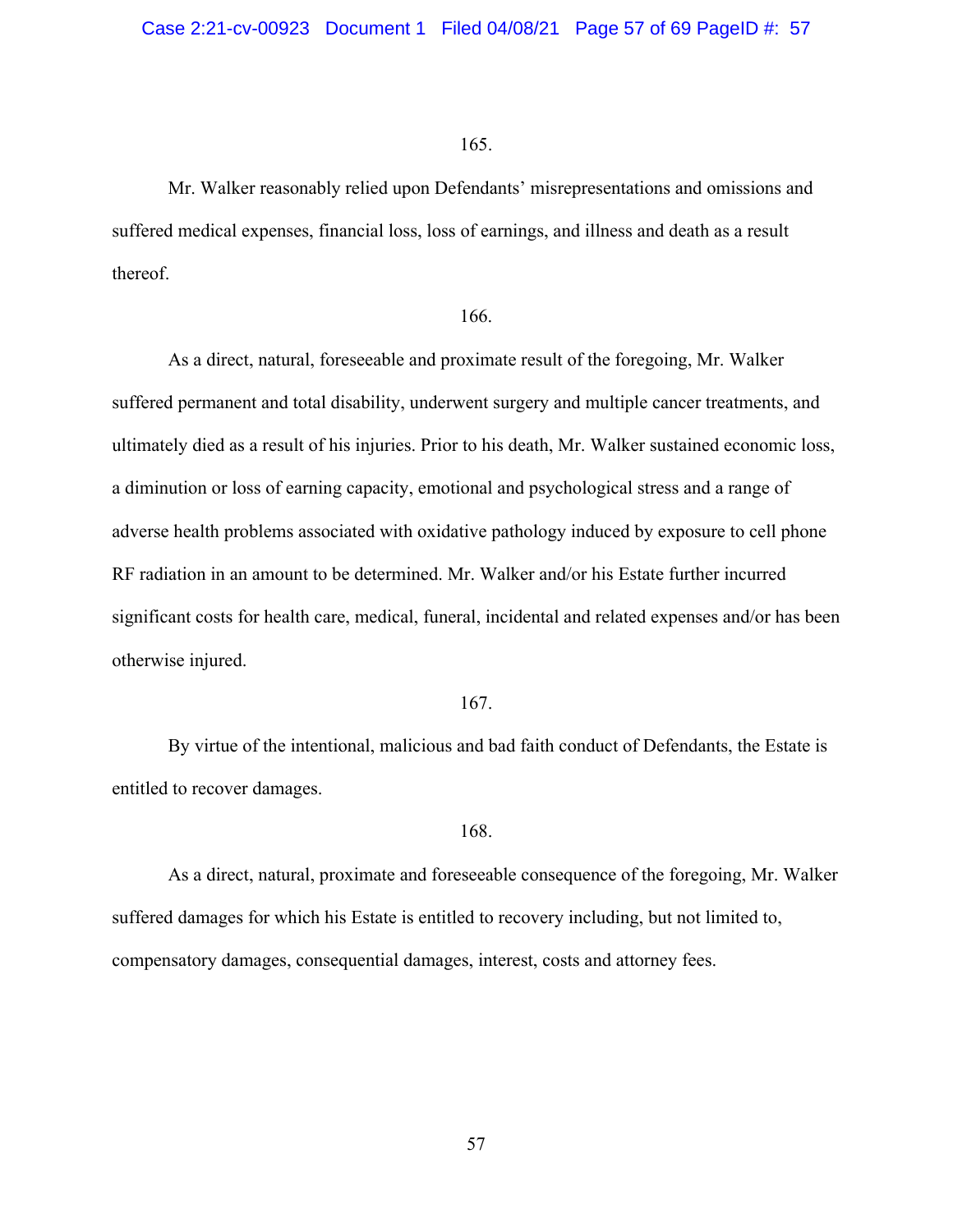165.

Mr. Walker reasonably relied upon Defendants' misrepresentations and omissions and suffered medical expenses, financial loss, loss of earnings, and illness and death as a result thereof.

166.

As a direct, natural, foreseeable and proximate result of the foregoing, Mr. Walker suffered permanent and total disability, underwent surgery and multiple cancer treatments, and ultimately died as a result of his injuries. Prior to his death, Mr. Walker sustained economic loss, a diminution or loss of earning capacity, emotional and psychological stress and a range of adverse health problems associated with oxidative pathology induced by exposure to cell phone RF radiation in an amount to be determined. Mr. Walker and/or his Estate further incurred significant costs for health care, medical, funeral, incidental and related expenses and/or has been otherwise injured.

167.

By virtue of the intentional, malicious and bad faith conduct of Defendants, the Estate is entitled to recover damages.

168.

As a direct, natural, proximate and foreseeable consequence of the foregoing, Mr. Walker suffered damages for which his Estate is entitled to recovery including, but not limited to, compensatory damages, consequential damages, interest, costs and attorney fees.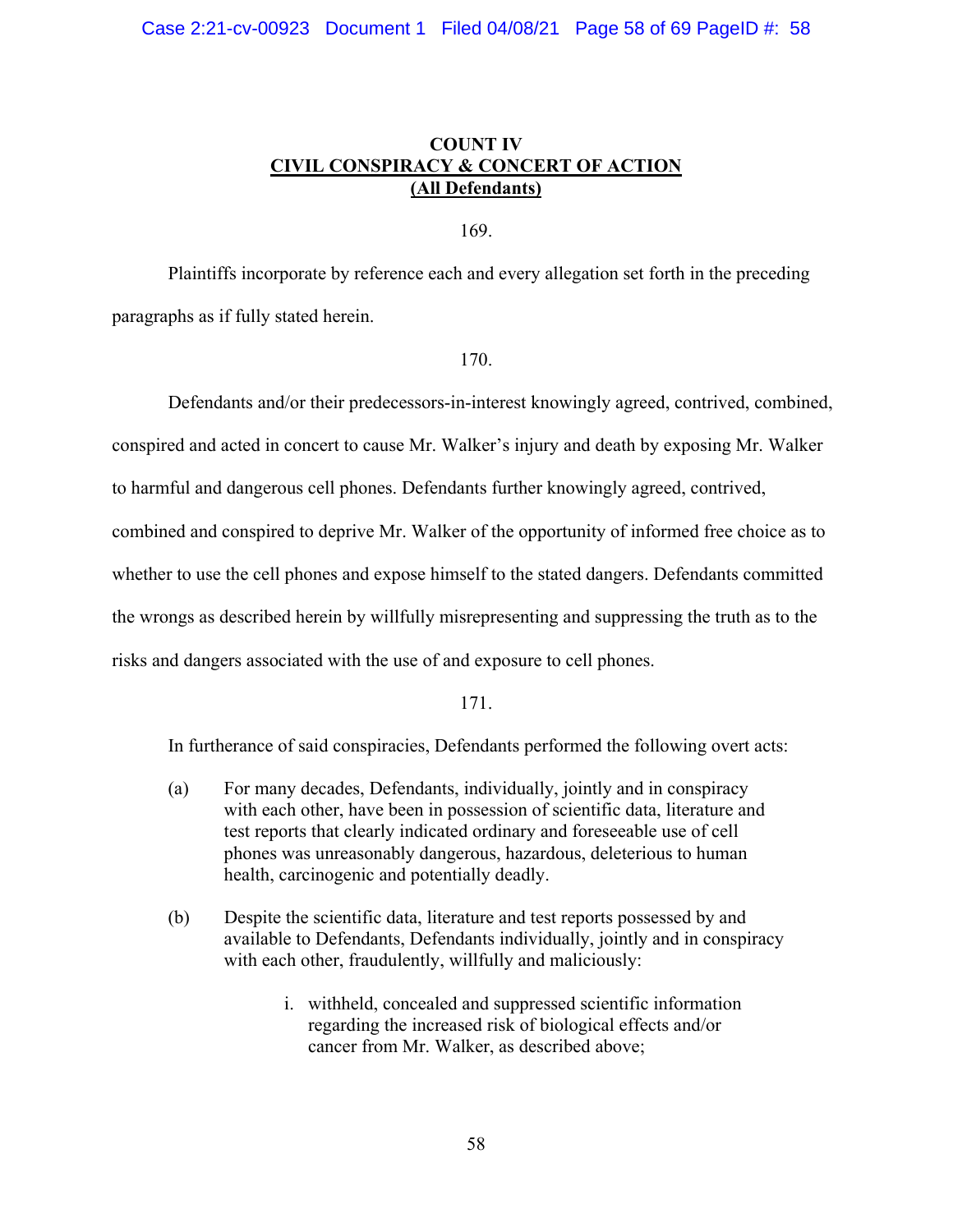## COUNT IV
## CIVIL CONSPIRACY & CONCERT OF ACTION
## (All Defendants)

169.

Plaintiffs incorporate by reference each and every allegation set forth in the preceding paragraphs as if fully stated herein.

170.

Defendants and/or their predecessors-in-interest knowingly agreed, contrived, combined, conspired and acted in concert to cause Mr. Walker's injury and death by exposing Mr. Walker to harmful and dangerous cell phones. Defendants further knowingly agreed, contrived, combined and conspired to deprive Mr. Walker of the opportunity of informed free choice as to whether to use the cell phones and expose himself to the stated dangers. Defendants committed the wrongs as described herein by willfully misrepresenting and suppressing the truth as to the risks and dangers associated with the use of and exposure to cell phones.

171.

In furtherance of said conspiracies, Defendants performed the following overt acts:

(a) For many decades, Defendants, individually, jointly and in conspiracy with each other, have been in possession of scientific data, literature and test reports that clearly indicated ordinary and foreseeable use of cell phones was unreasonably dangerous, hazardous, deleterious to human health, carcinogenic and potentially deadly.

(b) Despite the scientific data, literature and test reports possessed by and available to Defendants, Defendants individually, jointly and in conspiracy with each other, fraudulently, willfully and maliciously:

   i. withheld, concealed and suppressed scientific information regarding the increased risk of biological effects and/or cancer from Mr. Walker, as described above;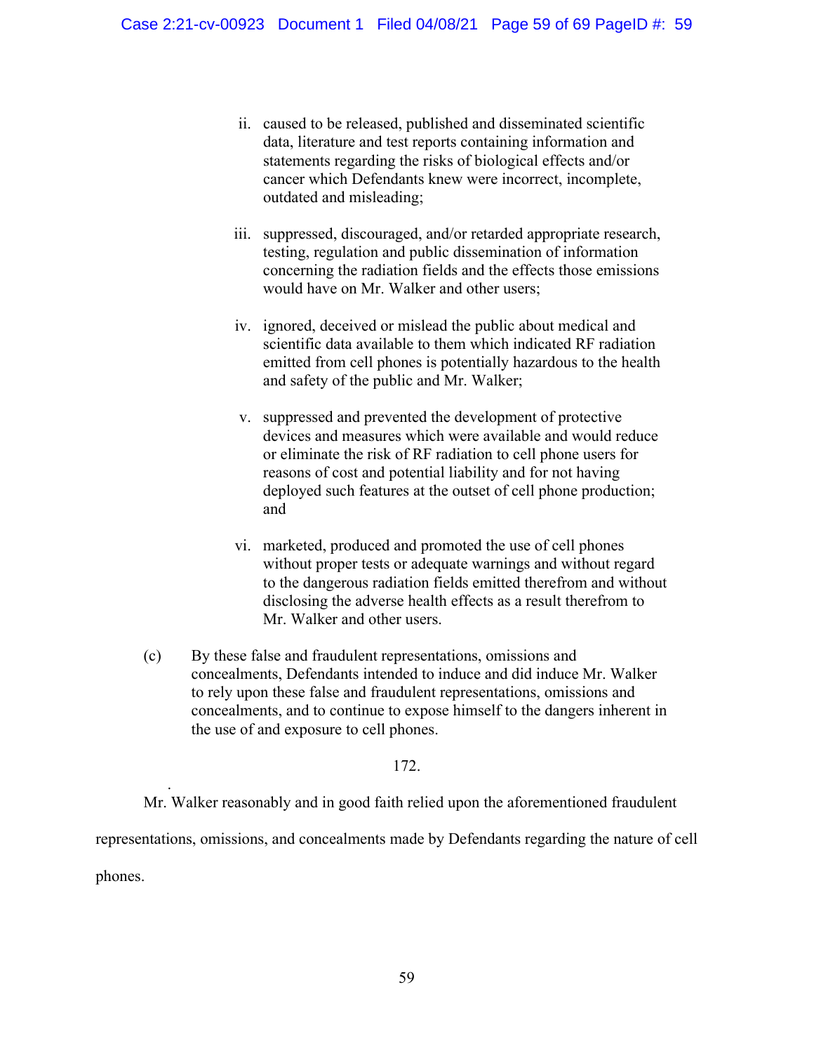ii. caused to be released, published and disseminated scientific data, literature and test reports containing information and statements regarding the risks of biological effects and/or cancer which Defendants knew were incorrect, incomplete, outdated and misleading;

iii. suppressed, discouraged, and/or retarded appropriate research, testing, regulation and public dissemination of information concerning the radiation fields and the effects those emissions would have on Mr. Walker and other users;

iv. ignored, deceived or mislead the public about medical and scientific data available to them which indicated RF radiation emitted from cell phones is potentially hazardous to the health and safety of the public and Mr. Walker;

v. suppressed and prevented the development of protective devices and measures which were available and would reduce or eliminate the risk of RF radiation to cell phone users for reasons of cost and potential liability and for not having deployed such features at the outset of cell phone production; and

vi. marketed, produced and promoted the use of cell phones without proper tests or adequate warnings and without regard to the dangerous radiation fields emitted therefrom and without disclosing the adverse health effects as a result therefrom to Mr. Walker and other users.

(c) By these false and fraudulent representations, omissions and concealments, Defendants intended to induce and did induce Mr. Walker to rely upon these false and fraudulent representations, omissions and concealments, and to continue to expose himself to the dangers inherent in the use of and exposure to cell phones.

172.

Mr. Walker reasonably and in good faith relied upon the aforementioned fraudulent representations, omissions, and concealments made by Defendants regarding the nature of cell phones.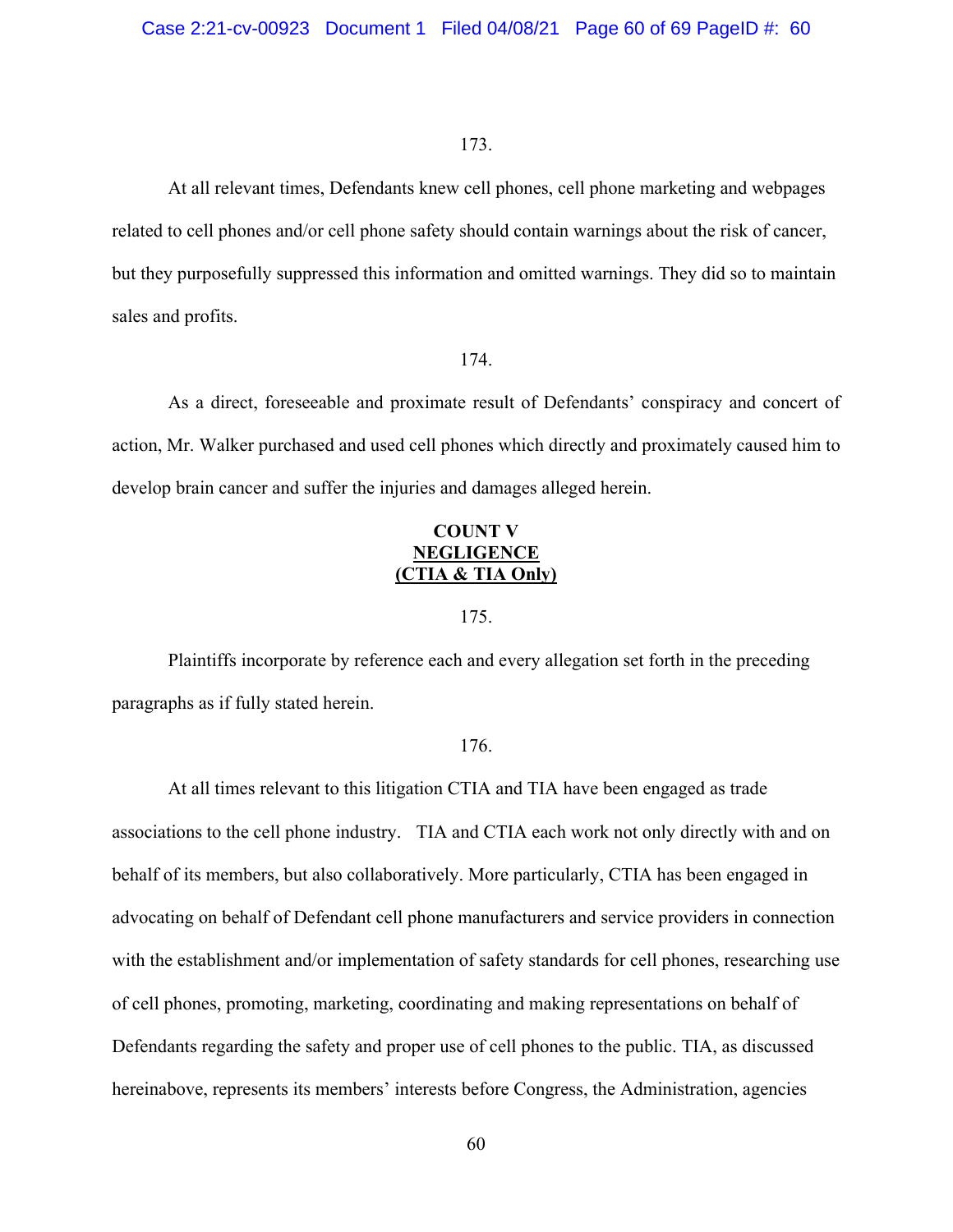173.

At all relevant times, Defendants knew cell phones, cell phone marketing and webpages related to cell phones and/or cell phone safety should contain warnings about the risk of cancer, but they purposefully suppressed this information and omitted warnings. They did so to maintain sales and profits.

174.

As a direct, foreseeable and proximate result of Defendants' conspiracy and concert of action, Mr. Walker purchased and used cell phones which directly and proximately caused him to develop brain cancer and suffer the injuries and damages alleged herein.

## COUNT V
## NEGLIGENCE
## (CTIA & TIA Only)

175.

Plaintiffs incorporate by reference each and every allegation set forth in the preceding paragraphs as if fully stated herein.

176.

At all times relevant to this litigation CTIA and TIA have been engaged as trade associations to the cell phone industry. TIA and CTIA each work not only directly with and on behalf of its members, but also collaboratively. More particularly, CTIA has been engaged in advocating on behalf of Defendant cell phone manufacturers and service providers in connection with the establishment and/or implementation of safety standards for cell phones, researching use of cell phones, promoting, marketing, coordinating and making representations on behalf of Defendants regarding the safety and proper use of cell phones to the public. TIA, as discussed hereinabove, represents its members' interests before Congress, the Administration, agencies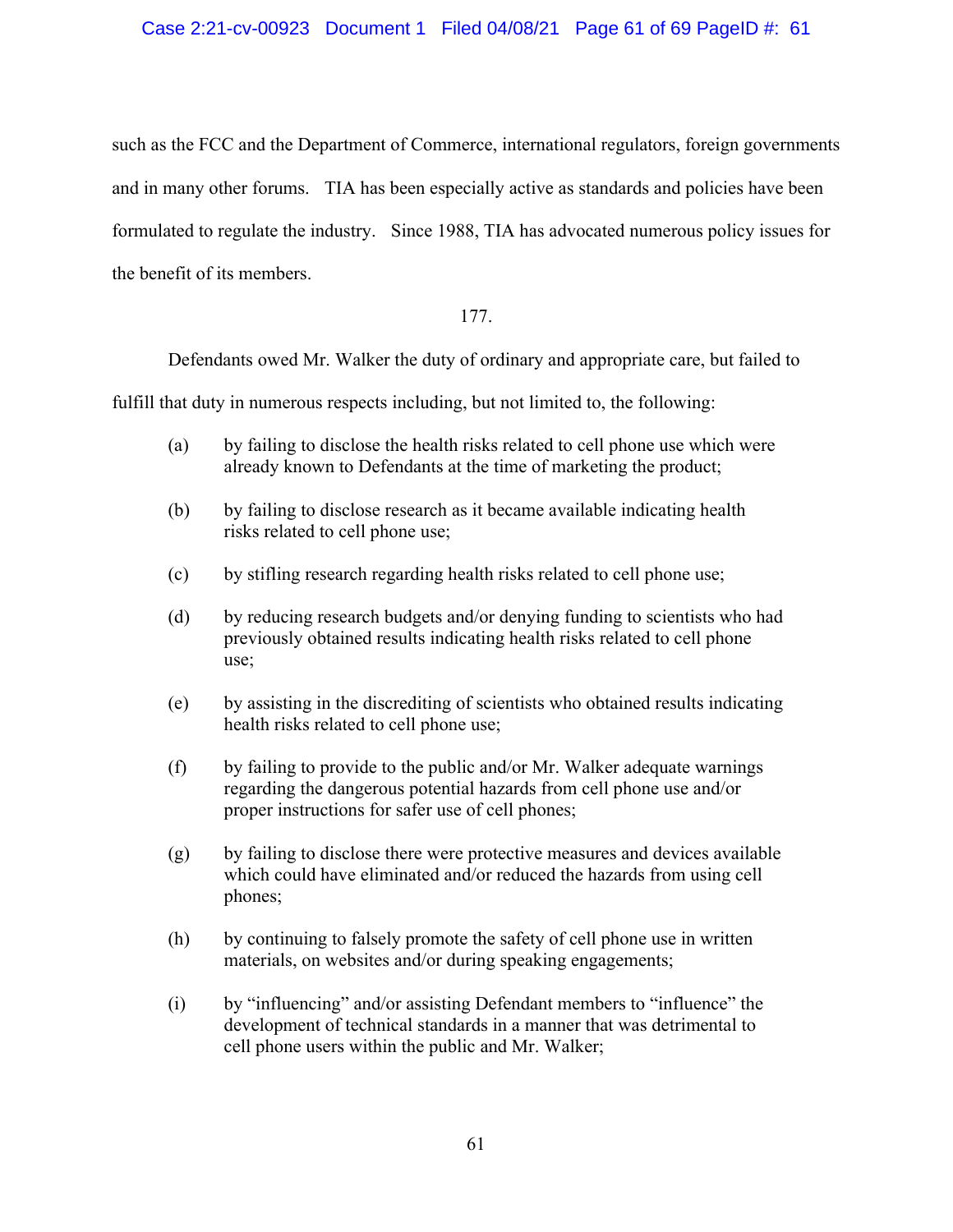such as the FCC and the Department of Commerce, international regulators, foreign governments and in many other forums. TIA has been especially active as standards and policies have been formulated to regulate the industry. Since 1988, TIA has advocated numerous policy issues for the benefit of its members.

177.

Defendants owed Mr. Walker the duty of ordinary and appropriate care, but failed to fulfill that duty in numerous respects including, but not limited to, the following:

(a) by failing to disclose the health risks related to cell phone use which were already known to Defendants at the time of marketing the product;

(b) by failing to disclose research as it became available indicating health risks related to cell phone use;

(c) by stifling research regarding health risks related to cell phone use;

(d) by reducing research budgets and/or denying funding to scientists who had previously obtained results indicating health risks related to cell phone use;

(e) by assisting in the discrediting of scientists who obtained results indicating health risks related to cell phone use;

(f) by failing to provide to the public and/or Mr. Walker adequate warnings regarding the dangerous potential hazards from cell phone use and/or proper instructions for safer use of cell phones;

(g) by failing to disclose there were protective measures and devices available which could have eliminated and/or reduced the hazards from using cell phones;

(h) by continuing to falsely promote the safety of cell phone use in written materials, on websites and/or during speaking engagements;

(i) by "influencing" and/or assisting Defendant members to "influence" the development of technical standards in a manner that was detrimental to cell phone users within the public and Mr. Walker;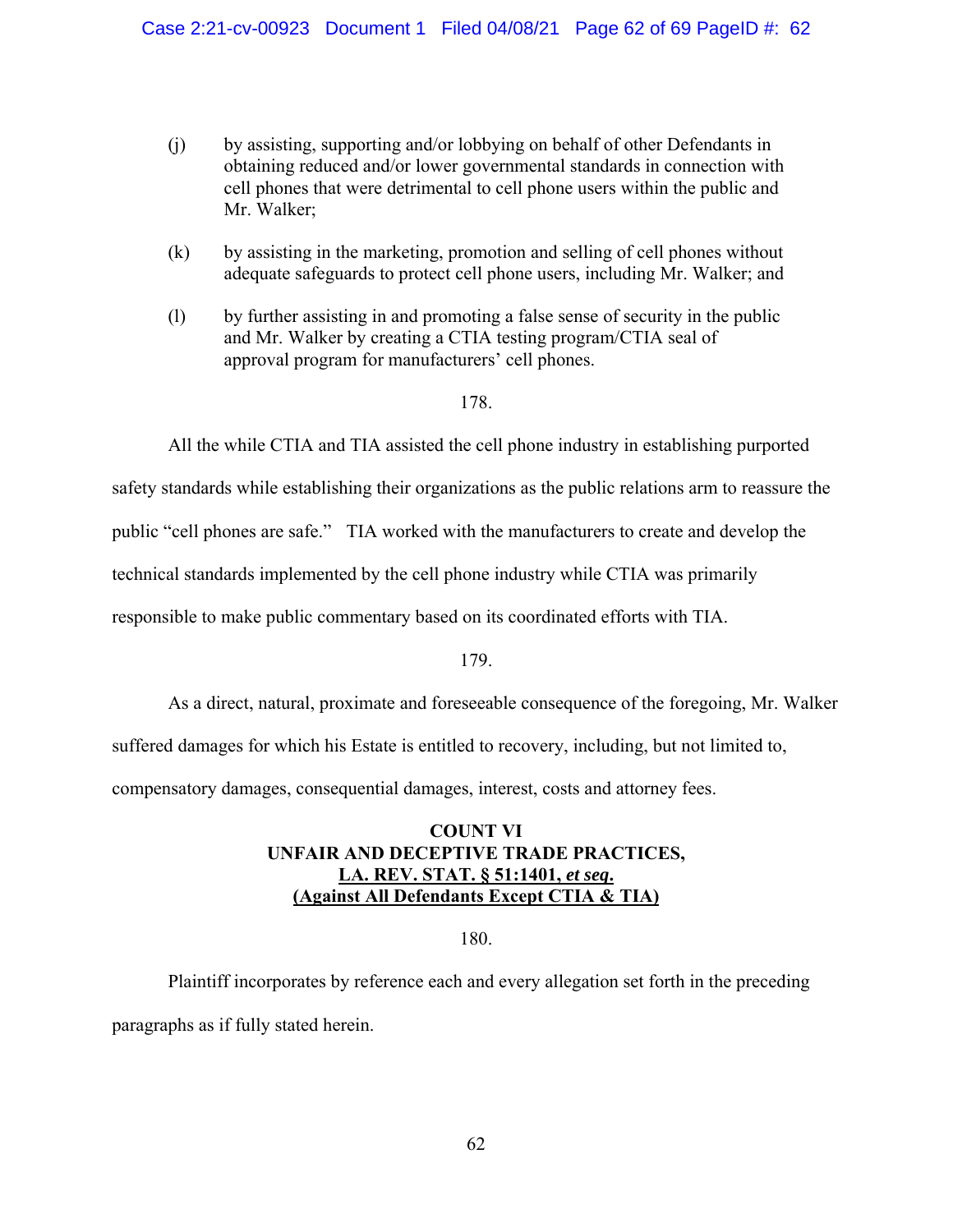(j) by assisting, supporting and/or lobbying on behalf of other Defendants in obtaining reduced and/or lower governmental standards in connection with cell phones that were detrimental to cell phone users within the public and Mr. Walker;

(k) by assisting in the marketing, promotion and selling of cell phones without adequate safeguards to protect cell phone users, including Mr. Walker; and

(l) by further assisting in and promoting a false sense of security in the public and Mr. Walker by creating a CTIA testing program/CTIA seal of approval program for manufacturers' cell phones.

178.

All the while CTIA and TIA assisted the cell phone industry in establishing purported safety standards while establishing their organizations as the public relations arm to reassure the public "cell phones are safe." TIA worked with the manufacturers to create and develop the technical standards implemented by the cell phone industry while CTIA was primarily responsible to make public commentary based on its coordinated efforts with TIA.

179.

As a direct, natural, proximate and foreseeable consequence of the foregoing, Mr. Walker suffered damages for which his Estate is entitled to recovery, including, but not limited to, compensatory damages, consequential damages, interest, costs and attorney fees.

**COUNT VI**
**UNFAIR AND DECEPTIVE TRADE PRACTICES,**
**<u>LA. REV. STAT. § 51:1401, *et seq*.</u>**
**<u>(Against All Defendants Except CTIA & TIA)</u>**

180.

Plaintiff incorporates by reference each and every allegation set forth in the preceding paragraphs as if fully stated herein.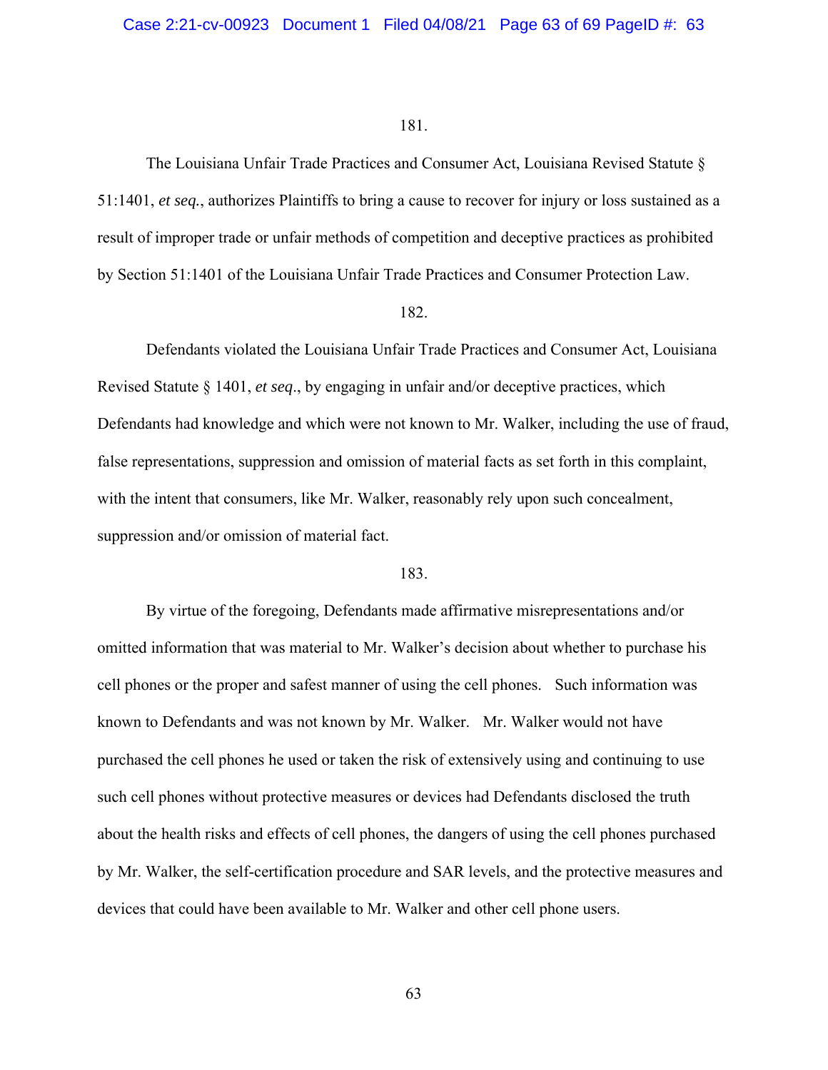181.

The Louisiana Unfair Trade Practices and Consumer Act, Louisiana Revised Statute § 51:1401, *et seq.*, authorizes Plaintiffs to bring a cause to recover for injury or loss sustained as a result of improper trade or unfair methods of competition and deceptive practices as prohibited by Section 51:1401 of the Louisiana Unfair Trade Practices and Consumer Protection Law.

182.

Defendants violated the Louisiana Unfair Trade Practices and Consumer Act, Louisiana Revised Statute § 1401, *et seq*., by engaging in unfair and/or deceptive practices, which Defendants had knowledge and which were not known to Mr. Walker, including the use of fraud, false representations, suppression and omission of material facts as set forth in this complaint, with the intent that consumers, like Mr. Walker, reasonably rely upon such concealment, suppression and/or omission of material fact.

183.

By virtue of the foregoing, Defendants made affirmative misrepresentations and/or omitted information that was material to Mr. Walker's decision about whether to purchase his cell phones or the proper and safest manner of using the cell phones. Such information was known to Defendants and was not known by Mr. Walker. Mr. Walker would not have purchased the cell phones he used or taken the risk of extensively using and continuing to use such cell phones without protective measures or devices had Defendants disclosed the truth about the health risks and effects of cell phones, the dangers of using the cell phones purchased by Mr. Walker, the self-certification procedure and SAR levels, and the protective measures and devices that could have been available to Mr. Walker and other cell phone users.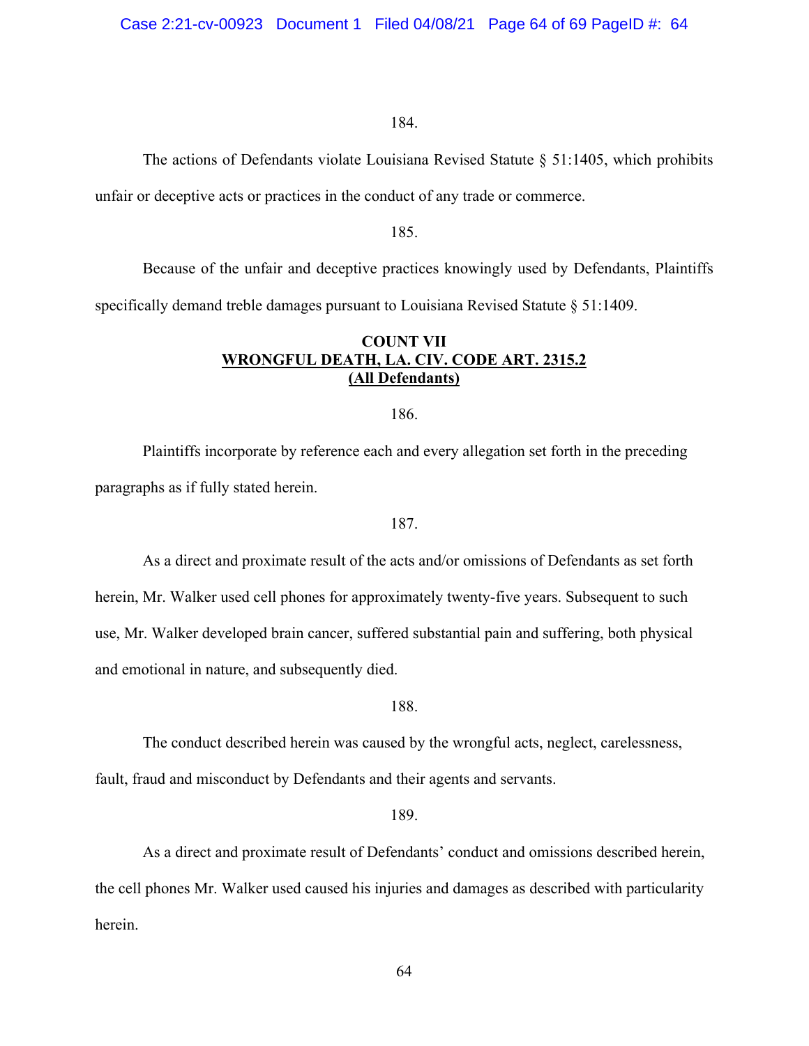184.

The actions of Defendants violate Louisiana Revised Statute § 51:1405, which prohibits unfair or deceptive acts or practices in the conduct of any trade or commerce.

185.

Because of the unfair and deceptive practices knowingly used by Defendants, Plaintiffs specifically demand treble damages pursuant to Louisiana Revised Statute § 51:1409.

**COUNT VII**
**WRONGFUL DEATH, LA. CIV. CODE ART. 2315.2**
**(All Defendants)**

186.

Plaintiffs incorporate by reference each and every allegation set forth in the preceding paragraphs as if fully stated herein.

187.

As a direct and proximate result of the acts and/or omissions of Defendants as set forth herein, Mr. Walker used cell phones for approximately twenty-five years. Subsequent to such use, Mr. Walker developed brain cancer, suffered substantial pain and suffering, both physical and emotional in nature, and subsequently died.

188.

The conduct described herein was caused by the wrongful acts, neglect, carelessness, fault, fraud and misconduct by Defendants and their agents and servants.

189.

As a direct and proximate result of Defendants' conduct and omissions described herein, the cell phones Mr. Walker used caused his injuries and damages as described with particularity herein.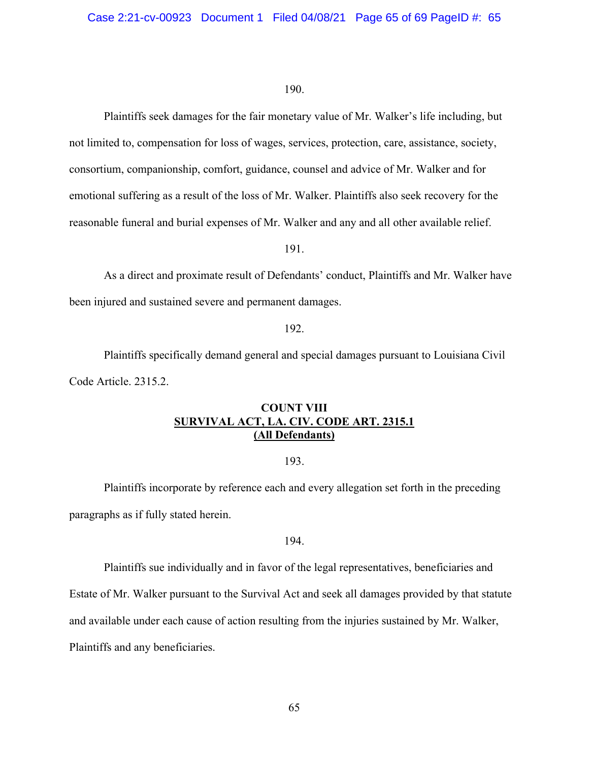190.

Plaintiffs seek damages for the fair monetary value of Mr. Walker's life including, but not limited to, compensation for loss of wages, services, protection, care, assistance, society, consortium, companionship, comfort, guidance, counsel and advice of Mr. Walker and for emotional suffering as a result of the loss of Mr. Walker. Plaintiffs also seek recovery for the reasonable funeral and burial expenses of Mr. Walker and any and all other available relief.

191.

As a direct and proximate result of Defendants' conduct, Plaintiffs and Mr. Walker have been injured and sustained severe and permanent damages.

192.

Plaintiffs specifically demand general and special damages pursuant to Louisiana Civil Code Article. 2315.2.

**COUNT VIII**
**SURVIVAL ACT, LA. CIV. CODE ART. 2315.1**
**(All Defendants)**

193.

Plaintiffs incorporate by reference each and every allegation set forth in the preceding paragraphs as if fully stated herein.

194.

Plaintiffs sue individually and in favor of the legal representatives, beneficiaries and Estate of Mr. Walker pursuant to the Survival Act and seek all damages provided by that statute and available under each cause of action resulting from the injuries sustained by Mr. Walker, Plaintiffs and any beneficiaries.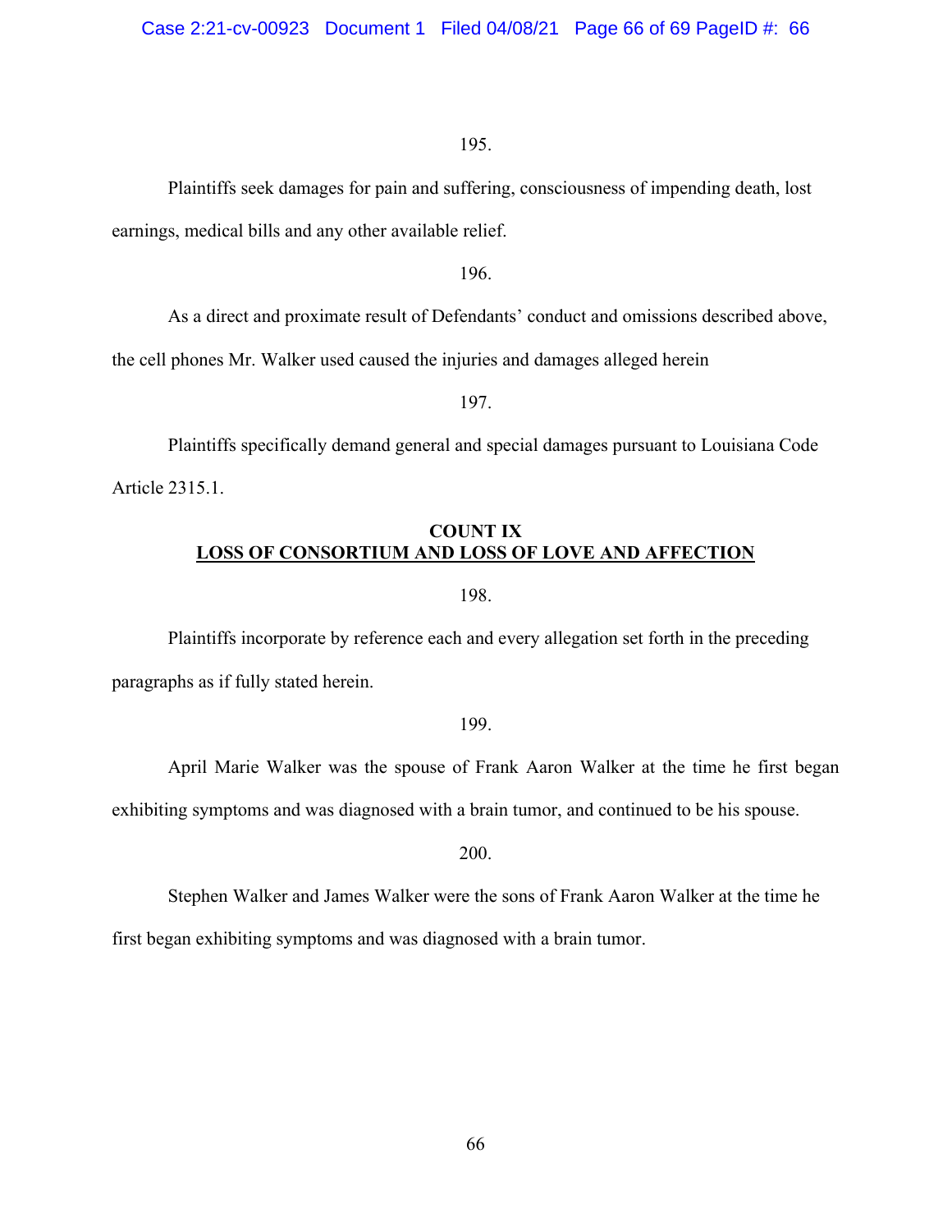195.

Plaintiffs seek damages for pain and suffering, consciousness of impending death, lost earnings, medical bills and any other available relief.

196.

As a direct and proximate result of Defendants' conduct and omissions described above, the cell phones Mr. Walker used caused the injuries and damages alleged herein

197.

Plaintiffs specifically demand general and special damages pursuant to Louisiana Code Article 2315.1.

## COUNT IX
## LOSS OF CONSORTIUM AND LOSS OF LOVE AND AFFECTION

198.

Plaintiffs incorporate by reference each and every allegation set forth in the preceding paragraphs as if fully stated herein.

199.

April Marie Walker was the spouse of Frank Aaron Walker at the time he first began exhibiting symptoms and was diagnosed with a brain tumor, and continued to be his spouse.

200.

Stephen Walker and James Walker were the sons of Frank Aaron Walker at the time he first began exhibiting symptoms and was diagnosed with a brain tumor.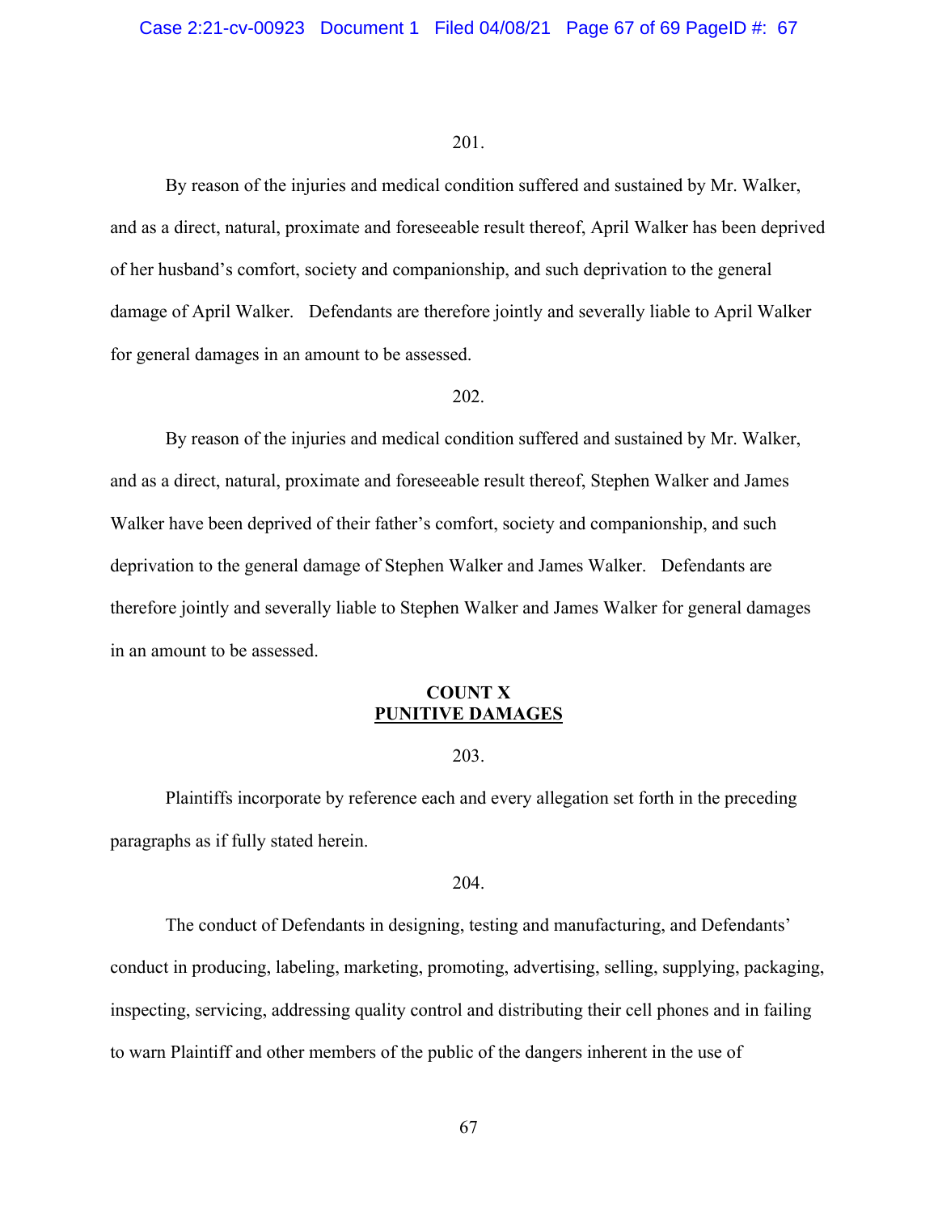201.

By reason of the injuries and medical condition suffered and sustained by Mr. Walker, and as a direct, natural, proximate and foreseeable result thereof, April Walker has been deprived of her husband's comfort, society and companionship, and such deprivation to the general damage of April Walker. Defendants are therefore jointly and severally liable to April Walker for general damages in an amount to be assessed.

202.

By reason of the injuries and medical condition suffered and sustained by Mr. Walker, and as a direct, natural, proximate and foreseeable result thereof, Stephen Walker and James Walker have been deprived of their father's comfort, society and companionship, and such deprivation to the general damage of Stephen Walker and James Walker. Defendants are therefore jointly and severally liable to Stephen Walker and James Walker for general damages in an amount to be assessed.

## COUNT X
## PUNITIVE DAMAGES

203.

Plaintiffs incorporate by reference each and every allegation set forth in the preceding paragraphs as if fully stated herein.

204.

The conduct of Defendants in designing, testing and manufacturing, and Defendants' conduct in producing, labeling, marketing, promoting, advertising, selling, supplying, packaging, inspecting, servicing, addressing quality control and distributing their cell phones and in failing to warn Plaintiff and other members of the public of the dangers inherent in the use of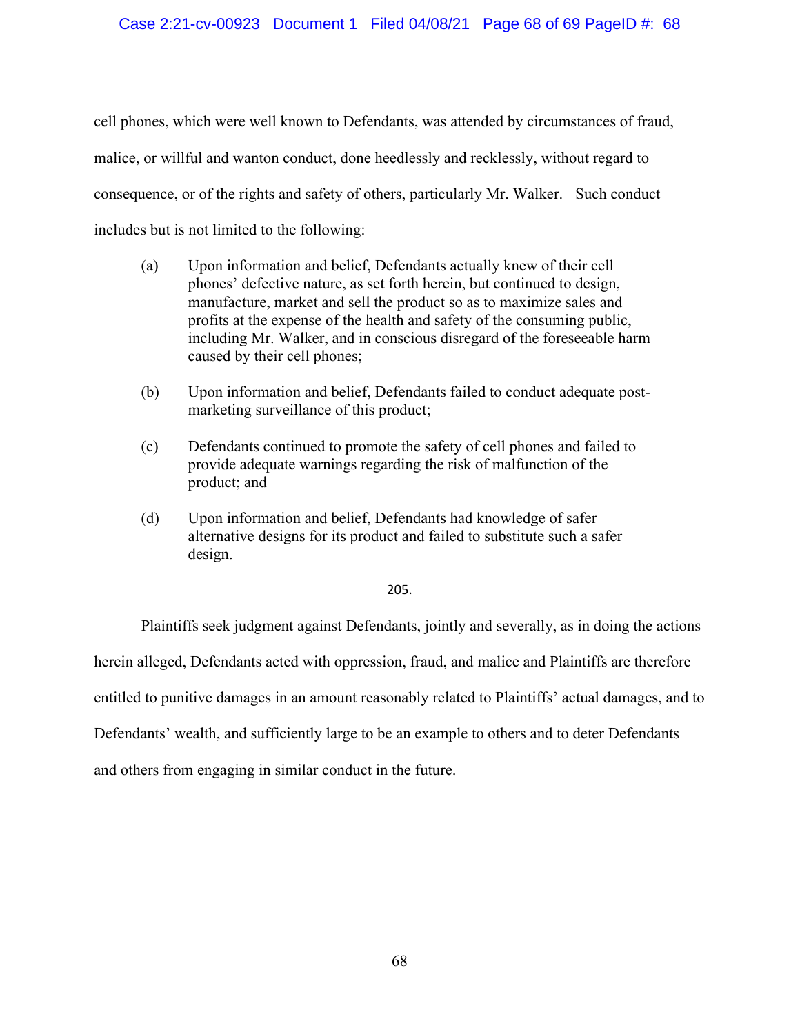cell phones, which were well known to Defendants, was attended by circumstances of fraud, malice, or willful and wanton conduct, done heedlessly and recklessly, without regard to consequence, or of the rights and safety of others, particularly Mr. Walker. Such conduct includes but is not limited to the following:

(a) Upon information and belief, Defendants actually knew of their cell phones' defective nature, as set forth herein, but continued to design, manufacture, market and sell the product so as to maximize sales and profits at the expense of the health and safety of the consuming public, including Mr. Walker, and in conscious disregard of the foreseeable harm caused by their cell phones;

(b) Upon information and belief, Defendants failed to conduct adequate post-marketing surveillance of this product;

(c) Defendants continued to promote the safety of cell phones and failed to provide adequate warnings regarding the risk of malfunction of the product; and

(d) Upon information and belief, Defendants had knowledge of safer alternative designs for its product and failed to substitute such a safer design.

205.

Plaintiffs seek judgment against Defendants, jointly and severally, as in doing the actions herein alleged, Defendants acted with oppression, fraud, and malice and Plaintiffs are therefore entitled to punitive damages in an amount reasonably related to Plaintiffs' actual damages, and to Defendants' wealth, and sufficiently large to be an example to others and to deter Defendants and others from engaging in similar conduct in the future.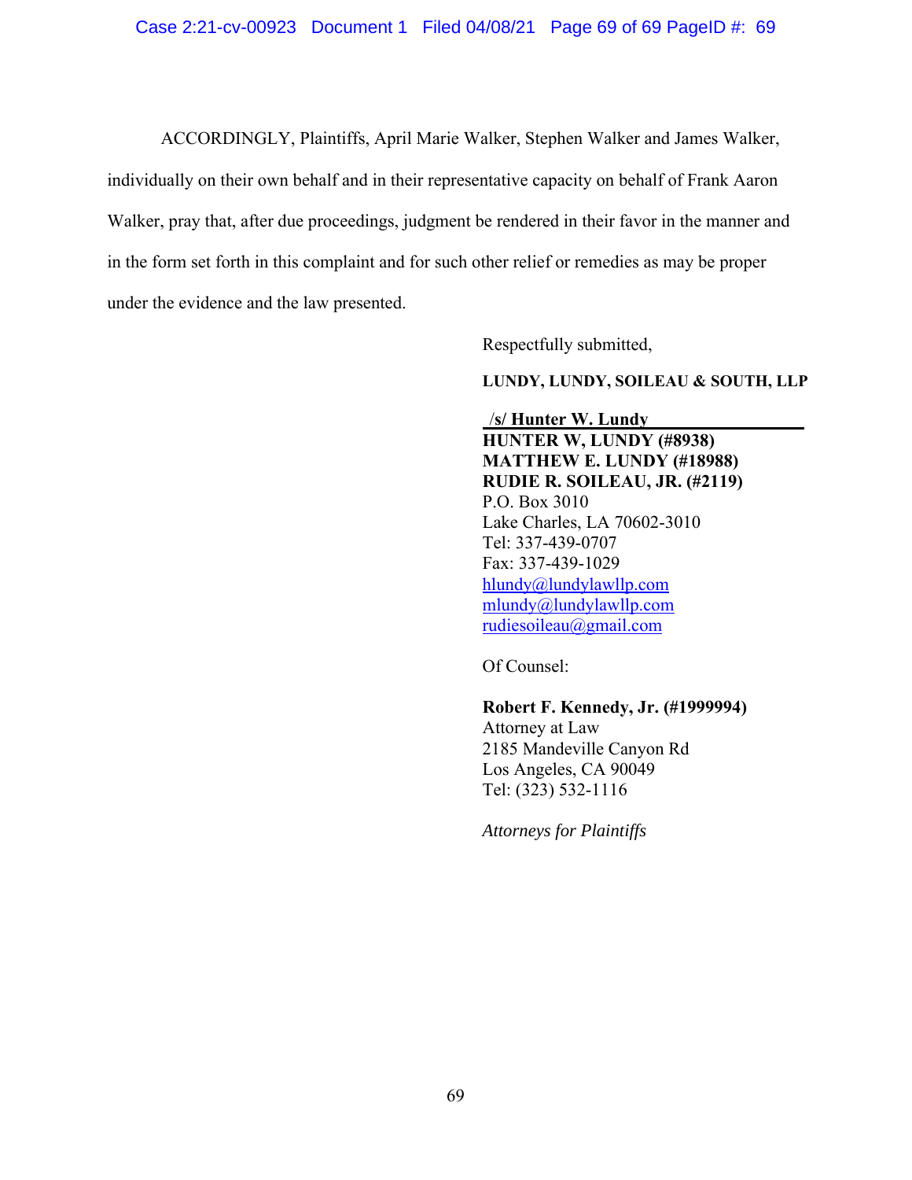ACCORDINGLY, Plaintiffs, April Marie Walker, Stephen Walker and James Walker, individually on their own behalf and in their representative capacity on behalf of Frank Aaron Walker, pray that, after due proceedings, judgment be rendered in their favor in the manner and in the form set forth in this complaint and for such other relief or remedies as may be proper under the evidence and the law presented.

Respectfully submitted,

**LUNDY, LUNDY, SOILEAU & SOUTH, LLP**

**/s/ Hunter W. Lundy**
**HUNTER W, LUNDY (#8938)**
**MATTHEW E. LUNDY (#18988)**
**RUDIE R. SOILEAU, JR. (#2119)**
P.O. Box 3010
Lake Charles, LA 70602-3010
Tel: 337-439-0707
Fax: 337-439-1029
hlundy@lundylawllp.com
mlundy@lundylawllp.com
rudiesoileau@gmail.com

Of Counsel:

**Robert F. Kennedy, Jr. (#1999994)**
Attorney at Law
2185 Mandeville Canyon Rd
Los Angeles, CA 90049
Tel: (323) 532-1116

*Attorneys for Plaintiffs*